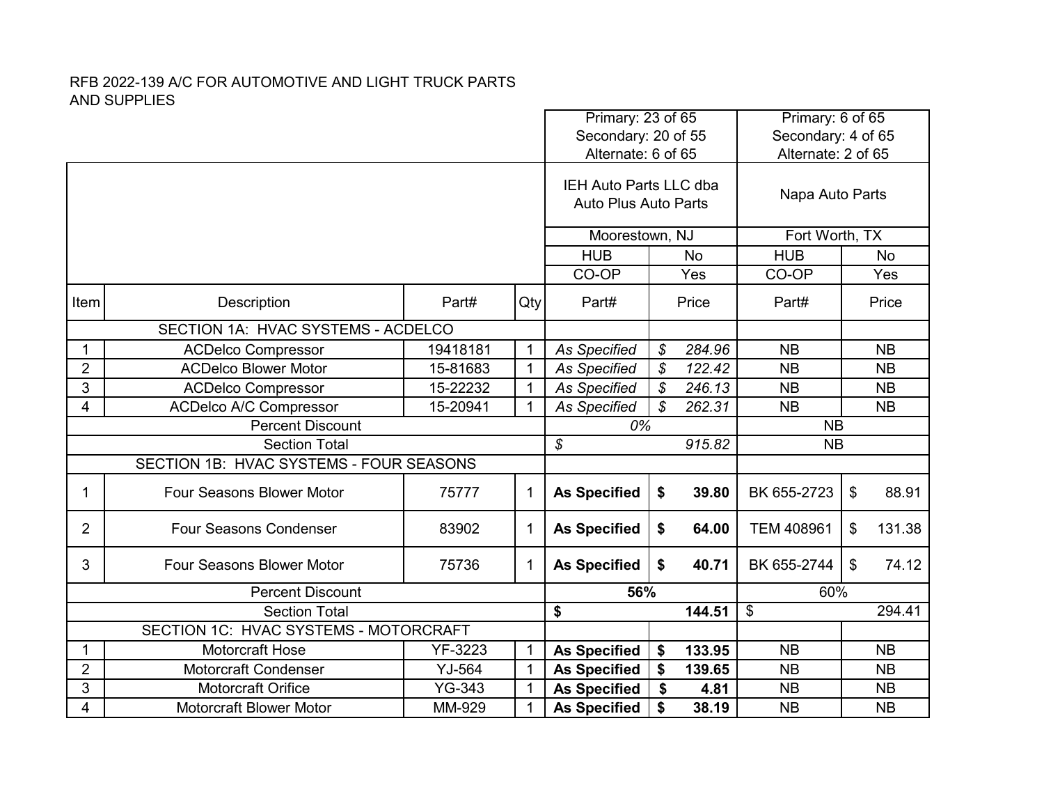RFB 2022-139 A/C FOR AUTOMOTIVE AND LIGHT TRUCK PARTS AND SUPPLIES

| | | | | Primary: 23 of 65<br>Secondary: 20 of 55<br>Alternate: 6 of 65 | | Primary: 6 of 65<br>Secondary: 4 of 65<br>Alternate: 2 of 65 | |
|---|---|---|---|---|---|---|---|
| | | | | IEH Auto Parts LLC dba Auto Plus Auto Parts | | Napa Auto Parts | |
| | | | | Moorestown, NJ | | Fort Worth, TX | |
| | | | | HUB | No | HUB | No |
| | | | | CO-OP | Yes | CO-OP | Yes |
| Item | Description | Part# | Qty | Part# | Price | Part# | Price |
| | SECTION 1A: HVAC SYSTEMS - ACDELCO | | | | | | |
| 1 | ACDelco Compressor | 19418181 | 1 | *As Specified* | *$ 284.96* | NB | NB |
| 2 | ACDelco Blower Motor | 15-81683 | 1 | *As Specified* | *$ 122.42* | NB | NB |
| 3 | ACDelco Compressor | 15-22232 | 1 | *As Specified* | *$ 246.13* | NB | NB |
| 4 | ACDelco A/C Compressor | 15-20941 | 1 | *As Specified* | *$ 262.31* | NB | NB |
| | Percent Discount | | | *0%* | | NB | |
| | Section Total | | | *$ 915.82* | | NB | |
| | SECTION 1B: HVAC SYSTEMS - FOUR SEASONS | | | | | | |
| 1 | Four Seasons Blower Motor | 75777 | 1 | **As Specified** | **$ 39.80** | BK 655-2723 | $ 88.91 |
| 2 | Four Seasons Condenser | 83902 | 1 | **As Specified** | **$ 64.00** | TEM 408961 | $ 131.38 |
| 3 | Four Seasons Blower Motor | 75736 | 1 | **As Specified** | **$ 40.71** | BK 655-2744 | $ 74.12 |
| | Percent Discount | | | **56%** | | 60% | |
| | Section Total | | | **$ 144.51** | | $ 294.41 | |
| | SECTION 1C: HVAC SYSTEMS - MOTORCRAFT | | | | | | |
| 1 | Motorcraft Hose | YF-3223 | 1 | **As Specified** | **$ 133.95** | NB | NB |
| 2 | Motorcraft Condenser | YJ-564 | 1 | **As Specified** | **$ 139.65** | NB | NB |
| 3 | Motorcraft Orifice | YG-343 | 1 | **As Specified** | **$ 4.81** | NB | NB |
| 4 | Motorcraft Blower Motor | MM-929 | 1 | **As Specified** | **$ 38.19** | NB | NB |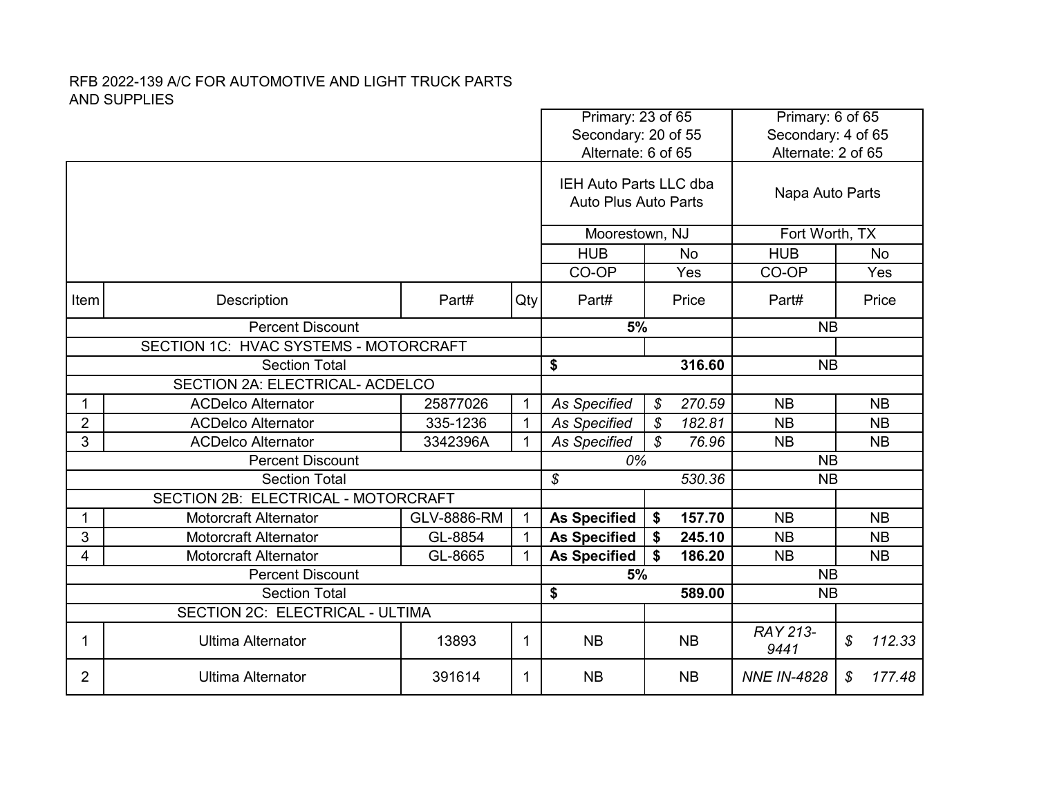RFB 2022-139 A/C FOR AUTOMOTIVE AND LIGHT TRUCK PARTS AND SUPPLIES

| | | | | Primary: 23 of 65<br>Secondary: 20 of 55<br>Alternate: 6 of 65 | | Primary: 6 of 65<br>Secondary: 4 of 65<br>Alternate: 2 of 65 | |
|---|---|---|---|---|---|---|---|
| | | | | IEH Auto Parts LLC dba Auto Plus Auto Parts | | Napa Auto Parts | |
| | | | | Moorestown, NJ | | Fort Worth, TX | |
| | | | | HUB | No | HUB | No |
| | | | | CO-OP | Yes | CO-OP | Yes |
| **Item** | **Description** | **Part#** | **Qty** | **Part#** | **Price** | **Part#** | **Price** |
| | Percent Discount | | | **5%** | | NB | |
| | SECTION 1C: HVAC SYSTEMS - MOTORCRAFT | | | | | | |
| | Section Total | | | **$** | **316.60** | NB | |
| | SECTION 2A: ELECTRICAL- ACDELCO | | | | | | |
| 1 | ACDelco Alternator | 25877026 | 1 | *As Specified* | *$ 270.59* | NB | NB |
| 2 | ACDelco Alternator | 335-1236 | 1 | *As Specified* | *$ 182.81* | NB | NB |
| 3 | ACDelco Alternator | 3342396A | 1 | *As Specified* | *$ 76.96* | NB | NB |
| | Percent Discount | | | *0%* | | NB | |
| | Section Total | | | *$* | *530.36* | NB | |
| | SECTION 2B: ELECTRICAL - MOTORCRAFT | | | | | | |
| 1 | Motorcraft Alternator | GLV-8886-RM | 1 | **As Specified** | **$ 157.70** | NB | NB |
| 3 | Motorcraft Alternator | GL-8854 | 1 | **As Specified** | **$ 245.10** | NB | NB |
| 4 | Motorcraft Alternator | GL-8665 | 1 | **As Specified** | **$ 186.20** | NB | NB |
| | Percent Discount | | | **5%** | | NB | |
| | Section Total | | | **$** | **589.00** | NB | |
| | SECTION 2C: ELECTRICAL - ULTIMA | | | | | | |
| 1 | Ultima Alternator | 13893 | 1 | NB | NB | *RAY 213-9441* | *$ 112.33* |
| 2 | Ultima Alternator | 391614 | 1 | NB | NB | *NNE IN-4828* | *$ 177.48* |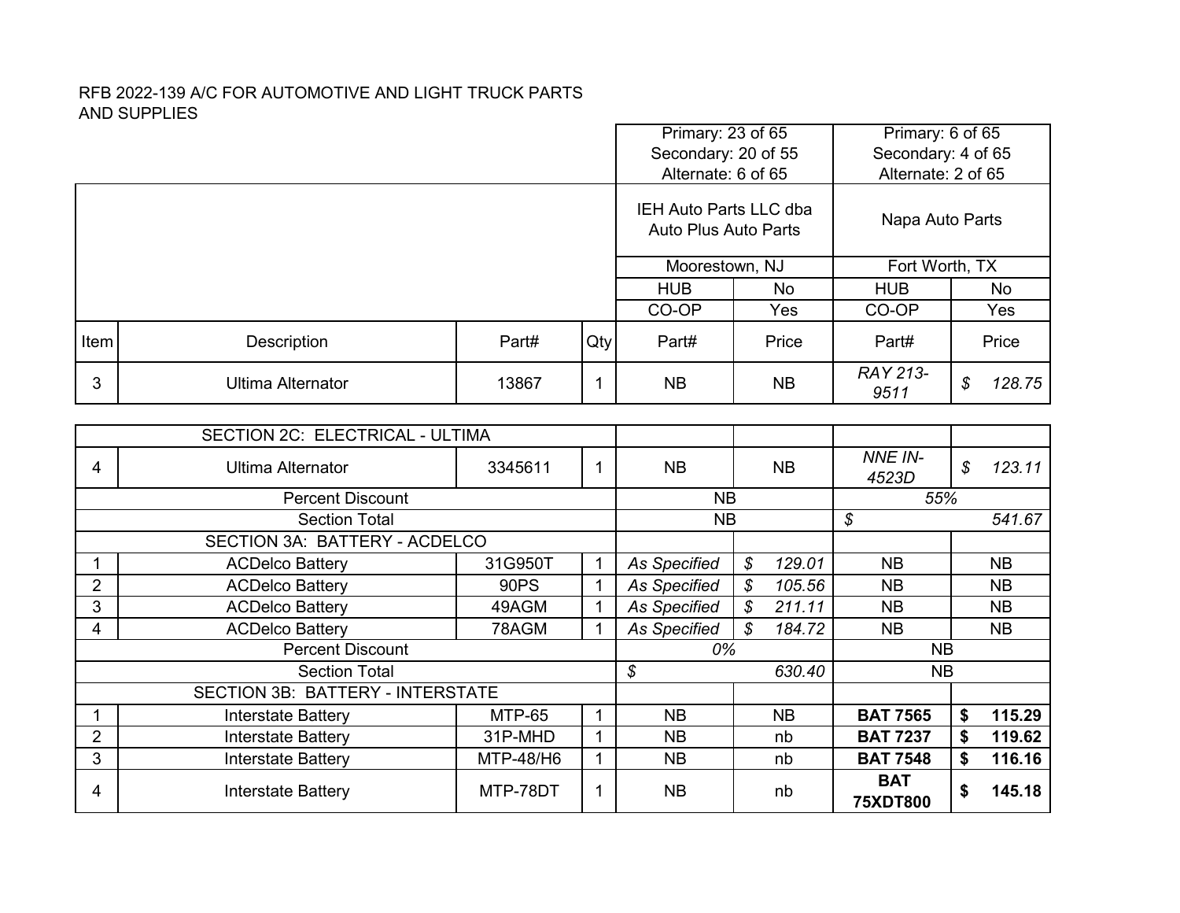RFB 2022-139 A/C FOR AUTOMOTIVE AND LIGHT TRUCK PARTS AND SUPPLIES

| | | | | Primary: 23 of 65<br>Secondary: 20 of 55<br>Alternate: 6 of 65 | | Primary: 6 of 65<br>Secondary: 4 of 65<br>Alternate: 2 of 65 | |
|---|---|---|---|---|---|---|---|
| | | | | IEH Auto Parts LLC dba Auto Plus Auto Parts | | Napa Auto Parts | |
| | | | | Moorestown, NJ | | Fort Worth, TX | |
| | | | | HUB | No | HUB | No |
| | | | | CO-OP | Yes | CO-OP | Yes |
| Item | Description | Part# | Qty | Part# | Price | Part# | Price |
| 3 | Ultima Alternator | 13867 | 1 | NB | NB | *RAY 213-9511* | *$ 128.75* |
| | SECTION 2C: ELECTRICAL - ULTIMA | | | | | | |
| 4 | Ultima Alternator | 3345611 | 1 | NB | NB | *NNE IN-4523D* | *$ 123.11* |
| | Percent Discount | | | NB | | *55%* | |
| | Section Total | | | NB | | *$ 541.67* | |
| | SECTION 3A: BATTERY - ACDELCO | | | | | | |
| 1 | ACDelco Battery | 31G950T | 1 | *As Specified* | *$ 129.01* | NB | NB |
| 2 | ACDelco Battery | 90PS | 1 | *As Specified* | *$ 105.56* | NB | NB |
| 3 | ACDelco Battery | 49AGM | 1 | *As Specified* | *$ 211.11* | NB | NB |
| 4 | ACDelco Battery | 78AGM | 1 | *As Specified* | *$ 184.72* | NB | NB |
| | Percent Discount | | | *0%* | | NB | |
| | Section Total | | | *$ 630.40* | | NB | |
| | SECTION 3B: BATTERY - INTERSTATE | | | | | | |
| 1 | Interstate Battery | MTP-65 | 1 | NB | NB | **BAT 7565** | **$ 115.29** |
| 2 | Interstate Battery | 31P-MHD | 1 | NB | nb | **BAT 7237** | **$ 119.62** |
| 3 | Interstate Battery | MTP-48/H6 | 1 | NB | nb | **BAT 7548** | **$ 116.16** |
| 4 | Interstate Battery | MTP-78DT | 1 | NB | nb | **BAT 75XDT800** | **$ 145.18** |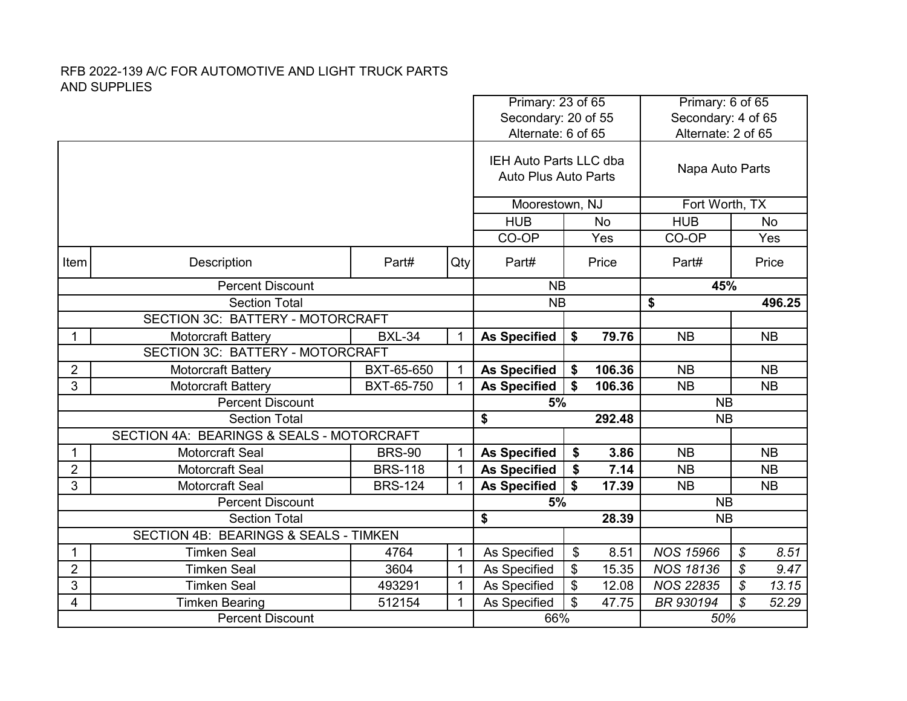RFB 2022-139 A/C FOR AUTOMOTIVE AND LIGHT TRUCK PARTS AND SUPPLIES

| Item | Description | Part# | Qty | Primary: 23 of 65<br>Secondary: 20 of 55<br>Alternate: 6 of 65 | | Primary: 6 of 65<br>Secondary: 4 of 65<br>Alternate: 2 of 65 | |
|---|---|---|---|---|---|---|---|
| | | | | IEH Auto Parts LLC dba Auto Plus Auto Parts | | Napa Auto Parts | |
| | | | | Moorestown, NJ | | Fort Worth, TX | |
| | | | | HUB | No | HUB | No |
| | | | | CO-OP | Yes | CO-OP | Yes |
| Item | Description | Part# | Qty | Part# | Price | Part# | Price |
| | Percent Discount | | | NB | | **45%** | |
| | Section Total | | | NB | | **$** | **496.25** |
| | SECTION 3C: BATTERY - MOTORCRAFT | | | | | | |
| 1 | Motorcraft Battery | BXL-34 | 1 | **As Specified** | **$ 79.76** | NB | NB |
| | SECTION 3C: BATTERY - MOTORCRAFT | | | | | | |
| 2 | Motorcraft Battery | BXT-65-650 | 1 | **As Specified** | **$ 106.36** | NB | NB |
| 3 | Motorcraft Battery | BXT-65-750 | 1 | **As Specified** | **$ 106.36** | NB | NB |
| | Percent Discount | | | **5%** | | NB | |
| | Section Total | | | **$** | **292.48** | NB | |
| | SECTION 4A: BEARINGS & SEALS - MOTORCRAFT | | | | | | |
| 1 | Motorcraft Seal | BRS-90 | 1 | **As Specified** | **$ 3.86** | NB | NB |
| 2 | Motorcraft Seal | BRS-118 | 1 | **As Specified** | **$ 7.14** | NB | NB |
| 3 | Motorcraft Seal | BRS-124 | 1 | **As Specified** | **$ 17.39** | NB | NB |
| | Percent Discount | | | **5%** | | NB | |
| | Section Total | | | **$** | **28.39** | NB | |
| | SECTION 4B: BEARINGS & SEALS - TIMKEN | | | | | | |
| 1 | Timken Seal | 4764 | 1 | As Specified | $ 8.51 | *NOS 15966* | *$ 8.51* |
| 2 | Timken Seal | 3604 | 1 | As Specified | $ 15.35 | *NOS 18136* | *$ 9.47* |
| 3 | Timken Seal | 493291 | 1 | As Specified | $ 12.08 | *NOS 22835* | *$ 13.15* |
| 4 | Timken Bearing | 512154 | 1 | As Specified | $ 47.75 | *BR 930194* | *$ 52.29* |
| | Percent Discount | | | 66% | | *50%* | |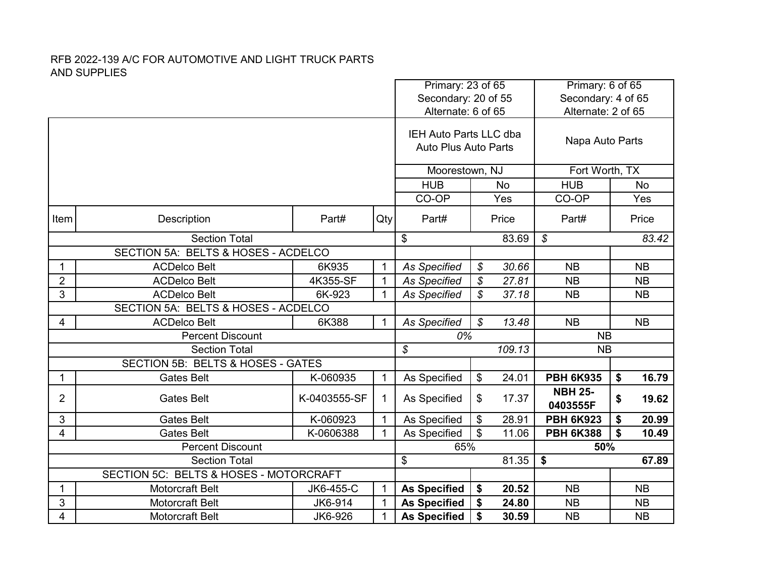RFB 2022-139 A/C FOR AUTOMOTIVE AND LIGHT TRUCK PARTS AND SUPPLIES

| | | | | Primary: 23 of 65<br>Secondary: 20 of 55<br>Alternate: 6 of 65 | | Primary: 6 of 65<br>Secondary: 4 of 65<br>Alternate: 2 of 65 | |
|---|---|---|---|---|---|---|---|
| | | | | IEH Auto Parts LLC dba Auto Plus Auto Parts | | Napa Auto Parts | |
| | | | | Moorestown, NJ | | Fort Worth, TX | |
| | | | | HUB | No | HUB | No |
| | | | | CO-OP | Yes | CO-OP | Yes |
| Item | Description | Part# | Qty | Part# | Price | Part# | Price |
| | Section Total | | | $ | 83.69 | *$* | *83.42* |
| | SECTION 5A: BELTS & HOSES - ACDELCO | | | | | | |
| 1 | ACDelco Belt | 6K935 | 1 | *As Specified* | *$ 30.66* | NB | NB |
| 2 | ACDelco Belt | 4K355-SF | 1 | *As Specified* | *$ 27.81* | NB | NB |
| 3 | ACDelco Belt | 6K-923 | 1 | *As Specified* | *$ 37.18* | NB | NB |
| | SECTION 5A: BELTS & HOSES - ACDELCO | | | | | | |
| 4 | ACDelco Belt | 6K388 | 1 | *As Specified* | *$ 13.48* | NB | NB |
| | Percent Discount | | | *0%* | | NB | |
| | Section Total | | | *$* | *109.13* | NB | |
| | SECTION 5B: BELTS & HOSES - GATES | | | | | | |
| 1 | Gates Belt | K-060935 | 1 | As Specified | $ 24.01 | **PBH 6K935** | **$ 16.79** |
| 2 | Gates Belt | K-0403555-SF | 1 | As Specified | $ 17.37 | **NBH 25-0403555F** | **$ 19.62** |
| 3 | Gates Belt | K-060923 | 1 | As Specified | $ 28.91 | **PBH 6K923** | **$ 20.99** |
| 4 | Gates Belt | K-0606388 | 1 | As Specified | $ 11.06 | **PBH 6K388** | **$ 10.49** |
| | Percent Discount | | | 65% | | **50%** | |
| | Section Total | | | $ | 81.35 | **$** | **67.89** |
| | SECTION 5C: BELTS & HOSES - MOTORCRAFT | | | | | | |
| 1 | Motorcraft Belt | JK6-455-C | 1 | **As Specified** | **$ 20.52** | NB | NB |
| 3 | Motorcraft Belt | JK6-914 | 1 | **As Specified** | **$ 24.80** | NB | NB |
| 4 | Motorcraft Belt | JK6-926 | 1 | **As Specified** | **$ 30.59** | NB | NB |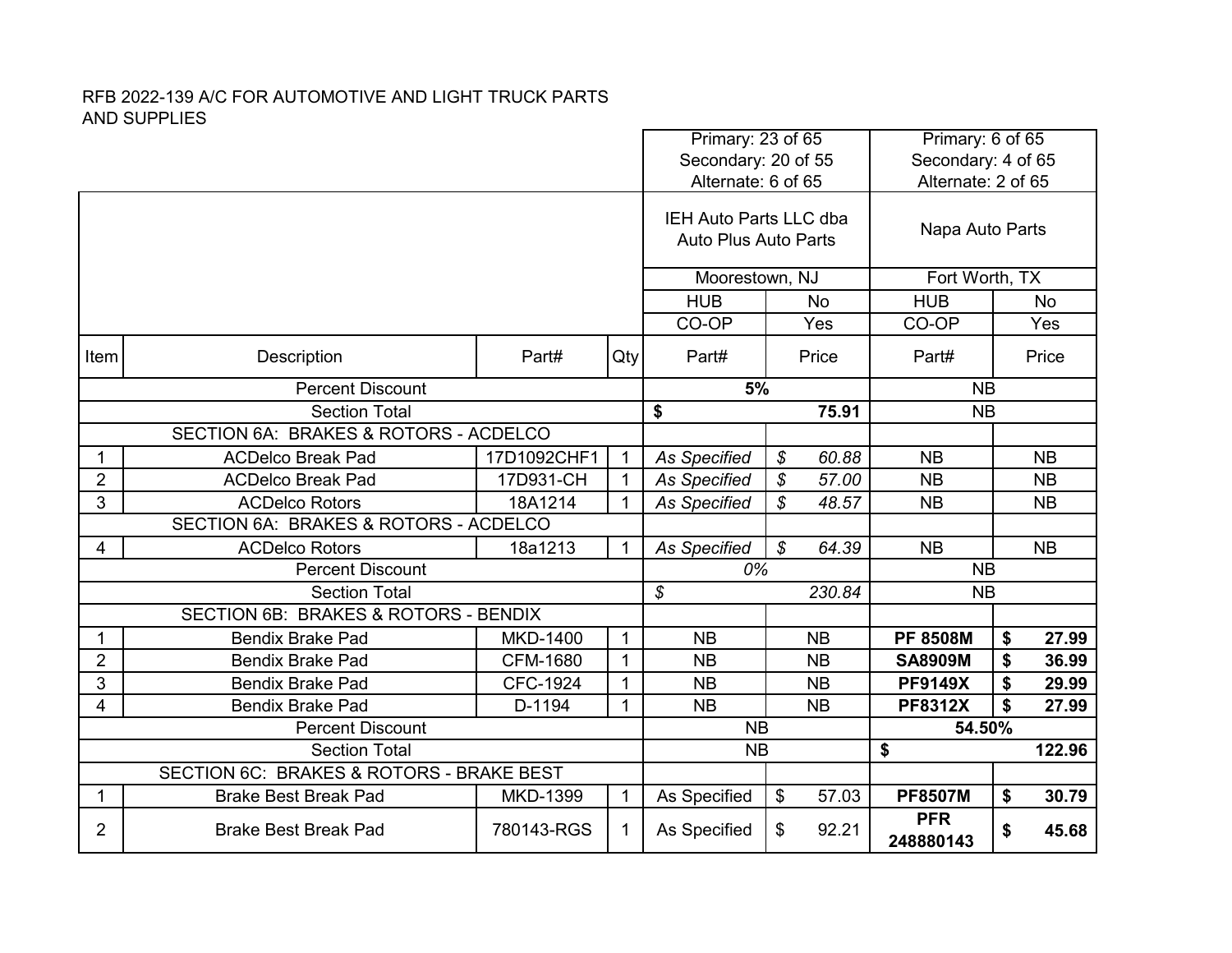RFB 2022-139 A/C FOR AUTOMOTIVE AND LIGHT TRUCK PARTS AND SUPPLIES

| | | | | Primary: 23 of 65<br>Secondary: 20 of 55<br>Alternate: 6 of 65 | | Primary: 6 of 65<br>Secondary: 4 of 65<br>Alternate: 2 of 65 | |
|---|---|---|---|---|---|---|---|
| | | | | IEH Auto Parts LLC dba Auto Plus Auto Parts | | Napa Auto Parts | |
| | | | | Moorestown, NJ | | Fort Worth, TX | |
| | | | | HUB | No | HUB | No |
| | | | | CO-OP | Yes | CO-OP | Yes |
| Item | Description | Part# | Qty | Part# | Price | Part# | Price |
| | Percent Discount | | | **5%** | | NB | |
| | Section Total | | | **$** | **75.91** | NB | |
| | SECTION 6A: BRAKES & ROTORS - ACDELCO | | | | | | |
| 1 | ACDelco Break Pad | 17D1092CHF1 | 1 | *As Specified* | *$ 60.88* | NB | NB |
| 2 | ACDelco Break Pad | 17D931-CH | 1 | *As Specified* | *$ 57.00* | NB | NB |
| 3 | ACDelco Rotors | 18A1214 | 1 | *As Specified* | *$ 48.57* | NB | NB |
| | SECTION 6A: BRAKES & ROTORS - ACDELCO | | | | | | |
| 4 | ACDelco Rotors | 18a1213 | 1 | *As Specified* | *$ 64.39* | NB | NB |
| | Percent Discount | | | *0%* | | NB | |
| | Section Total | | | *$* | *230.84* | NB | |
| | SECTION 6B: BRAKES & ROTORS - BENDIX | | | | | | |
| 1 | Bendix Brake Pad | MKD-1400 | 1 | NB | NB | **PF 8508M** | **$ 27.99** |
| 2 | Bendix Brake Pad | CFM-1680 | 1 | NB | NB | **SA8909M** | **$ 36.99** |
| 3 | Bendix Brake Pad | CFC-1924 | 1 | NB | NB | **PF9149X** | **$ 29.99** |
| 4 | Bendix Brake Pad | D-1194 | 1 | NB | NB | **PF8312X** | **$ 27.99** |
| | Percent Discount | | | NB | | **54.50%** | |
| | Section Total | | | NB | | **$** | **122.96** |
| | SECTION 6C: BRAKES & ROTORS - BRAKE BEST | | | | | | |
| 1 | Brake Best Break Pad | MKD-1399 | 1 | As Specified | $ 57.03 | **PF8507M** | **$ 30.79** |
| 2 | Brake Best Break Pad | 780143-RGS | 1 | As Specified | $ 92.21 | **PFR 248880143** | **$ 45.68** |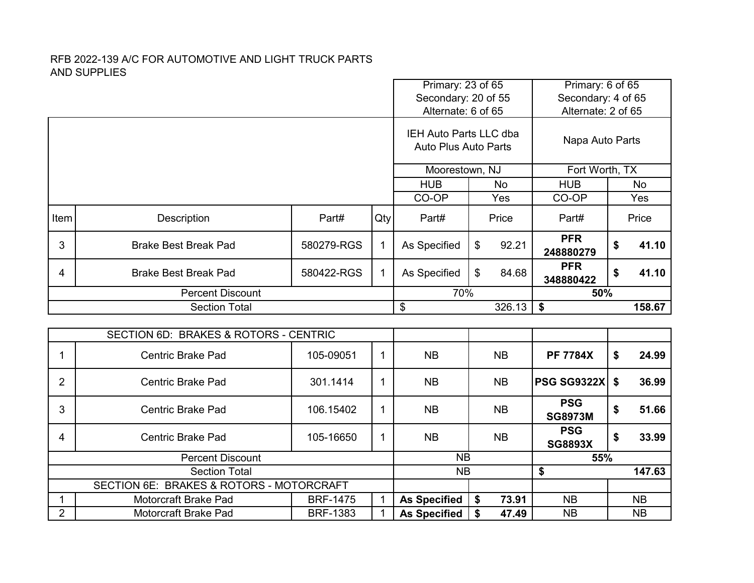RFB 2022-139 A/C FOR AUTOMOTIVE AND LIGHT TRUCK PARTS AND SUPPLIES

| | | | | Primary: 23 of 65 Secondary: 20 of 55 Alternate: 6 of 65 | | Primary: 6 of 65 Secondary: 4 of 65 Alternate: 2 of 65 | |
|---|---|---|---|---|---|---|---|
| | | | | IEH Auto Parts LLC dba Auto Plus Auto Parts | | Napa Auto Parts | |
| | | | | Moorestown, NJ | | Fort Worth, TX | |
| | | | | HUB | No | HUB | No |
| | | | | CO-OP | Yes | CO-OP | Yes |
| **Item** | **Description** | **Part#** | **Qty** | **Part#** | **Price** | **Part#** | **Price** |
| 3 | Brake Best Break Pad | 580279-RGS | 1 | As Specified | $ 92.21 | **PFR 248880279** | **$ 41.10** |
| 4 | Brake Best Break Pad | 580422-RGS | 1 | As Specified | $ 84.68 | **PFR 348880422** | **$ 41.10** |
| Percent Discount | | | | 70% | | **50%** | |
| Section Total | | | | $ 326.13 | | **$ 158.67** | |
| SECTION 6D: BRAKES & ROTORS - CENTRIC | | | | | | | |
| 1 | Centric Brake Pad | 105-09051 | 1 | NB | NB | **PF 7784X** | **$ 24.99** |
| 2 | Centric Brake Pad | 301.1414 | 1 | NB | NB | **PSG SG9322X** | **$ 36.99** |
| 3 | Centric Brake Pad | 106.15402 | 1 | NB | NB | **PSG SG8973M** | **$ 51.66** |
| 4 | Centric Brake Pad | 105-16650 | 1 | NB | NB | **PSG SG8893X** | **$ 33.99** |
| Percent Discount | | | | NB | | **55%** | |
| Section Total | | | | NB | | **$ 147.63** | |
| SECTION 6E: BRAKES & ROTORS - MOTORCRAFT | | | | | | | |
| 1 | Motorcraft Brake Pad | BRF-1475 | 1 | **As Specified** | **$ 73.91** | NB | NB |
| 2 | Motorcraft Brake Pad | BRF-1383 | 1 | **As Specified** | **$ 47.49** | NB | NB |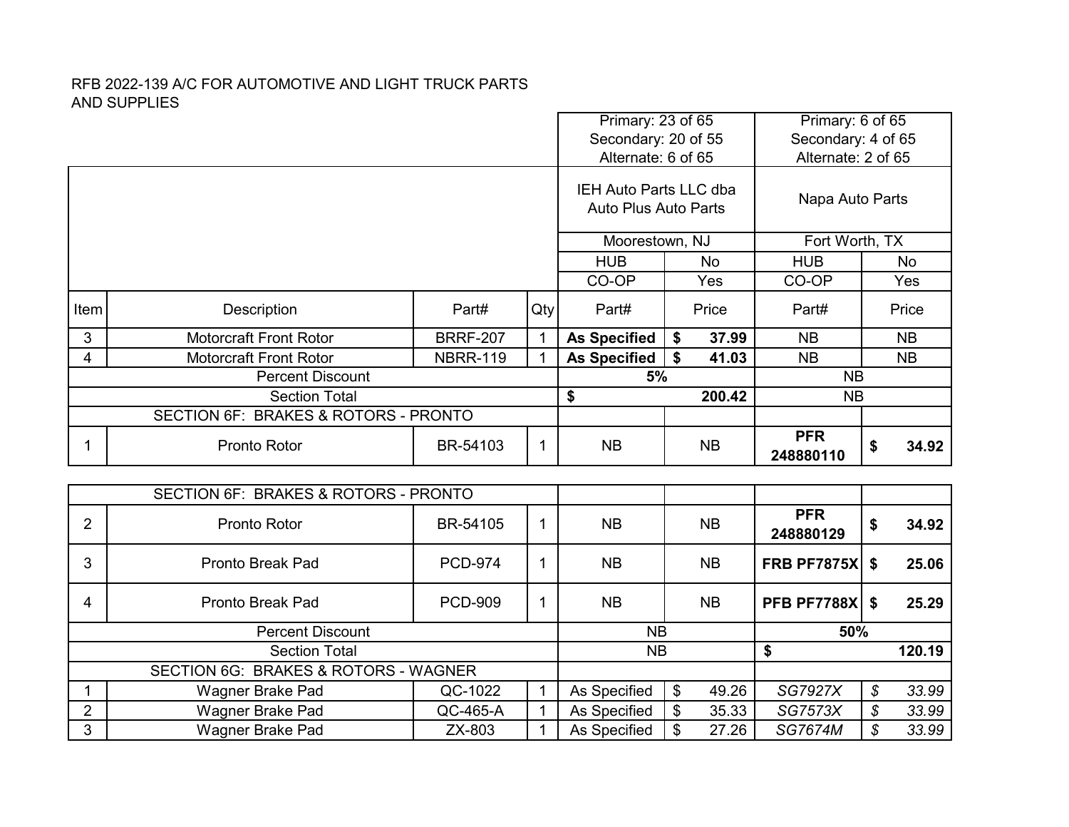RFB 2022-139 A/C FOR AUTOMOTIVE AND LIGHT TRUCK PARTS AND SUPPLIES

| | | | | Primary: 23 of 65 Secondary: 20 of 55 Alternate: 6 of 65 | | Primary: 6 of 65 Secondary: 4 of 65 Alternate: 2 of 65 | |
|---|---|---|---|---|---|---|---|
| | | | | IEH Auto Parts LLC dba Auto Plus Auto Parts | | Napa Auto Parts | |
| | | | | Moorestown, NJ | | Fort Worth, TX | |
| | | | | HUB | No | HUB | No |
| | | | | CO-OP | Yes | CO-OP | Yes |
| Item | Description | Part# | Qty | Part# | Price | Part# | Price |
| 3 | Motorcraft Front Rotor | BRRF-207 | 1 | **As Specified** | **$ 37.99** | NB | NB |
| 4 | Motorcraft Front Rotor | NBRR-119 | 1 | **As Specified** | **$ 41.03** | NB | NB |
| | Percent Discount | | | **5%** | | NB | |
| | Section Total | | | **$ 200.42** | | NB | |
| | SECTION 6F: BRAKES & ROTORS - PRONTO | | | | | | |
| 1 | Pronto Rotor | BR-54103 | 1 | NB | NB | **PFR 248880110** | **$ 34.92** |
| 2 | Pronto Rotor | BR-54105 | 1 | NB | NB | **PFR 248880129** | **$ 34.92** |
| 3 | Pronto Break Pad | PCD-974 | 1 | NB | NB | **FRB PF7875X** | **$ 25.06** |
| 4 | Pronto Break Pad | PCD-909 | 1 | NB | NB | **PFB PF7788X** | **$ 25.29** |
| | Percent Discount | | | NB | | **50%** | |
| | Section Total | | | NB | | **$ 120.19** | |
| | SECTION 6G: BRAKES & ROTORS - WAGNER | | | | | | |
| 1 | Wagner Brake Pad | QC-1022 | 1 | As Specified | $ 49.26 | *SG7927X* | *$ 33.99* |
| 2 | Wagner Brake Pad | QC-465-A | 1 | As Specified | $ 35.33 | *SG7573X* | *$ 33.99* |
| 3 | Wagner Brake Pad | ZX-803 | 1 | As Specified | $ 27.26 | *SG7674M* | *$ 33.99* |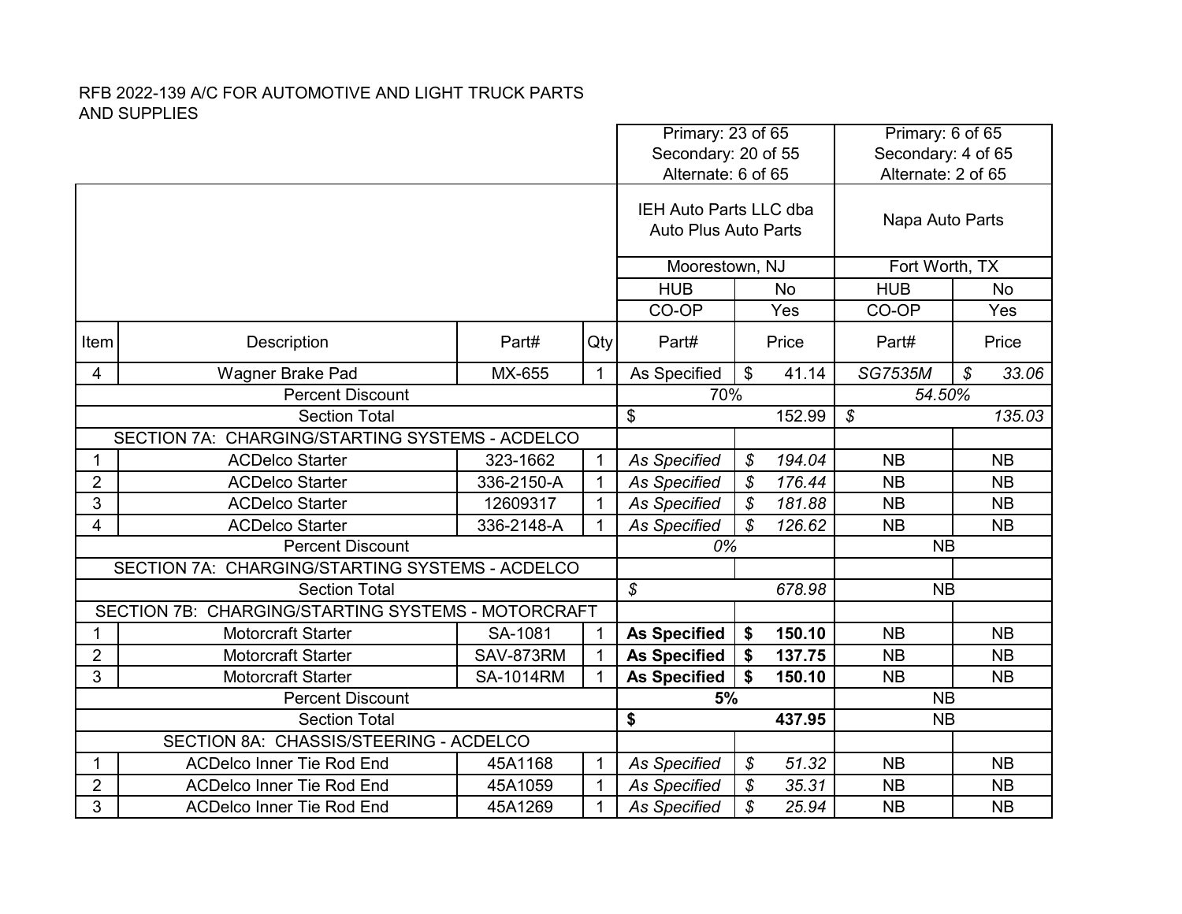RFB 2022-139 A/C FOR AUTOMOTIVE AND LIGHT TRUCK PARTS AND SUPPLIES

| Item | Description | Part# | Qty | Part# | Price | Part# | Price |
|---|---|---|---|---|---|---|---|
| | | | | Primary: 23 of 65<br>Secondary: 20 of 55<br>Alternate: 6 of 65 | | Primary: 6 of 65<br>Secondary: 4 of 65<br>Alternate: 2 of 65 | |
| | | | | IEH Auto Parts LLC dba Auto Plus Auto Parts | | Napa Auto Parts | |
| | | | | Moorestown, NJ | | Fort Worth, TX | |
| | | | | HUB | No | HUB | No |
| | | | | CO-OP | Yes | CO-OP | Yes |
| 4 | Wagner Brake Pad | MX-655 | 1 | As Specified | $ 41.14 | *SG7535M* | *$ 33.06* |
| | Percent Discount | | | 70% | | *54.50%* | |
| | Section Total | | | $ 152.99 | | *$ 135.03* | |
| | SECTION 7A: CHARGING/STARTING SYSTEMS - ACDELCO | | | | | | |
| 1 | ACDelco Starter | 323-1662 | 1 | *As Specified* | *$ 194.04* | NB | NB |
| 2 | ACDelco Starter | 336-2150-A | 1 | *As Specified* | *$ 176.44* | NB | NB |
| 3 | ACDelco Starter | 12609317 | 1 | *As Specified* | *$ 181.88* | NB | NB |
| 4 | ACDelco Starter | 336-2148-A | 1 | *As Specified* | *$ 126.62* | NB | NB |
| | Percent Discount | | | *0%* | | NB | |
| | SECTION 7A: CHARGING/STARTING SYSTEMS - ACDELCO | | | | | | |
| | Section Total | | | *$ 678.98* | | NB | |
| | SECTION 7B: CHARGING/STARTING SYSTEMS - MOTORCRAFT | | | | | | |
| 1 | Motorcraft Starter | SA-1081 | 1 | **As Specified** | **$ 150.10** | NB | NB |
| 2 | Motorcraft Starter | SAV-873RM | 1 | **As Specified** | **$ 137.75** | NB | NB |
| 3 | Motorcraft Starter | SA-1014RM | 1 | **As Specified** | **$ 150.10** | NB | NB |
| | Percent Discount | | | **5%** | | NB | |
| | Section Total | | | **$ 437.95** | | NB | |
| | SECTION 8A: CHASSIS/STEERING - ACDELCO | | | | | | |
| 1 | ACDelco Inner Tie Rod End | 45A1168 | 1 | *As Specified* | *$ 51.32* | NB | NB |
| 2 | ACDelco Inner Tie Rod End | 45A1059 | 1 | *As Specified* | *$ 35.31* | NB | NB |
| 3 | ACDelco Inner Tie Rod End | 45A1269 | 1 | *As Specified* | *$ 25.94* | NB | NB |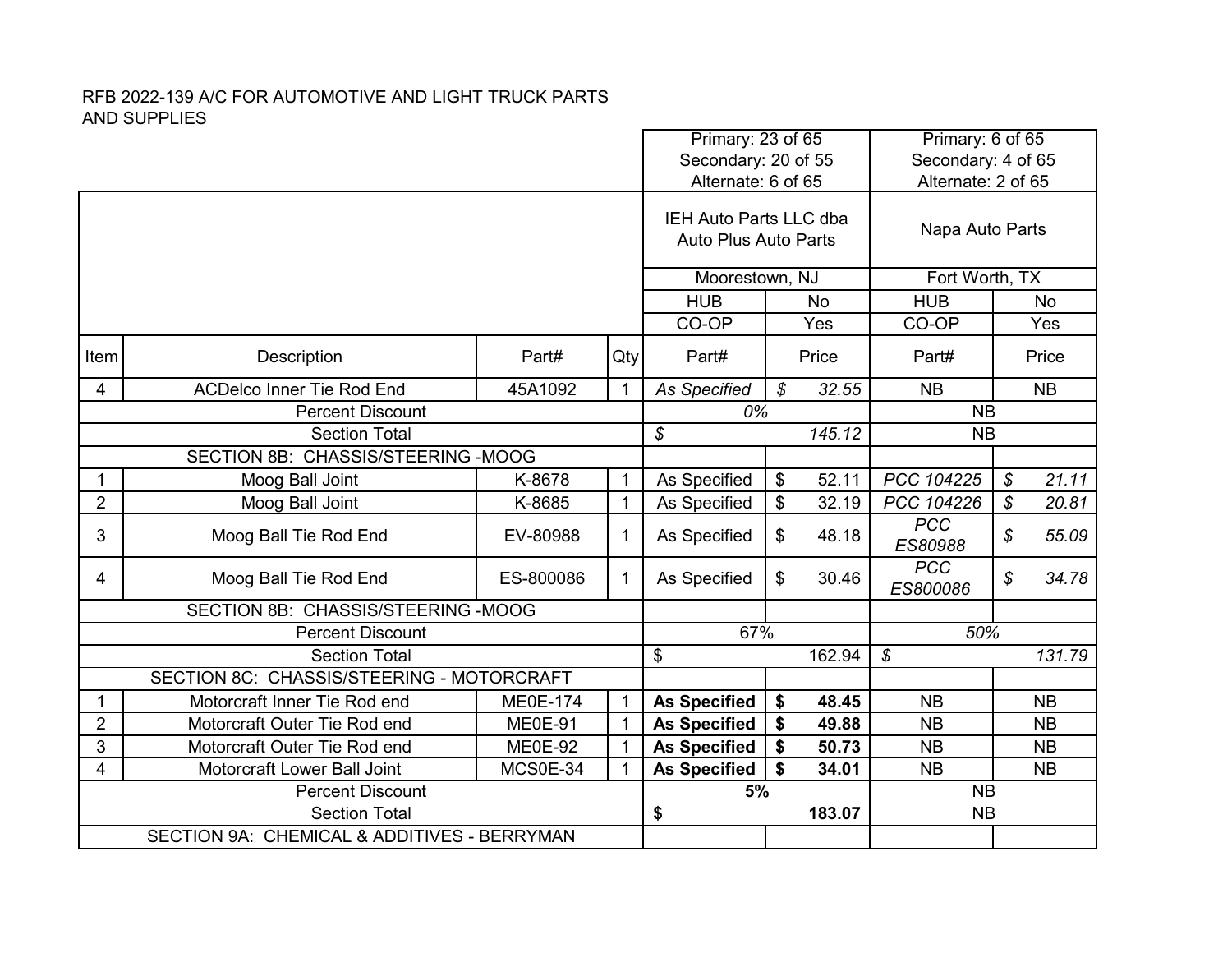RFB 2022-139 A/C FOR AUTOMOTIVE AND LIGHT TRUCK PARTS AND SUPPLIES

| | | | | Primary: 23 of 65<br>Secondary: 20 of 55<br>Alternate: 6 of 65 | | Primary: 6 of 65<br>Secondary: 4 of 65<br>Alternate: 2 of 65 | |
|---|---|---|---|---|---|---|---|
| | | | | IEH Auto Parts LLC dba Auto Plus Auto Parts | | Napa Auto Parts | |
| | | | | Moorestown, NJ | | Fort Worth, TX | |
| | | | | HUB | No | HUB | No |
| | | | | CO-OP | Yes | CO-OP | Yes |
| Item | Description | Part# | Qty | Part# | Price | Part# | Price |
| 4 | ACDelco Inner Tie Rod End | 45A1092 | 1 | *As Specified* | *$ 32.55* | NB | NB |
| Percent Discount | | | | *0%* | | NB | |
| Section Total | | | | *$ 145.12* | | NB | |
| SECTION 8B: CHASSIS/STEERING -MOOG | | | | | | | |
| 1 | Moog Ball Joint | K-8678 | 1 | As Specified | $ 52.11 | *PCC 104225* | *$ 21.11* |
| 2 | Moog Ball Joint | K-8685 | 1 | As Specified | $ 32.19 | *PCC 104226* | *$ 20.81* |
| 3 | Moog Ball Tie Rod End | EV-80988 | 1 | As Specified | $ 48.18 | *PCC ES80988* | *$ 55.09* |
| 4 | Moog Ball Tie Rod End | ES-800086 | 1 | As Specified | $ 30.46 | *PCC ES800086* | *$ 34.78* |
| SECTION 8B: CHASSIS/STEERING -MOOG | | | | | | | |
| Percent Discount | | | | 67% | | *50%* | |
| Section Total | | | | $ 162.94 | | *$ 131.79* | |
| SECTION 8C: CHASSIS/STEERING - MOTORCRAFT | | | | | | | |
| 1 | Motorcraft Inner Tie Rod end | ME0E-174 | 1 | **As Specified** | **$ 48.45** | NB | NB |
| 2 | Motorcraft Outer Tie Rod end | ME0E-91 | 1 | **As Specified** | **$ 49.88** | NB | NB |
| 3 | Motorcraft Outer Tie Rod end | ME0E-92 | 1 | **As Specified** | **$ 50.73** | NB | NB |
| 4 | Motorcraft Lower Ball Joint | MCS0E-34 | 1 | **As Specified** | **$ 34.01** | NB | NB |
| Percent Discount | | | | **5%** | | NB | |
| Section Total | | | | **$ 183.07** | | NB | |
| SECTION 9A: CHEMICAL & ADDITIVES - BERRYMAN | | | | | | | |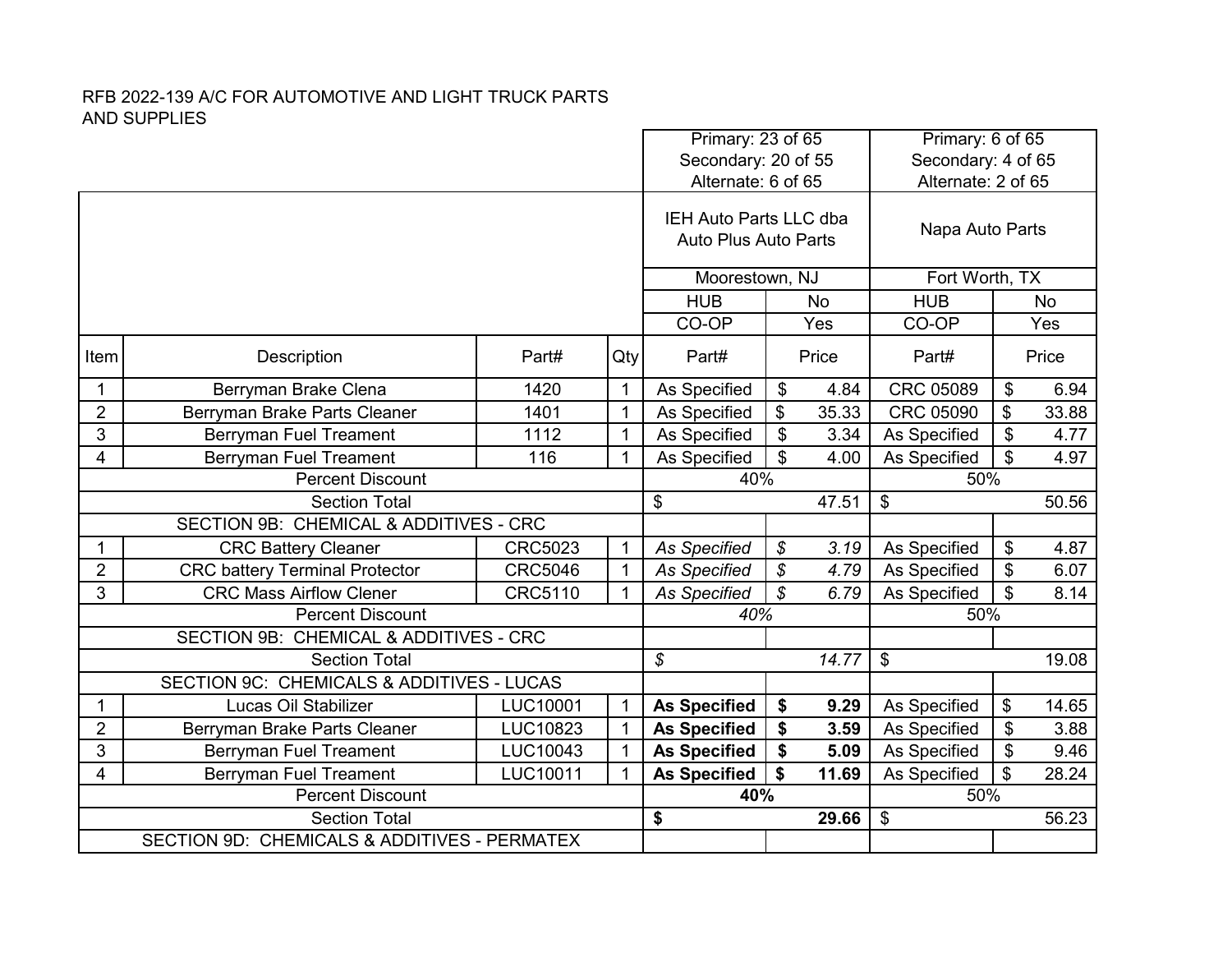RFB 2022-139 A/C FOR AUTOMOTIVE AND LIGHT TRUCK PARTS AND SUPPLIES

| Item | Description | Part# | Qty | Primary: 23 of 65 Secondary: 20 of 55 Alternate: 6 of 65 | | Primary: 6 of 65 Secondary: 4 of 65 Alternate: 2 of 65 | |
|---|---|---|---|---|---|---|---|
| | | | | IEH Auto Parts LLC dba Auto Plus Auto Parts | | Napa Auto Parts | |
| | | | | Moorestown, NJ | | Fort Worth, TX | |
| | | | | HUB | No | HUB | No |
| | | | | CO-OP | Yes | CO-OP | Yes |
| Item | Description | Part# | Qty | Part# | Price | Part# | Price |
| 1 | Berryman Brake Clena | 1420 | 1 | As Specified | $ 4.84 | CRC 05089 | $ 6.94 |
| 2 | Berryman Brake Parts Cleaner | 1401 | 1 | As Specified | $ 35.33 | CRC 05090 | $ 33.88 |
| 3 | Berryman Fuel Treament | 1112 | 1 | As Specified | $ 3.34 | As Specified | $ 4.77 |
| 4 | Berryman Fuel Treament | 116 | 1 | As Specified | $ 4.00 | As Specified | $ 4.97 |
| | Percent Discount | | | 40% | | 50% | |
| | Section Total | | | $ 47.51 | | $ 50.56 | |
| | SECTION 9B: CHEMICAL & ADDITIVES - CRC | | | | | | |
| 1 | CRC Battery Cleaner | CRC5023 | 1 | *As Specified* | *$ 3.19* | As Specified | $ 4.87 |
| 2 | CRC battery Terminal Protector | CRC5046 | 1 | *As Specified* | *$ 4.79* | As Specified | $ 6.07 |
| 3 | CRC Mass Airflow Clener | CRC5110 | 1 | *As Specified* | *$ 6.79* | As Specified | $ 8.14 |
| | Percent Discount | | | *40%* | | 50% | |
| | SECTION 9B: CHEMICAL & ADDITIVES - CRC | | | | | | |
| | Section Total | | | *$ 14.77* | | $ 19.08 | |
| | SECTION 9C: CHEMICALS & ADDITIVES - LUCAS | | | | | | |
| 1 | Lucas Oil Stabilizer | LUC10001 | 1 | **As Specified** | **$ 9.29** | As Specified | $ 14.65 |
| 2 | Berryman Brake Parts Cleaner | LUC10823 | 1 | **As Specified** | **$ 3.59** | As Specified | $ 3.88 |
| 3 | Berryman Fuel Treament | LUC10043 | 1 | **As Specified** | **$ 5.09** | As Specified | $ 9.46 |
| 4 | Berryman Fuel Treament | LUC10011 | 1 | **As Specified** | **$ 11.69** | As Specified | $ 28.24 |
| | Percent Discount | | | **40%** | | 50% | |
| | Section Total | | | **$ 29.66** | | $ 56.23 | |
| | SECTION 9D: CHEMICALS & ADDITIVES - PERMATEX | | | | | | |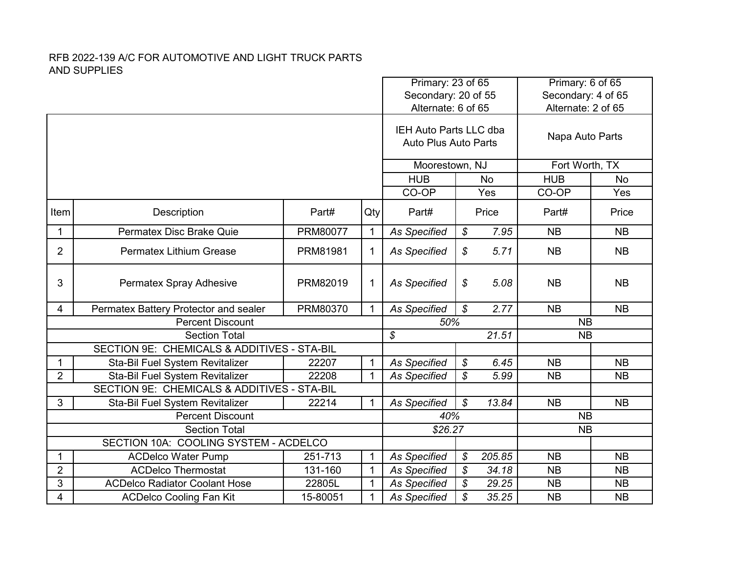RFB 2022-139 A/C FOR AUTOMOTIVE AND LIGHT TRUCK PARTS AND SUPPLIES

| | | | | Primary: 23 of 65<br>Secondary: 20 of 55<br>Alternate: 6 of 65 | | Primary: 6 of 65<br>Secondary: 4 of 65<br>Alternate: 2 of 65 | |
|---|---|---|---|---|---|---|---|
| | | | | IEH Auto Parts LLC dba Auto Plus Auto Parts | | Napa Auto Parts | |
| | | | | Moorestown, NJ | | Fort Worth, TX | |
| | | | | HUB | No | HUB | No |
| | | | | CO-OP | Yes | CO-OP | Yes |
| Item | Description | Part# | Qty | Part# | Price | Part# | Price |
| 1 | Permatex Disc Brake Quie | PRM80077 | 1 | *As Specified* | *$ 7.95* | NB | NB |
| 2 | Permatex Lithium Grease | PRM81981 | 1 | *As Specified* | *$ 5.71* | NB | NB |
| 3 | Permatex Spray Adhesive | PRM82019 | 1 | *As Specified* | *$ 5.08* | NB | NB |
| 4 | Permatex Battery Protector and sealer | PRM80370 | 1 | *As Specified* | *$ 2.77* | NB | NB |
| Percent Discount | | | | *50%* | | NB | |
| Section Total | | | | *$ 21.51* | | NB | |
| SECTION 9E: CHEMICALS & ADDITIVES - STA-BIL | | | | | | | |
| 1 | Sta-Bil Fuel System Revitalizer | 22207 | 1 | *As Specified* | *$ 6.45* | NB | NB |
| 2 | Sta-Bil Fuel System Revitalizer | 22208 | 1 | *As Specified* | *$ 5.99* | NB | NB |
| SECTION 9E: CHEMICALS & ADDITIVES - STA-BIL | | | | | | | |
| 3 | Sta-Bil Fuel System Revitalizer | 22214 | 1 | *As Specified* | *$ 13.84* | NB | NB |
| Percent Discount | | | | *40%* | | NB | |
| Section Total | | | | *$26.27* | | NB | |
| SECTION 10A: COOLING SYSTEM - ACDELCO | | | | | | | |
| 1 | ACDelco Water Pump | 251-713 | 1 | *As Specified* | *$ 205.85* | NB | NB |
| 2 | ACDelco Thermostat | 131-160 | 1 | *As Specified* | *$ 34.18* | NB | NB |
| 3 | ACDelco Radiator Coolant Hose | 22805L | 1 | *As Specified* | *$ 29.25* | NB | NB |
| 4 | ACDelco Cooling Fan Kit | 15-80051 | 1 | *As Specified* | *$ 35.25* | NB | NB |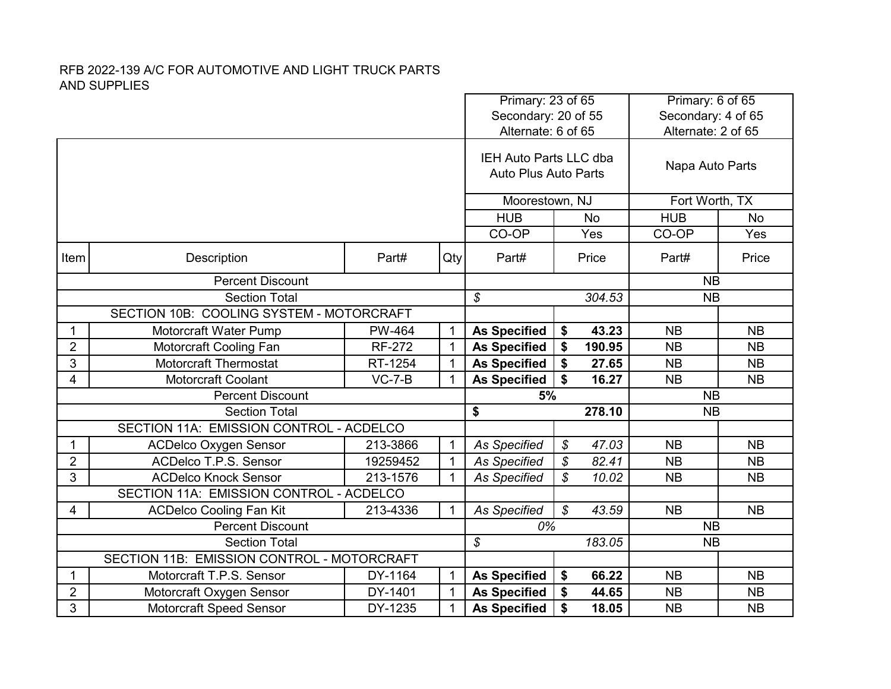RFB 2022-139 A/C FOR AUTOMOTIVE AND LIGHT TRUCK PARTS AND SUPPLIES

| | | | | Primary: 23 of 65<br>Secondary: 20 of 55<br>Alternate: 6 of 65 | | Primary: 6 of 65<br>Secondary: 4 of 65<br>Alternate: 2 of 65 | |
|---|---|---|---|---|---|---|---|
| | | | | IEH Auto Parts LLC dba Auto Plus Auto Parts | | Napa Auto Parts | |
| | | | | Moorestown, NJ | | Fort Worth, TX | |
| | | | | HUB | No | HUB | No |
| | | | | CO-OP | Yes | CO-OP | Yes |
| Item | Description | Part# | Qty | Part# | Price | Part# | Price |
| | Percent Discount | | | | | NB | |
| | Section Total | | | $ | 304.53 | NB | |
| | SECTION 10B: COOLING SYSTEM - MOTORCRAFT | | | | | | |
| 1 | Motorcraft Water Pump | PW-464 | 1 | **As Specified** | **$ 43.23** | NB | NB |
| 2 | Motorcraft Cooling Fan | RF-272 | 1 | **As Specified** | **$ 190.95** | NB | NB |
| 3 | Motorcraft Thermostat | RT-1254 | 1 | **As Specified** | **$ 27.65** | NB | NB |
| 4 | Motorcraft Coolant | VC-7-B | 1 | **As Specified** | **$ 16.27** | NB | NB |
| | Percent Discount | | | **5%** | | NB | |
| | Section Total | | | **$** | **278.10** | NB | |
| | SECTION 11A: EMISSION CONTROL - ACDELCO | | | | | | |
| 1 | ACDelco Oxygen Sensor | 213-3866 | 1 | *As Specified* | *$ 47.03* | NB | NB |
| 2 | ACDelco T.P.S. Sensor | 19259452 | 1 | *As Specified* | *$ 82.41* | NB | NB |
| 3 | ACDelco Knock Sensor | 213-1576 | 1 | *As Specified* | *$ 10.02* | NB | NB |
| | SECTION 11A: EMISSION CONTROL - ACDELCO | | | | | | |
| 4 | ACDelco Cooling Fan Kit | 213-4336 | 1 | *As Specified* | *$ 43.59* | NB | NB |
| | Percent Discount | | | *0%* | | NB | |
| | Section Total | | | *$* | *183.05* | NB | |
| | SECTION 11B: EMISSION CONTROL - MOTORCRAFT | | | | | | |
| 1 | Motorcraft T.P.S. Sensor | DY-1164 | 1 | **As Specified** | **$ 66.22** | NB | NB |
| 2 | Motorcraft Oxygen Sensor | DY-1401 | 1 | **As Specified** | **$ 44.65** | NB | NB |
| 3 | Motorcraft Speed Sensor | DY-1235 | 1 | **As Specified** | **$ 18.05** | NB | NB |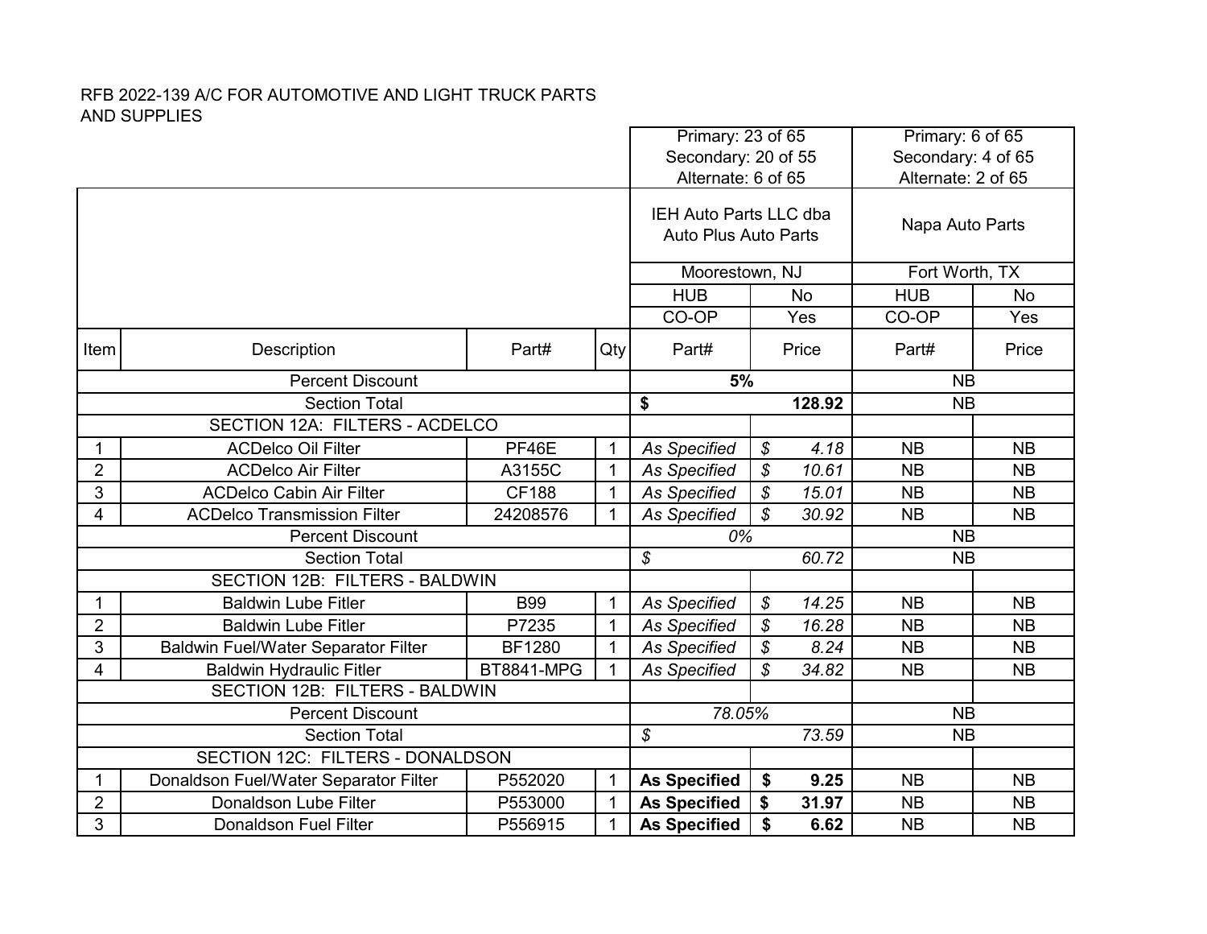RFB 2022-139 A/C FOR AUTOMOTIVE AND LIGHT TRUCK PARTS AND SUPPLIES

| | | | | Primary: 23 of 65<br>Secondary: 20 of 55<br>Alternate: 6 of 65 | | Primary: 6 of 65<br>Secondary: 4 of 65<br>Alternate: 2 of 65 | |
|---|---|---|---|---|---|---|---|
| | | | | IEH Auto Parts LLC dba Auto Plus Auto Parts | | Napa Auto Parts | |
| | | | | Moorestown, NJ | | Fort Worth, TX | |
| | | | | HUB | No | HUB | No |
| | | | | CO-OP | Yes | CO-OP | Yes |
| Item | Description | Part# | Qty | Part# | Price | Part# | Price |
| | Percent Discount | | | **5%** | | NB | |
| | Section Total | | | **$** | **128.92** | NB | |
| | SECTION 12A: FILTERS - ACDELCO | | | | | | |
| 1 | ACDelco Oil Filter | PF46E | 1 | *As Specified* | *$ 4.18* | NB | NB |
| 2 | ACDelco Air Filter | A3155C | 1 | *As Specified* | *$ 10.61* | NB | NB |
| 3 | ACDelco Cabin Air Filter | CF188 | 1 | *As Specified* | *$ 15.01* | NB | NB |
| 4 | ACDelco Transmission Filter | 24208576 | 1 | *As Specified* | *$ 30.92* | NB | NB |
| | Percent Discount | | | *0%* | | NB | |
| | Section Total | | | *$* | *60.72* | NB | |
| | SECTION 12B: FILTERS - BALDWIN | | | | | | |
| 1 | Baldwin Lube Fitler | B99 | 1 | *As Specified* | *$ 14.25* | NB | NB |
| 2 | Baldwin Lube Fitler | P7235 | 1 | *As Specified* | *$ 16.28* | NB | NB |
| 3 | Baldwin Fuel/Water Separator Filter | BF1280 | 1 | *As Specified* | *$ 8.24* | NB | NB |
| 4 | Baldwin Hydraulic Fitler | BT8841-MPG | 1 | *As Specified* | *$ 34.82* | NB | NB |
| | SECTION 12B: FILTERS - BALDWIN | | | | | | |
| | Percent Discount | | | *78.05%* | | NB | |
| | Section Total | | | *$* | *73.59* | NB | |
| | SECTION 12C: FILTERS - DONALDSON | | | | | | |
| 1 | Donaldson Fuel/Water Separator Filter | P552020 | 1 | **As Specified** | **$ 9.25** | NB | NB |
| 2 | Donaldson Lube Filter | P553000 | 1 | **As Specified** | **$ 31.97** | NB | NB |
| 3 | Donaldson Fuel Filter | P556915 | 1 | **As Specified** | **$ 6.62** | NB | NB |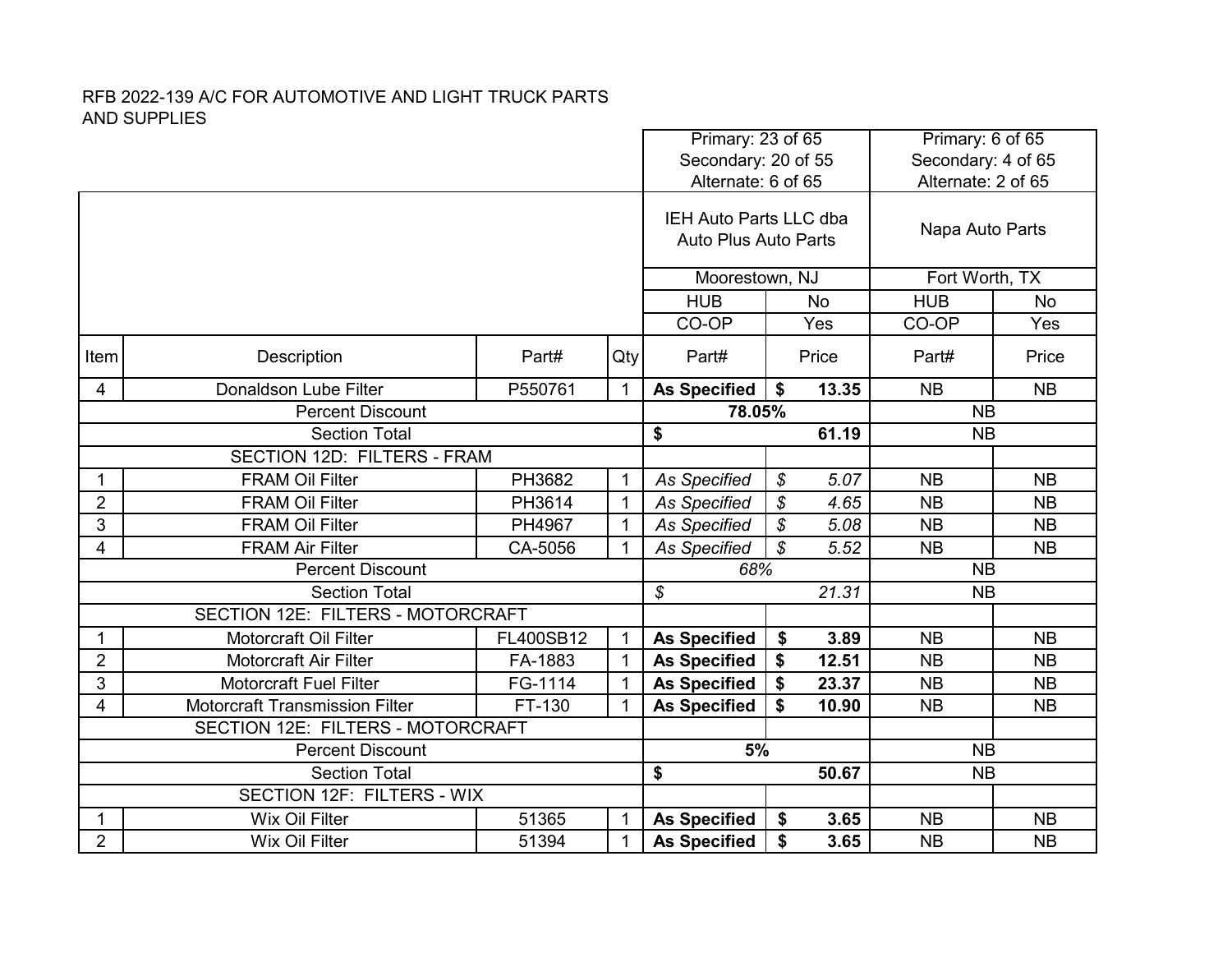RFB 2022-139 A/C FOR AUTOMOTIVE AND LIGHT TRUCK PARTS AND SUPPLIES

| | | | | Primary: 23 of 65<br>Secondary: 20 of 55<br>Alternate: 6 of 65 | | Primary: 6 of 65<br>Secondary: 4 of 65<br>Alternate: 2 of 65 | |
|---|---|---|---|---|---|---|---|
| | | | | IEH Auto Parts LLC dba Auto Plus Auto Parts | | Napa Auto Parts | |
| | | | | Moorestown, NJ | | Fort Worth, TX | |
| | | | | HUB | No | HUB | No |
| | | | | CO-OP | Yes | CO-OP | Yes |
| Item | Description | Part# | Qty | Part# | Price | Part# | Price |
| 4 | Donaldson Lube Filter | P550761 | 1 | **As Specified** | **$ 13.35** | NB | NB |
| | Percent Discount | | | **78.05%** | | NB | |
| | Section Total | | | **$ 61.19** | | NB | |
| | SECTION 12D: FILTERS - FRAM | | | | | | |
| 1 | FRAM Oil Filter | PH3682 | 1 | *As Specified* | *$ 5.07* | NB | NB |
| 2 | FRAM Oil Filter | PH3614 | 1 | *As Specified* | *$ 4.65* | NB | NB |
| 3 | FRAM Oil Filter | PH4967 | 1 | *As Specified* | *$ 5.08* | NB | NB |
| 4 | FRAM Air Filter | CA-5056 | 1 | *As Specified* | *$ 5.52* | NB | NB |
| | Percent Discount | | | *68%* | | NB | |
| | Section Total | | | *$ 21.31* | | NB | |
| | SECTION 12E: FILTERS - MOTORCRAFT | | | | | | |
| 1 | Motorcraft Oil Filter | FL400SB12 | 1 | **As Specified** | **$ 3.89** | NB | NB |
| 2 | Motorcraft Air Filter | FA-1883 | 1 | **As Specified** | **$ 12.51** | NB | NB |
| 3 | Motorcraft Fuel Filter | FG-1114 | 1 | **As Specified** | **$ 23.37** | NB | NB |
| 4 | Motorcraft Transmission Filter | FT-130 | 1 | **As Specified** | **$ 10.90** | NB | NB |
| | SECTION 12E: FILTERS - MOTORCRAFT | | | | | | |
| | Percent Discount | | | **5%** | | NB | |
| | Section Total | | | **$ 50.67** | | NB | |
| | SECTION 12F: FILTERS - WIX | | | | | | |
| 1 | Wix Oil Filter | 51365 | 1 | **As Specified** | **$ 3.65** | NB | NB |
| 2 | Wix Oil Filter | 51394 | 1 | **As Specified** | **$ 3.65** | NB | NB |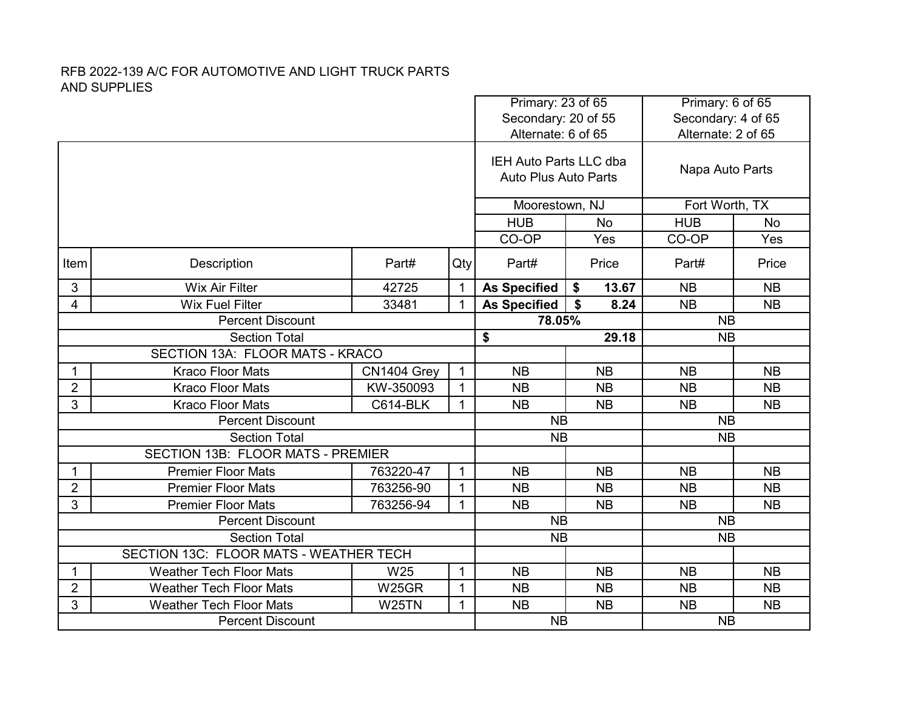RFB 2022-139 A/C FOR AUTOMOTIVE AND LIGHT TRUCK PARTS AND SUPPLIES

| | | | | Primary: 23 of 65<br>Secondary: 20 of 55<br>Alternate: 6 of 65 | | Primary: 6 of 65<br>Secondary: 4 of 65<br>Alternate: 2 of 65 | |
|---|---|---|---|---|---|---|---|
| | | | | IEH Auto Parts LLC dba Auto Plus Auto Parts | | Napa Auto Parts | |
| | | | | Moorestown, NJ | | Fort Worth, TX | |
| | | | | HUB | No | HUB | No |
| | | | | CO-OP | Yes | CO-OP | Yes |
| Item | Description | Part# | Qty | Part# | Price | Part# | Price |
| 3 | Wix Air Filter | 42725 | 1 | **As Specified** | **$ 13.67** | NB | NB |
| 4 | Wix Fuel Filter | 33481 | 1 | **As Specified** | **$ 8.24** | NB | NB |
| | Percent Discount | | | **78.05%** | | NB | |
| | Section Total | | | **$ 29.18** | | NB | |
| | SECTION 13A: FLOOR MATS - KRACO | | | | | | |
| 1 | Kraco Floor Mats | CN1404 Grey | 1 | NB | NB | NB | NB |
| 2 | Kraco Floor Mats | KW-350093 | 1 | NB | NB | NB | NB |
| 3 | Kraco Floor Mats | C614-BLK | 1 | NB | NB | NB | NB |
| | Percent Discount | | | NB | | NB | |
| | Section Total | | | NB | | NB | |
| | SECTION 13B: FLOOR MATS - PREMIER | | | | | | |
| 1 | Premier Floor Mats | 763220-47 | 1 | NB | NB | NB | NB |
| 2 | Premier Floor Mats | 763256-90 | 1 | NB | NB | NB | NB |
| 3 | Premier Floor Mats | 763256-94 | 1 | NB | NB | NB | NB |
| | Percent Discount | | | NB | | NB | |
| | Section Total | | | NB | | NB | |
| | SECTION 13C: FLOOR MATS - WEATHER TECH | | | | | | |
| 1 | Weather Tech Floor Mats | W25 | 1 | NB | NB | NB | NB |
| 2 | Weather Tech Floor Mats | W25GR | 1 | NB | NB | NB | NB |
| 3 | Weather Tech Floor Mats | W25TN | 1 | NB | NB | NB | NB |
| | Percent Discount | | | NB | | NB | |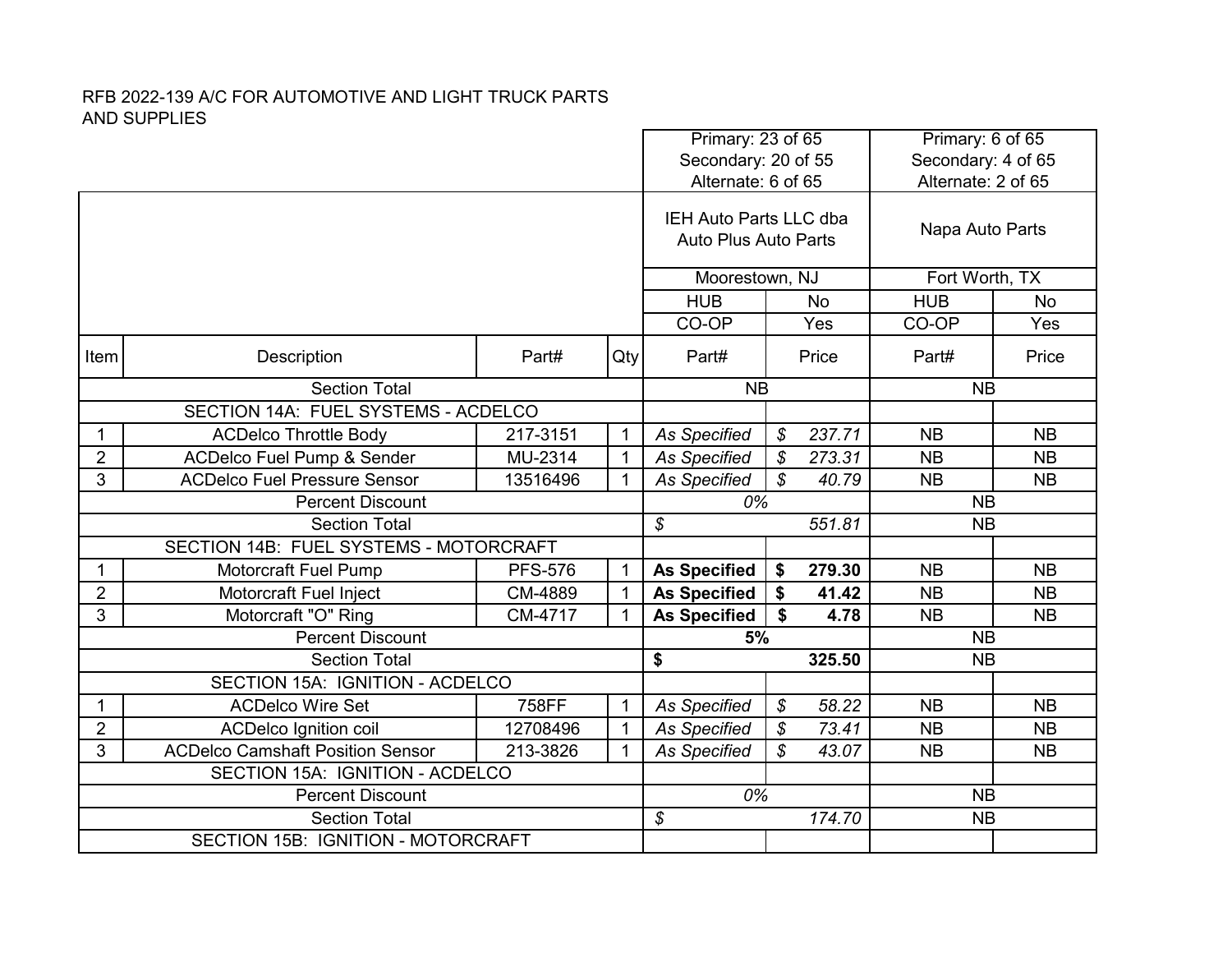RFB 2022-139 A/C FOR AUTOMOTIVE AND LIGHT TRUCK PARTS AND SUPPLIES

| Item | Description | Part# | Qty | Part# | Price | Part# | Price |
|---|---|---|---|---|---|---|---|
| | | | | Primary: 23 of 65<br>Secondary: 20 of 55<br>Alternate: 6 of 65 | | Primary: 6 of 65<br>Secondary: 4 of 65<br>Alternate: 2 of 65 | |
| | | | | IEH Auto Parts LLC dba Auto Plus Auto Parts | | Napa Auto Parts | |
| | | | | Moorestown, NJ | | Fort Worth, TX | |
| | | | | HUB | No | HUB | No |
| | | | | CO-OP | Yes | CO-OP | Yes |
| | Section Total | | | NB | | NB | |
| | SECTION 14A: FUEL SYSTEMS - ACDELCO | | | | | | |
| 1 | ACDelco Throttle Body | 217-3151 | 1 | *As Specified* | *$ 237.71* | NB | NB |
| 2 | ACDelco Fuel Pump & Sender | MU-2314 | 1 | *As Specified* | *$ 273.31* | NB | NB |
| 3 | ACDelco Fuel Pressure Sensor | 13516496 | 1 | *As Specified* | *$ 40.79* | NB | NB |
| | Percent Discount | | | *0%* | | NB | |
| | Section Total | | | *$ 551.81* | | NB | |
| | SECTION 14B: FUEL SYSTEMS - MOTORCRAFT | | | | | | |
| 1 | Motorcraft Fuel Pump | PFS-576 | 1 | **As Specified** | **$ 279.30** | NB | NB |
| 2 | Motorcraft Fuel Inject | CM-4889 | 1 | **As Specified** | **$ 41.42** | NB | NB |
| 3 | Motorcraft "O" Ring | CM-4717 | 1 | **As Specified** | **$ 4.78** | NB | NB |
| | Percent Discount | | | **5%** | | NB | |
| | Section Total | | | **$ 325.50** | | NB | |
| | SECTION 15A: IGNITION - ACDELCO | | | | | | |
| 1 | ACDelco Wire Set | 758FF | 1 | *As Specified* | *$ 58.22* | NB | NB |
| 2 | ACDelco Ignition coil | 12708496 | 1 | *As Specified* | *$ 73.41* | NB | NB |
| 3 | ACDelco Camshaft Position Sensor | 213-3826 | 1 | *As Specified* | *$ 43.07* | NB | NB |
| | SECTION 15A: IGNITION - ACDELCO | | | | | | |
| | Percent Discount | | | *0%* | | NB | |
| | Section Total | | | *$ 174.70* | | NB | |
| | SECTION 15B: IGNITION - MOTORCRAFT | | | | | | |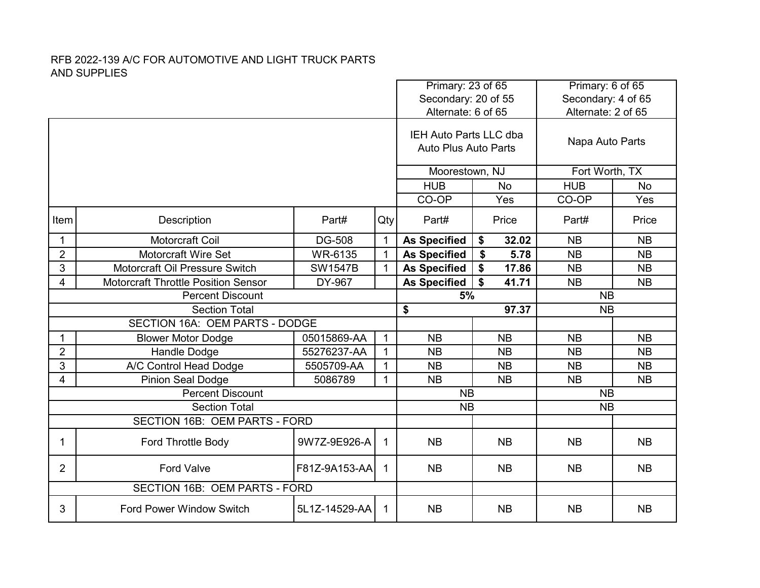RFB 2022-139 A/C FOR AUTOMOTIVE AND LIGHT TRUCK PARTS AND SUPPLIES

| Item | Description | Part# | Qty | IEH Auto Parts LLC dba Auto Plus Auto Parts (Primary: 23 of 65; Secondary: 20 of 55; Alternate: 6 of 65) | | Napa Auto Parts (Primary: 6 of 65; Secondary: 4 of 65; Alternate: 2 of 65) | |
|---|---|---|---|---|---|---|---|
| | | | | Moorestown, NJ | | Fort Worth, TX | |
| | | | | HUB | No | HUB | No |
| | | | | CO-OP | Yes | CO-OP | Yes |
| Item | Description | Part# | Qty | Part# | Price | Part# | Price |
| 1 | Motorcraft Coil | DG-508 | 1 | **As Specified** | **$ 32.02** | NB | NB |
| 2 | Motorcraft Wire Set | WR-6135 | 1 | **As Specified** | **$ 5.78** | NB | NB |
| 3 | Motorcraft Oil Pressure Switch | SW1547B | 1 | **As Specified** | **$ 17.86** | NB | NB |
| 4 | Motorcraft Throttle Position Sensor | DY-967 | | **As Specified** | **$ 41.71** | NB | NB |
| | Percent Discount | | | **5%** | | NB | |
| | Section Total | | | **$ 97.37** | | NB | |
| | SECTION 16A: OEM PARTS - DODGE | | | | | | |
| 1 | Blower Motor Dodge | 05015869-AA | 1 | NB | NB | NB | NB |
| 2 | Handle Dodge | 55276237-AA | 1 | NB | NB | NB | NB |
| 3 | A/C Control Head Dodge | 5505709-AA | 1 | NB | NB | NB | NB |
| 4 | Pinion Seal Dodge | 5086789 | 1 | NB | NB | NB | NB |
| | Percent Discount | | | NB | | NB | |
| | Section Total | | | NB | | NB | |
| | SECTION 16B: OEM PARTS - FORD | | | | | | |
| 1 | Ford Throttle Body | 9W7Z-9E926-A | 1 | NB | NB | NB | NB |
| 2 | Ford Valve | F81Z-9A153-AA | 1 | NB | NB | NB | NB |
| | SECTION 16B: OEM PARTS - FORD | | | | | | |
| 3 | Ford Power Window Switch | 5L1Z-14529-AA | 1 | NB | NB | NB | NB |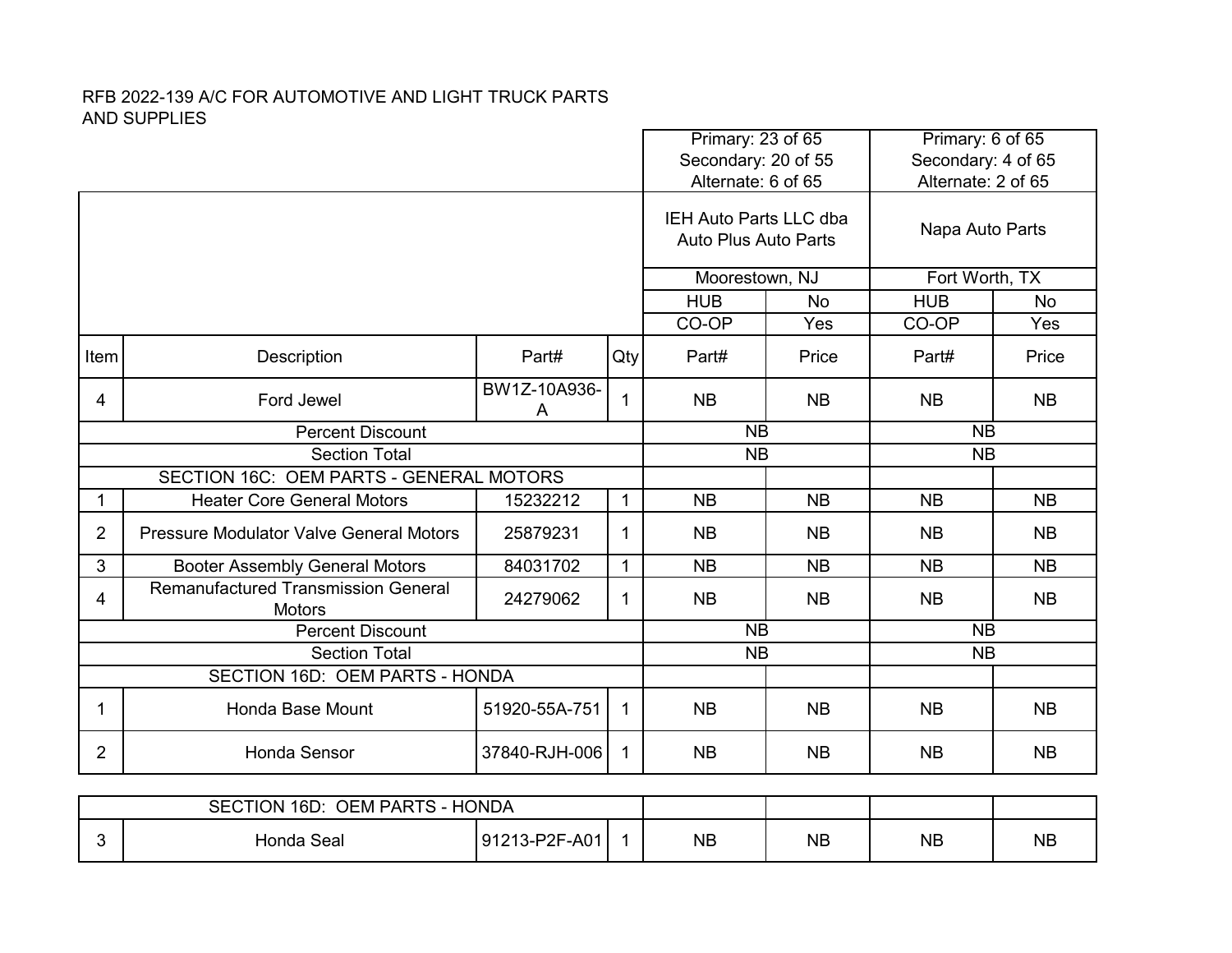RFB 2022-139 A/C FOR AUTOMOTIVE AND LIGHT TRUCK PARTS AND SUPPLIES

| | | | | Primary: 23 of 65<br>Secondary: 20 of 55<br>Alternate: 6 of 65 | | Primary: 6 of 65<br>Secondary: 4 of 65<br>Alternate: 2 of 65 | |
|---|---|---|---|---|---|---|---|
| | | | | IEH Auto Parts LLC dba Auto Plus Auto Parts | | Napa Auto Parts | |
| | | | | Moorestown, NJ | | Fort Worth, TX | |
| | | | | HUB | No | HUB | No |
| | | | | CO-OP | Yes | CO-OP | Yes |
| Item | Description | Part# | Qty | Part# | Price | Part# | Price |
| 4 | Ford Jewel | BW1Z-10A936-A | 1 | NB | NB | NB | NB |
| | Percent Discount | | | NB | | NB | |
| | Section Total | | | NB | | NB | |
| | SECTION 16C: OEM PARTS - GENERAL MOTORS | | | | | | |
| 1 | Heater Core General Motors | 15232212 | 1 | NB | NB | NB | NB |
| 2 | Pressure Modulator Valve General Motors | 25879231 | 1 | NB | NB | NB | NB |
| 3 | Booter Assembly General Motors | 84031702 | 1 | NB | NB | NB | NB |
| 4 | Remanufactured Transmission General Motors | 24279062 | 1 | NB | NB | NB | NB |
| | Percent Discount | | | NB | | NB | |
| | Section Total | | | NB | | NB | |
| | SECTION 16D: OEM PARTS - HONDA | | | | | | |
| 1 | Honda Base Mount | 51920-55A-751 | 1 | NB | NB | NB | NB |
| 2 | Honda Sensor | 37840-RJH-006 | 1 | NB | NB | NB | NB |
| | SECTION 16D: OEM PARTS - HONDA | | | | | | |
| 3 | Honda Seal | 91213-P2F-A01 | 1 | NB | NB | NB | NB |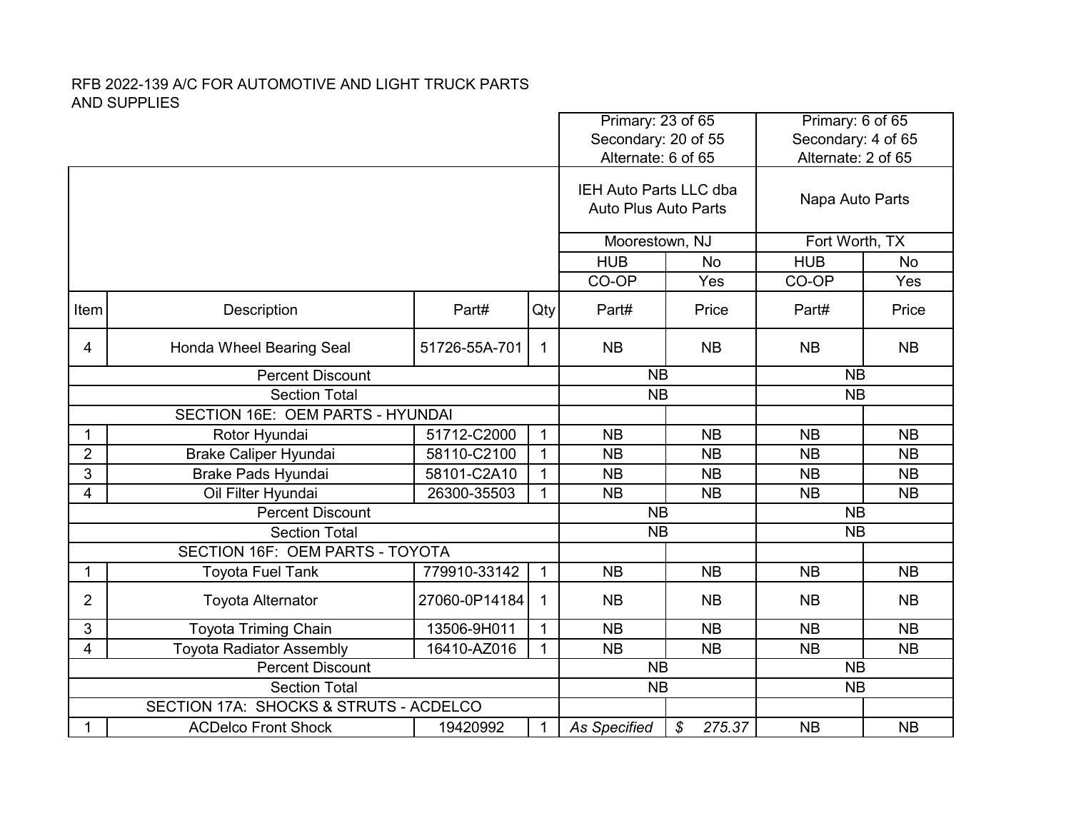RFB 2022-139 A/C FOR AUTOMOTIVE AND LIGHT TRUCK PARTS AND SUPPLIES

| | | | | Primary: 23 of 65<br>Secondary: 20 of 55<br>Alternate: 6 of 65 | | Primary: 6 of 65<br>Secondary: 4 of 65<br>Alternate: 2 of 65 | |
|---|---|---|---|---|---|---|---|
| | | | | IEH Auto Parts LLC dba Auto Plus Auto Parts | | Napa Auto Parts | |
| | | | | Moorestown, NJ | | Fort Worth, TX | |
| | | | | HUB | No | HUB | No |
| | | | | CO-OP | Yes | CO-OP | Yes |
| Item | Description | Part# | Qty | Part# | Price | Part# | Price |
| 4 | Honda Wheel Bearing Seal | 51726-55A-701 | 1 | NB | NB | NB | NB |
| | Percent Discount | | | NB | | NB | |
| | Section Total | | | NB | | NB | |
| | SECTION 16E: OEM PARTS - HYUNDAI | | | | | | |
| 1 | Rotor Hyundai | 51712-C2000 | 1 | NB | NB | NB | NB |
| 2 | Brake Caliper Hyundai | 58110-C2100 | 1 | NB | NB | NB | NB |
| 3 | Brake Pads Hyundai | 58101-C2A10 | 1 | NB | NB | NB | NB |
| 4 | Oil Filter Hyundai | 26300-35503 | 1 | NB | NB | NB | NB |
| | Percent Discount | | | NB | | NB | |
| | Section Total | | | NB | | NB | |
| | SECTION 16F: OEM PARTS - TOYOTA | | | | | | |
| 1 | Toyota Fuel Tank | 779910-33142 | 1 | NB | NB | NB | NB |
| 2 | Toyota Alternator | 27060-0P14184 | 1 | NB | NB | NB | NB |
| 3 | Toyota Triming Chain | 13506-9H011 | 1 | NB | NB | NB | NB |
| 4 | Toyota Radiator Assembly | 16410-AZ016 | 1 | NB | NB | NB | NB |
| | Percent Discount | | | NB | | NB | |
| | Section Total | | | NB | | NB | |
| | SECTION 17A: SHOCKS & STRUTS - ACDELCO | | | | | | |
| 1 | ACDelco Front Shock | 19420992 | 1 | *As Specified* | *$ 275.37* | NB | NB |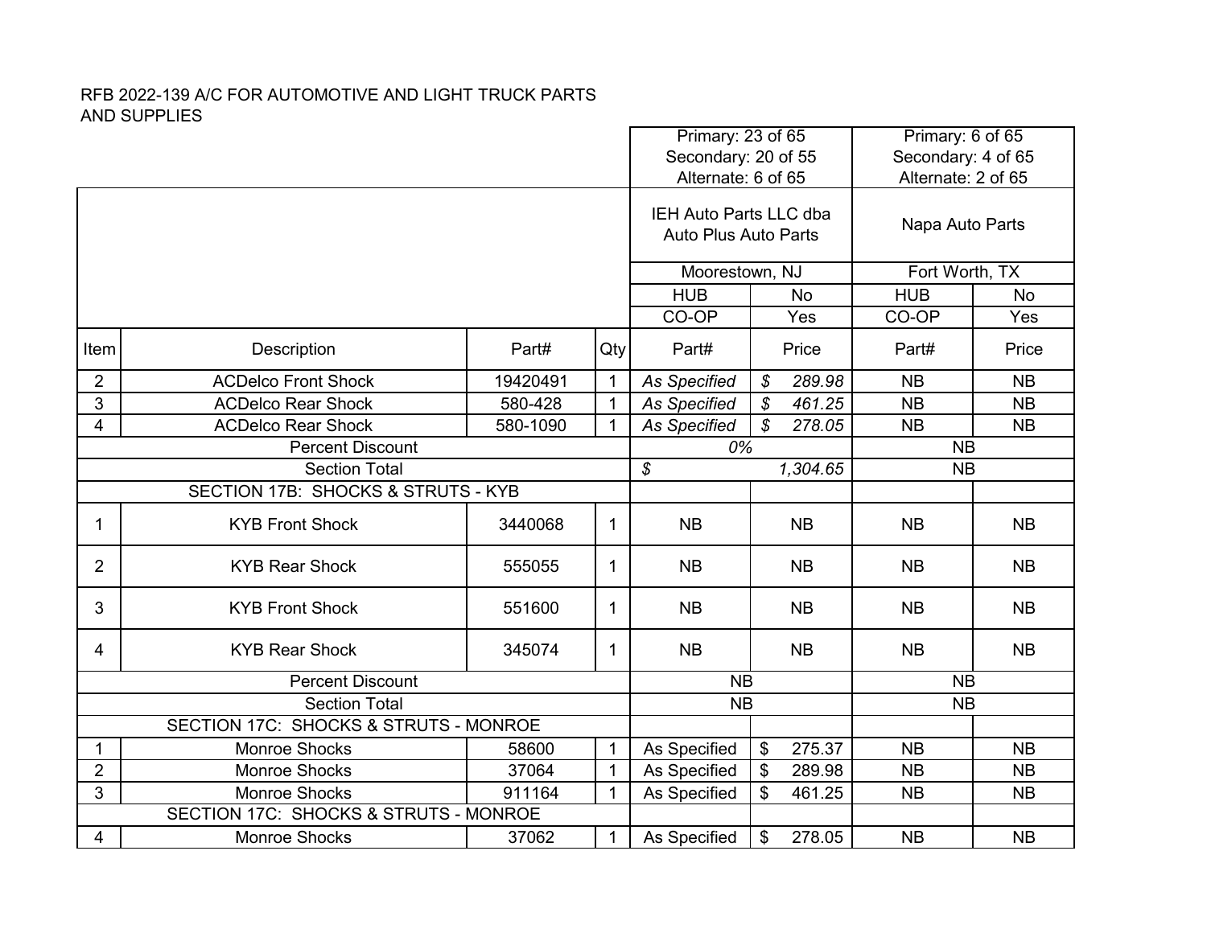RFB 2022-139 A/C FOR AUTOMOTIVE AND LIGHT TRUCK PARTS AND SUPPLIES

| | | | | Primary: 23 of 65<br>Secondary: 20 of 55<br>Alternate: 6 of 65 | | Primary: 6 of 65<br>Secondary: 4 of 65<br>Alternate: 2 of 65 | |
|---|---|---|---|---|---|---|---|
| | | | | IEH Auto Parts LLC dba Auto Plus Auto Parts | | Napa Auto Parts | |
| | | | | Moorestown, NJ | | Fort Worth, TX | |
| | | | | HUB | No | HUB | No |
| | | | | CO-OP | Yes | CO-OP | Yes |
| Item | Description | Part# | Qty | Part# | Price | Part# | Price |
| 2 | ACDelco Front Shock | 19420491 | 1 | *As Specified* | *$ 289.98* | NB | NB |
| 3 | ACDelco Rear Shock | 580-428 | 1 | *As Specified* | *$ 461.25* | NB | NB |
| 4 | ACDelco Rear Shock | 580-1090 | 1 | *As Specified* | *$ 278.05* | NB | NB |
| Percent Discount | | | | *0%* | | NB | |
| Section Total | | | | *$ 1,304.65* | | NB | |
| SECTION 17B: SHOCKS & STRUTS - KYB | | | | | | | |
| 1 | KYB Front Shock | 3440068 | 1 | NB | NB | NB | NB |
| 2 | KYB Rear Shock | 555055 | 1 | NB | NB | NB | NB |
| 3 | KYB Front Shock | 551600 | 1 | NB | NB | NB | NB |
| 4 | KYB Rear Shock | 345074 | 1 | NB | NB | NB | NB |
| Percent Discount | | | | NB | | NB | |
| Section Total | | | | NB | | NB | |
| SECTION 17C: SHOCKS & STRUTS - MONROE | | | | | | | |
| 1 | Monroe Shocks | 58600 | 1 | As Specified | $ 275.37 | NB | NB |
| 2 | Monroe Shocks | 37064 | 1 | As Specified | $ 289.98 | NB | NB |
| 3 | Monroe Shocks | 911164 | 1 | As Specified | $ 461.25 | NB | NB |
| SECTION 17C: SHOCKS & STRUTS - MONROE | | | | | | | |
| 4 | Monroe Shocks | 37062 | 1 | As Specified | $ 278.05 | NB | NB |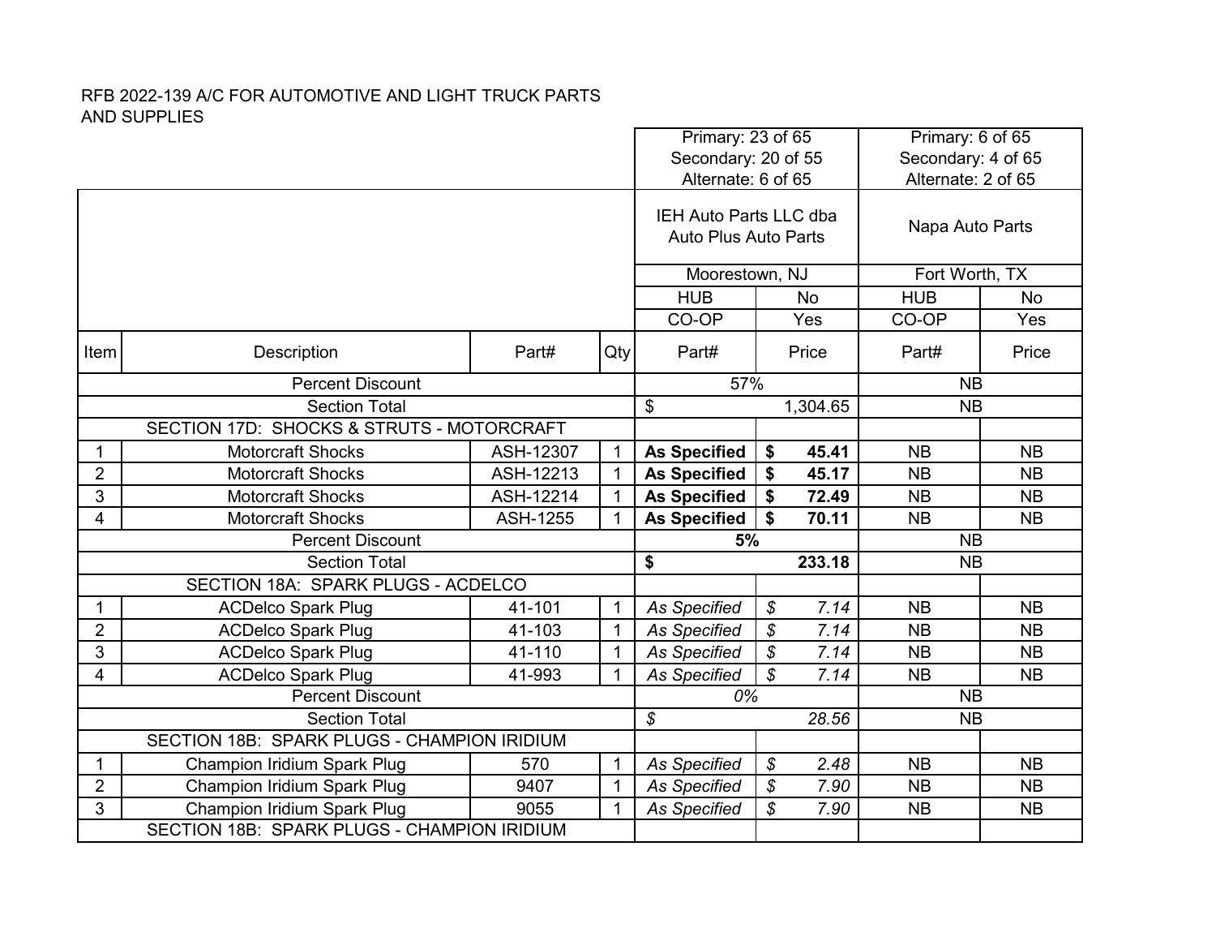RFB 2022-139 A/C FOR AUTOMOTIVE AND LIGHT TRUCK PARTS AND SUPPLIES

| | | | | Primary: 23 of 65<br>Secondary: 20 of 55<br>Alternate: 6 of 65 | | Primary: 6 of 65<br>Secondary: 4 of 65<br>Alternate: 2 of 65 | |
|---|---|---|---|---|---|---|---|
| | | | | IEH Auto Parts LLC dba Auto Plus Auto Parts | | Napa Auto Parts | |
| | | | | Moorestown, NJ | | Fort Worth, TX | |
| | | | | HUB | No | HUB | No |
| | | | | CO-OP | Yes | CO-OP | Yes |
| Item | Description | Part# | Qty | Part# | Price | Part# | Price |
| | Percent Discount | | | 57% | | NB | |
| | Section Total | | | $ | 1,304.65 | NB | |
| | SECTION 17D: SHOCKS & STRUTS - MOTORCRAFT | | | | | | |
| 1 | Motorcraft Shocks | ASH-12307 | 1 | **As Specified** | **$ 45.41** | NB | NB |
| 2 | Motorcraft Shocks | ASH-12213 | 1 | **As Specified** | **$ 45.17** | NB | NB |
| 3 | Motorcraft Shocks | ASH-12214 | 1 | **As Specified** | **$ 72.49** | NB | NB |
| 4 | Motorcraft Shocks | ASH-1255 | 1 | **As Specified** | **$ 70.11** | NB | NB |
| | Percent Discount | | | **5%** | | NB | |
| | Section Total | | | **$** | **233.18** | NB | |
| | SECTION 18A: SPARK PLUGS - ACDELCO | | | | | | |
| 1 | ACDelco Spark Plug | 41-101 | 1 | *As Specified* | *$ 7.14* | NB | NB |
| 2 | ACDelco Spark Plug | 41-103 | 1 | *As Specified* | *$ 7.14* | NB | NB |
| 3 | ACDelco Spark Plug | 41-110 | 1 | *As Specified* | *$ 7.14* | NB | NB |
| 4 | ACDelco Spark Plug | 41-993 | 1 | *As Specified* | *$ 7.14* | NB | NB |
| | Percent Discount | | | *0%* | | NB | |
| | Section Total | | | *$* | *28.56* | NB | |
| | SECTION 18B: SPARK PLUGS - CHAMPION IRIDIUM | | | | | | |
| 1 | Champion Iridium Spark Plug | 570 | 1 | *As Specified* | *$ 2.48* | NB | NB |
| 2 | Champion Iridium Spark Plug | 9407 | 1 | *As Specified* | *$ 7.90* | NB | NB |
| 3 | Champion Iridium Spark Plug | 9055 | 1 | *As Specified* | *$ 7.90* | NB | NB |
| | SECTION 18B: SPARK PLUGS - CHAMPION IRIDIUM | | | | | | |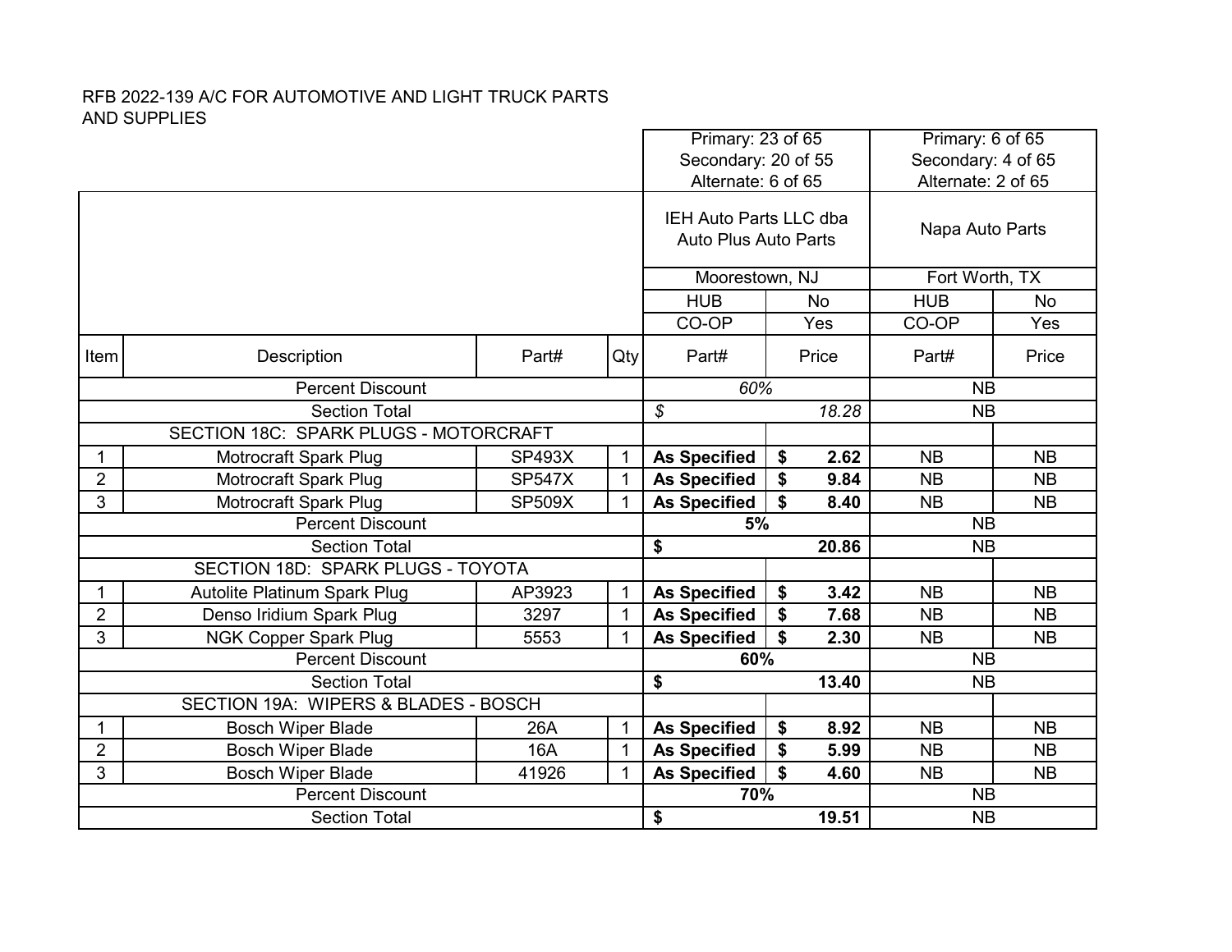RFB 2022-139 A/C FOR AUTOMOTIVE AND LIGHT TRUCK PARTS AND SUPPLIES

| | | | | Primary: 23 of 65<br>Secondary: 20 of 55<br>Alternate: 6 of 65 | | Primary: 6 of 65<br>Secondary: 4 of 65<br>Alternate: 2 of 65 | |
|---|---|---|---|---|---|---|---|
| | | | | IEH Auto Parts LLC dba Auto Plus Auto Parts | | Napa Auto Parts | |
| | | | | Moorestown, NJ | | Fort Worth, TX | |
| | | | | HUB | No | HUB | No |
| | | | | CO-OP | Yes | CO-OP | Yes |
| Item | Description | Part# | Qty | Part# | Price | Part# | Price |
| | Percent Discount | | | *60%* | | NB | |
| | Section Total | | | *$* | *18.28* | NB | |
| | SECTION 18C: SPARK PLUGS - MOTORCRAFT | | | | | | |
| 1 | Motrocraft Spark Plug | SP493X | 1 | **As Specified** | **$ 2.62** | NB | NB |
| 2 | Motrocraft Spark Plug | SP547X | 1 | **As Specified** | **$ 9.84** | NB | NB |
| 3 | Motrocraft Spark Plug | SP509X | 1 | **As Specified** | **$ 8.40** | NB | NB |
| | Percent Discount | | | **5%** | | NB | |
| | Section Total | | | **$** | **20.86** | NB | |
| | SECTION 18D: SPARK PLUGS - TOYOTA | | | | | | |
| 1 | Autolite Platinum Spark Plug | AP3923 | 1 | **As Specified** | **$ 3.42** | NB | NB |
| 2 | Denso Iridium Spark Plug | 3297 | 1 | **As Specified** | **$ 7.68** | NB | NB |
| 3 | NGK Copper Spark Plug | 5553 | 1 | **As Specified** | **$ 2.30** | NB | NB |
| | Percent Discount | | | **60%** | | NB | |
| | Section Total | | | **$** | **13.40** | NB | |
| | SECTION 19A: WIPERS & BLADES - BOSCH | | | | | | |
| 1 | Bosch Wiper Blade | 26A | 1 | **As Specified** | **$ 8.92** | NB | NB |
| 2 | Bosch Wiper Blade | 16A | 1 | **As Specified** | **$ 5.99** | NB | NB |
| 3 | Bosch Wiper Blade | 41926 | 1 | **As Specified** | **$ 4.60** | NB | NB |
| | Percent Discount | | | **70%** | | NB | |
| | Section Total | | | **$** | **19.51** | NB | |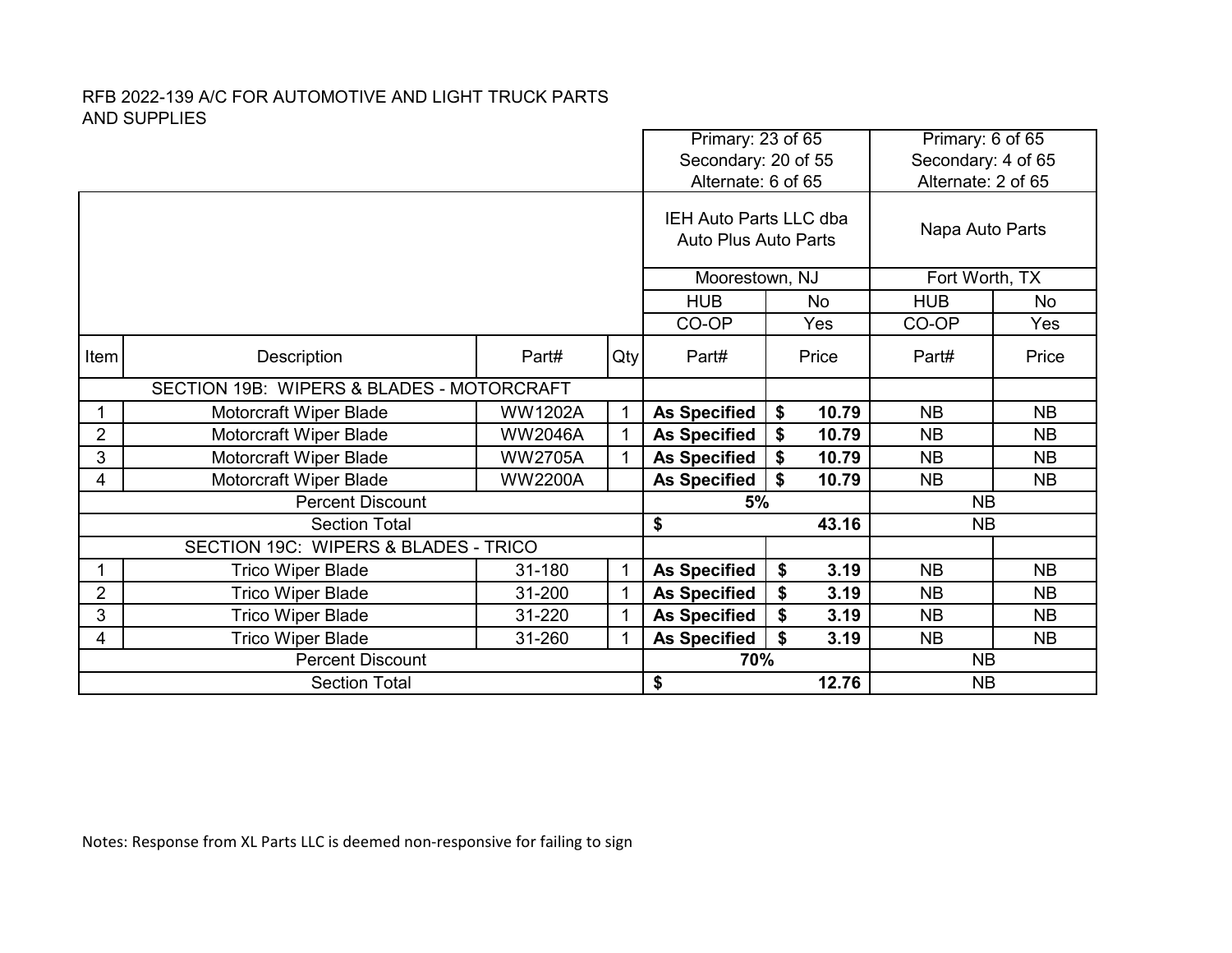RFB 2022-139 A/C FOR AUTOMOTIVE AND LIGHT TRUCK PARTS AND SUPPLIES

| | | | | Primary: 23 of 65<br>Secondary: 20 of 55<br>Alternate: 6 of 65 | | Primary: 6 of 65<br>Secondary: 4 of 65<br>Alternate: 2 of 65 | |
|---|---|---|---|---|---|---|---|
| | | | | IEH Auto Parts LLC dba Auto Plus Auto Parts | | Napa Auto Parts | |
| | | | | Moorestown, NJ | | Fort Worth, TX | |
| | | | | HUB | No | HUB | No |
| | | | | CO-OP | Yes | CO-OP | Yes |
| Item | Description | Part# | Qty | Part# | Price | Part# | Price |
| | SECTION 19B: WIPERS & BLADES - MOTORCRAFT | | | | | | |
| 1 | Motorcraft Wiper Blade | WW1202A | 1 | **As Specified** | **$ 10.79** | NB | NB |
| 2 | Motorcraft Wiper Blade | WW2046A | 1 | **As Specified** | **$ 10.79** | NB | NB |
| 3 | Motorcraft Wiper Blade | WW2705A | 1 | **As Specified** | **$ 10.79** | NB | NB |
| 4 | Motorcraft Wiper Blade | WW2200A | | **As Specified** | **$ 10.79** | NB | NB |
| | Percent Discount | | | **5%** | | NB | |
| | Section Total | | | **$ 43.16** | | NB | |
| | SECTION 19C: WIPERS & BLADES - TRICO | | | | | | |
| 1 | Trico Wiper Blade | 31-180 | 1 | **As Specified** | **$ 3.19** | NB | NB |
| 2 | Trico Wiper Blade | 31-200 | 1 | **As Specified** | **$ 3.19** | NB | NB |
| 3 | Trico Wiper Blade | 31-220 | 1 | **As Specified** | **$ 3.19** | NB | NB |
| 4 | Trico Wiper Blade | 31-260 | 1 | **As Specified** | **$ 3.19** | NB | NB |
| | Percent Discount | | | **70%** | | NB | |
| | Section Total | | | **$ 12.76** | | NB | |

Notes: Response from XL Parts LLC is deemed non-responsive for failing to sign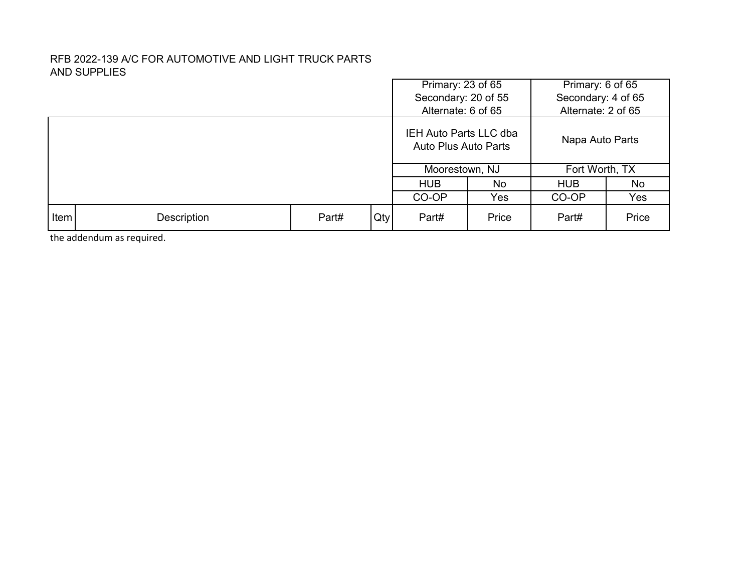RFB 2022-139 A/C FOR AUTOMOTIVE AND LIGHT TRUCK PARTS AND SUPPLIES

| | | | | | | | |
|---|---|---|---|---|---|---|---|
| | | | | Primary: 23 of 65<br>Secondary: 20 of 55<br>Alternate: 6 of 65 | | Primary: 6 of 65<br>Secondary: 4 of 65<br>Alternate: 2 of 65 | |
| | | | | IEH Auto Parts LLC dba Auto Plus Auto Parts | | Napa Auto Parts | |
| | | | | Moorestown, NJ | | Fort Worth, TX | |
| | | | | HUB | No | HUB | No |
| | | | | CO-OP | Yes | CO-OP | Yes |
| Item | Description | Part# | Qty | Part# | Price | Part# | Price |

the addendum as required.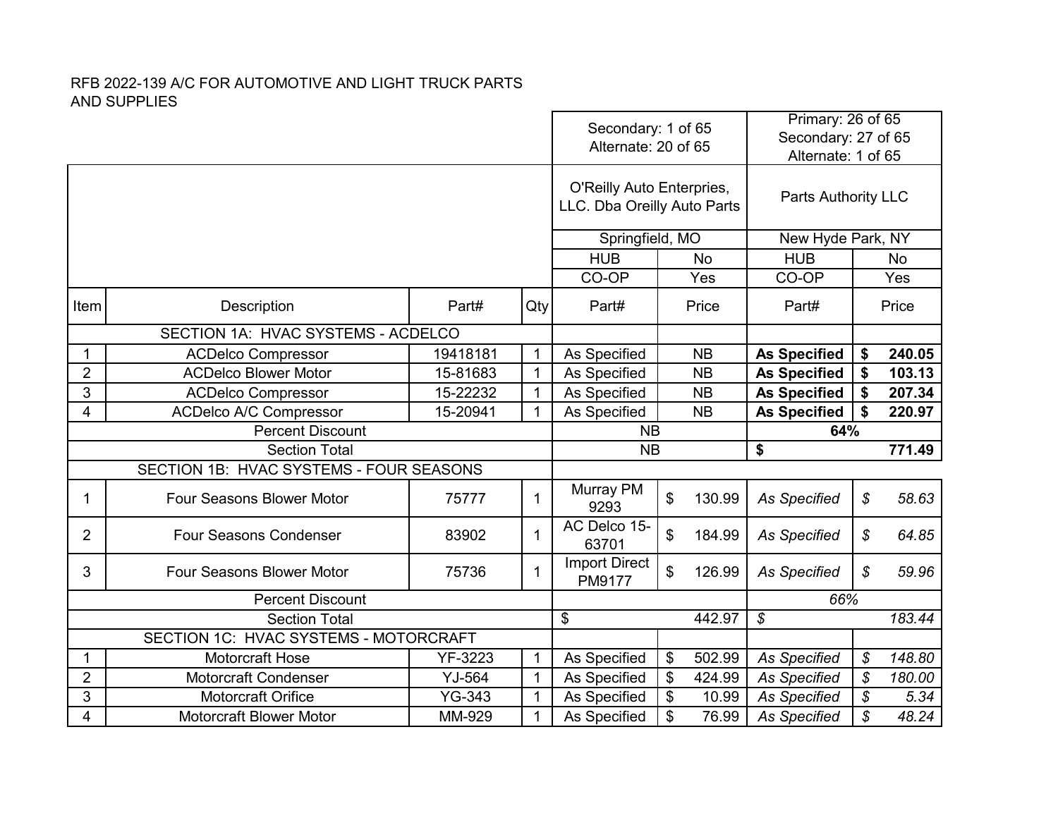RFB 2022-139 A/C FOR AUTOMOTIVE AND LIGHT TRUCK PARTS AND SUPPLIES

| | | | | Secondary: 1 of 65 Alternate: 20 of 65 | | Primary: 26 of 65 Secondary: 27 of 65 Alternate: 1 of 65 | |
|---|---|---|---|---|---|---|---|
| | | | | O'Reilly Auto Enterprises, LLC. Dba Oreilly Auto Parts | | Parts Authority LLC | |
| | | | | Springfield, MO | | New Hyde Park, NY | |
| | | | | HUB | No | HUB | No |
| | | | | CO-OP | Yes | CO-OP | Yes |
| **Item** | **Description** | **Part#** | **Qty** | **Part#** | **Price** | **Part#** | **Price** |
| | SECTION 1A: HVAC SYSTEMS - ACDELCO | | | | | | |
| 1 | ACDelco Compressor | 19418181 | 1 | As Specified | NB | **As Specified** | **$ 240.05** |
| 2 | ACDelco Blower Motor | 15-81683 | 1 | As Specified | NB | **As Specified** | **$ 103.13** |
| 3 | ACDelco Compressor | 15-22232 | 1 | As Specified | NB | **As Specified** | **$ 207.34** |
| 4 | ACDelco A/C Compressor | 15-20941 | 1 | As Specified | NB | **As Specified** | **$ 220.97** |
| | Percent Discount | | | NB | | **64%** | |
| | Section Total | | | NB | | **$ 771.49** | |
| | SECTION 1B: HVAC SYSTEMS - FOUR SEASONS | | | | | | |
| 1 | Four Seasons Blower Motor | 75777 | 1 | Murray PM 9293 | $ 130.99 | *As Specified* | *$ 58.63* |
| 2 | Four Seasons Condenser | 83902 | 1 | AC Delco 15-63701 | $ 184.99 | *As Specified* | *$ 64.85* |
| 3 | Four Seasons Blower Motor | 75736 | 1 | Import Direct PM9177 | $ 126.99 | *As Specified* | *$ 59.96* |
| | Percent Discount | | | | | *66%* | |
| | Section Total | | | $ 442.97 | | *$ 183.44* | |
| | SECTION 1C: HVAC SYSTEMS - MOTORCRAFT | | | | | | |
| 1 | Motorcraft Hose | YF-3223 | 1 | As Specified | $ 502.99 | *As Specified* | *$ 148.80* |
| 2 | Motorcraft Condenser | YJ-564 | 1 | As Specified | $ 424.99 | *As Specified* | *$ 180.00* |
| 3 | Motorcraft Orifice | YG-343 | 1 | As Specified | $ 10.99 | *As Specified* | *$ 5.34* |
| 4 | Motorcraft Blower Motor | MM-929 | 1 | As Specified | $ 76.99 | *As Specified* | *$ 48.24* |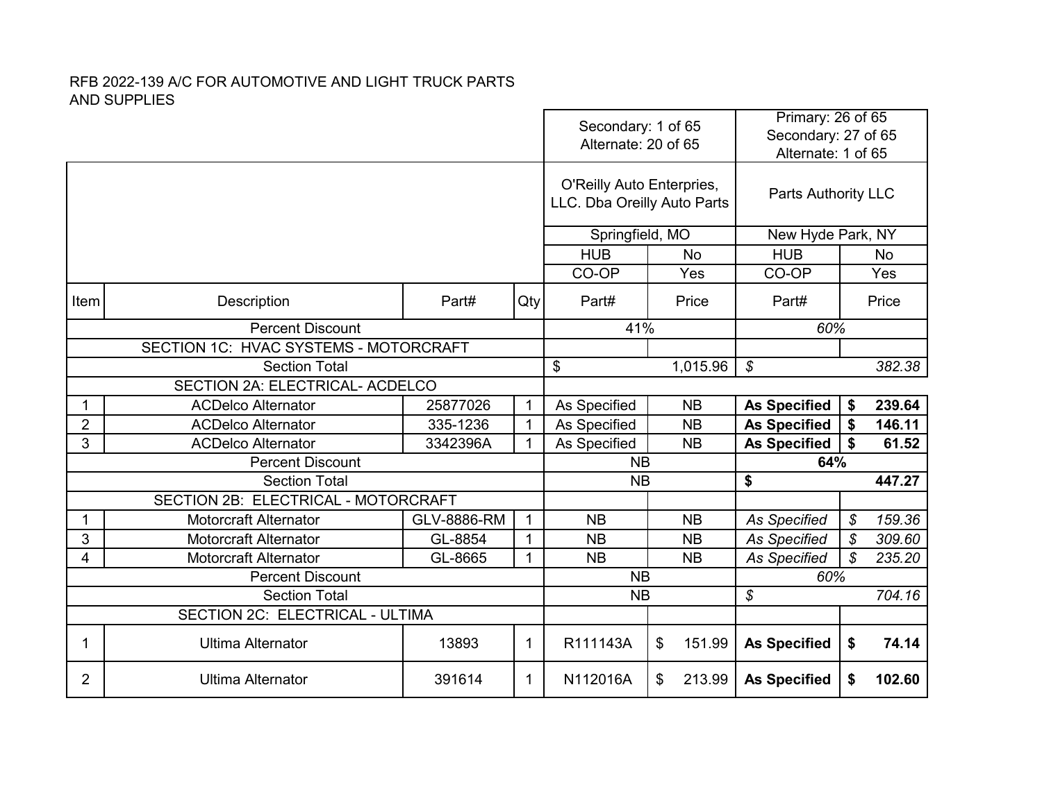RFB 2022-139 A/C FOR AUTOMOTIVE AND LIGHT TRUCK PARTS AND SUPPLIES

| | | | | Secondary: 1 of 65<br>Alternate: 20 of 65 | | Primary: 26 of 65<br>Secondary: 27 of 65<br>Alternate: 1 of 65 | |
|---|---|---|---|---|---|---|---|
| | | | | O'Reilly Auto Enterprises, LLC. Dba Oreilly Auto Parts | | Parts Authority LLC | |
| | | | | Springfield, MO | | New Hyde Park, NY | |
| | | | | HUB | No | HUB | No |
| | | | | CO-OP | Yes | CO-OP | Yes |
| Item | Description | Part# | Qty | Part# | Price | Part# | Price |
| | Percent Discount | | | 41% | | *60%* | |
| | SECTION 1C: HVAC SYSTEMS - MOTORCRAFT | | | | | | |
| | Section Total | | | $ | 1,015.96 | *$* | *382.38* |
| | SECTION 2A: ELECTRICAL- ACDELCO | | | | | | |
| 1 | ACDelco Alternator | 25877026 | 1 | As Specified | NB | **As Specified** | **$ 239.64** |
| 2 | ACDelco Alternator | 335-1236 | 1 | As Specified | NB | **As Specified** | **$ 146.11** |
| 3 | ACDelco Alternator | 3342396A | 1 | As Specified | NB | **As Specified** | **$ 61.52** |
| | Percent Discount | | | NB | | **64%** | |
| | Section Total | | | NB | | **$** | **447.27** |
| | SECTION 2B: ELECTRICAL - MOTORCRAFT | | | | | | |
| 1 | Motorcraft Alternator | GLV-8886-RM | 1 | NB | NB | *As Specified* | *$ 159.36* |
| 3 | Motorcraft Alternator | GL-8854 | 1 | NB | NB | *As Specified* | *$ 309.60* |
| 4 | Motorcraft Alternator | GL-8665 | 1 | NB | NB | *As Specified* | *$ 235.20* |
| | Percent Discount | | | NB | | *60%* | |
| | Section Total | | | NB | | *$* | *704.16* |
| | SECTION 2C: ELECTRICAL - ULTIMA | | | | | | |
| 1 | Ultima Alternator | 13893 | 1 | R111143A | $ 151.99 | **As Specified** | **$ 74.14** |
| 2 | Ultima Alternator | 391614 | 1 | N112016A | $ 213.99 | **As Specified** | **$ 102.60** |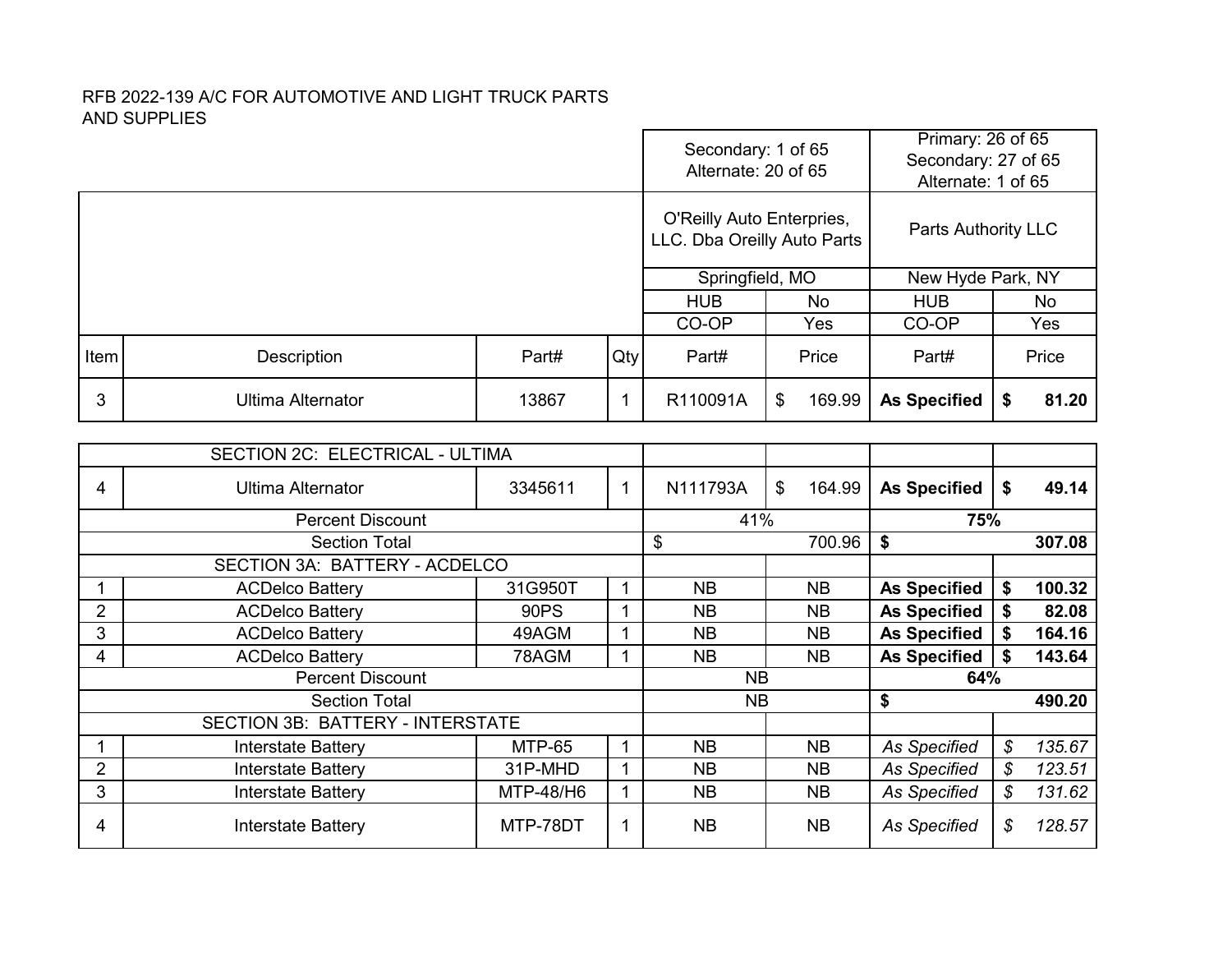RFB 2022-139 A/C FOR AUTOMOTIVE AND LIGHT TRUCK PARTS AND SUPPLIES

| | | | | Secondary: 1 of 65 Alternate: 20 of 65 | | Primary: 26 of 65 Secondary: 27 of 65 Alternate: 1 of 65 | |
|---|---|---|---|---|---|---|---|
| | | | | O'Reilly Auto Enterprises, LLC. Dba Oreilly Auto Parts | | Parts Authority LLC | |
| | | | | Springfield, MO | | New Hyde Park, NY | |
| | | | | HUB | No | HUB | No |
| | | | | CO-OP | Yes | CO-OP | Yes |
| Item | Description | Part# | Qty | Part# | Price | Part# | Price |
| 3 | Ultima Alternator | 13867 | 1 | R110091A | $ 169.99 | **As Specified** | **$ 81.20** |
| | SECTION 2C: ELECTRICAL - ULTIMA | | | | | | |
| 4 | Ultima Alternator | 3345611 | 1 | N111793A | $ 164.99 | **As Specified** | **$ 49.14** |
| | Percent Discount | | | 41% | | **75%** | |
| | Section Total | | | $ 700.96 | | **$ 307.08** | |
| | SECTION 3A: BATTERY - ACDELCO | | | | | | |
| 1 | ACDelco Battery | 31G950T | 1 | NB | NB | **As Specified** | **$ 100.32** |
| 2 | ACDelco Battery | 90PS | 1 | NB | NB | **As Specified** | **$ 82.08** |
| 3 | ACDelco Battery | 49AGM | 1 | NB | NB | **As Specified** | **$ 164.16** |
| 4 | ACDelco Battery | 78AGM | 1 | NB | NB | **As Specified** | **$ 143.64** |
| | Percent Discount | | | NB | | **64%** | |
| | Section Total | | | NB | | **$ 490.20** | |
| | SECTION 3B: BATTERY - INTERSTATE | | | | | | |
| 1 | Interstate Battery | MTP-65 | 1 | NB | NB | *As Specified* | *$ 135.67* |
| 2 | Interstate Battery | 31P-MHD | 1 | NB | NB | *As Specified* | *$ 123.51* |
| 3 | Interstate Battery | MTP-48/H6 | 1 | NB | NB | *As Specified* | *$ 131.62* |
| 4 | Interstate Battery | MTP-78DT | 1 | NB | NB | *As Specified* | *$ 128.57* |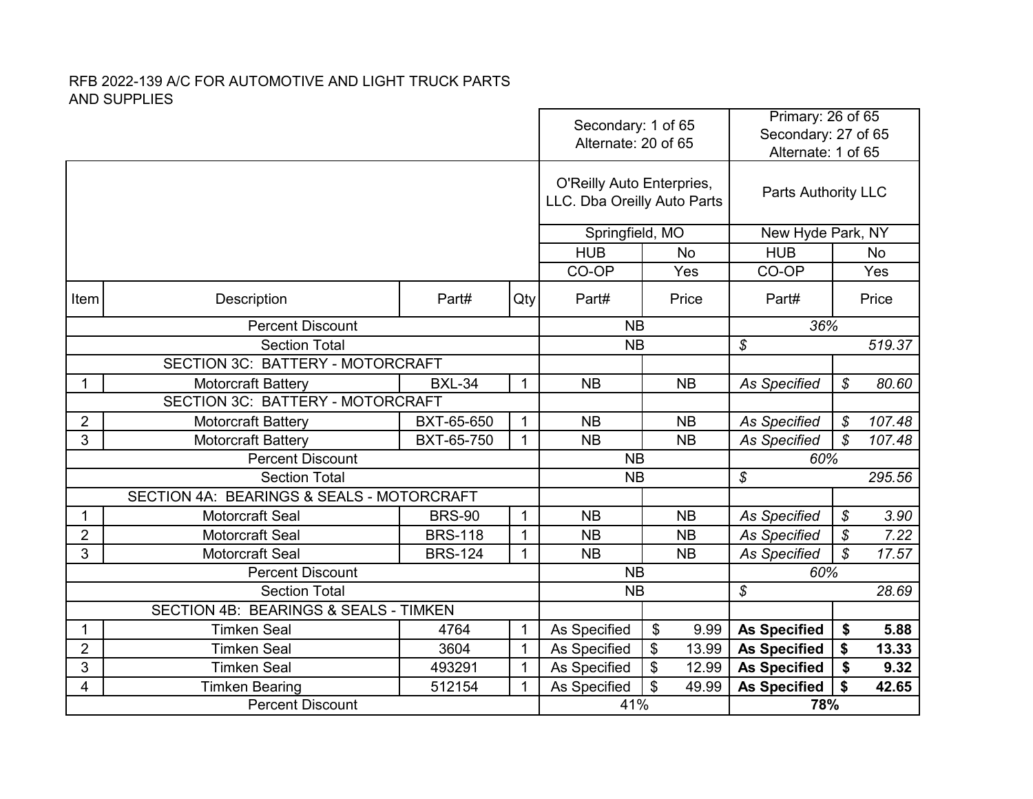RFB 2022-139 A/C FOR AUTOMOTIVE AND LIGHT TRUCK PARTS AND SUPPLIES

| | | | | Secondary: 1 of 65 Alternate: 20 of 65 | | Primary: 26 of 65 Secondary: 27 of 65 Alternate: 1 of 65 | |
|---|---|---|---|---|---|---|---|
| | | | | O'Reilly Auto Enterprises, LLC. Dba Oreilly Auto Parts | | Parts Authority LLC | |
| | | | | Springfield, MO | | New Hyde Park, NY | |
| | | | | HUB | No | HUB | No |
| | | | | CO-OP | Yes | CO-OP | Yes |
| Item | Description | Part# | Qty | Part# | Price | Part# | Price |
| | Percent Discount | | | NB | | *36%* | |
| | Section Total | | | NB | | *$* | *519.37* |
| | SECTION 3C: BATTERY - MOTORCRAFT | | | | | | |
| 1 | Motorcraft Battery | BXL-34 | 1 | NB | NB | *As Specified* | *$ 80.60* |
| | SECTION 3C: BATTERY - MOTORCRAFT | | | | | | |
| 2 | Motorcraft Battery | BXT-65-650 | 1 | NB | NB | *As Specified* | *$ 107.48* |
| 3 | Motorcraft Battery | BXT-65-750 | 1 | NB | NB | *As Specified* | *$ 107.48* |
| | Percent Discount | | | NB | | *60%* | |
| | Section Total | | | NB | | *$* | *295.56* |
| | SECTION 4A: BEARINGS & SEALS - MOTORCRAFT | | | | | | |
| 1 | Motorcraft Seal | BRS-90 | 1 | NB | NB | *As Specified* | *$ 3.90* |
| 2 | Motorcraft Seal | BRS-118 | 1 | NB | NB | *As Specified* | *$ 7.22* |
| 3 | Motorcraft Seal | BRS-124 | 1 | NB | NB | *As Specified* | *$ 17.57* |
| | Percent Discount | | | NB | | *60%* | |
| | Section Total | | | NB | | *$* | *28.69* |
| | SECTION 4B: BEARINGS & SEALS - TIMKEN | | | | | | |
| 1 | Timken Seal | 4764 | 1 | As Specified | $ 9.99 | **As Specified** | **$ 5.88** |
| 2 | Timken Seal | 3604 | 1 | As Specified | $ 13.99 | **As Specified** | **$ 13.33** |
| 3 | Timken Seal | 493291 | 1 | As Specified | $ 12.99 | **As Specified** | **$ 9.32** |
| 4 | Timken Bearing | 512154 | 1 | As Specified | $ 49.99 | **As Specified** | **$ 42.65** |
| | Percent Discount | | | 41% | | **78%** | |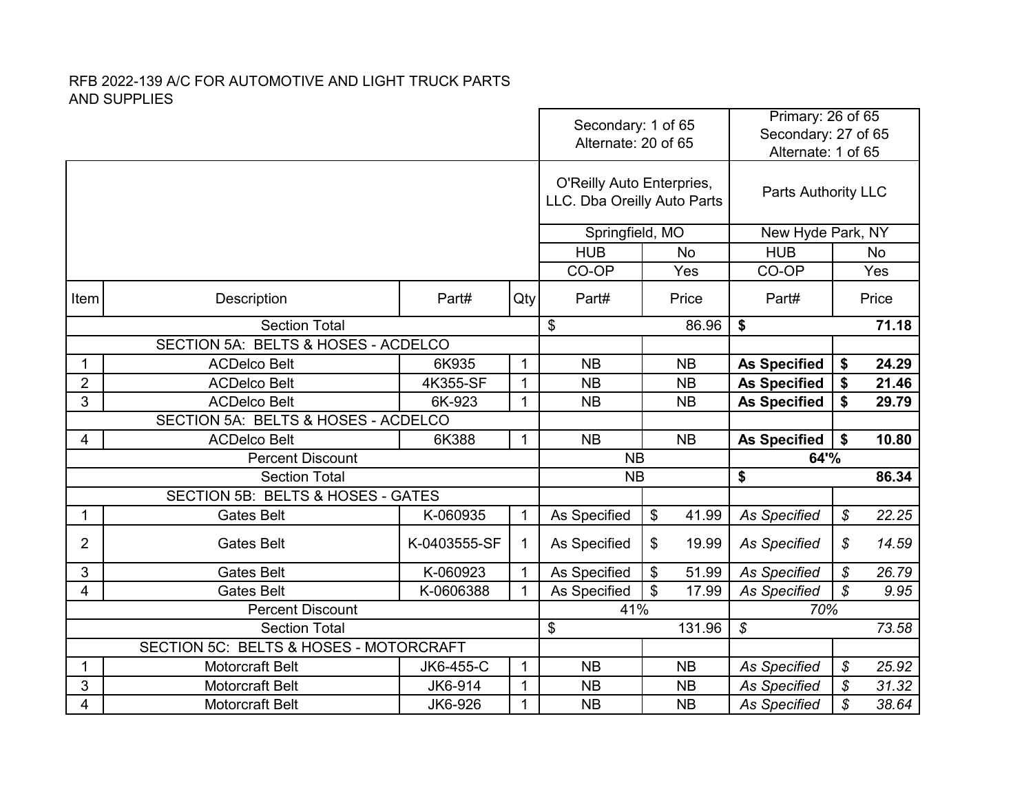RFB 2022-139 A/C FOR AUTOMOTIVE AND LIGHT TRUCK PARTS AND SUPPLIES

| Item | Description | Part# | Qty | Secondary: 1 of 65<br>Alternate: 20 of 65 | | Primary: 26 of 65<br>Secondary: 27 of 65<br>Alternate: 1 of 65 | |
|---|---|---|---|---|---|---|---|
| | | | | O'Reilly Auto Enterprises, LLC. Dba Oreilly Auto Parts | | Parts Authority LLC | |
| | | | | Springfield, MO | | New Hyde Park, NY | |
| | | | | HUB | No | HUB | No |
| | | | | CO-OP | Yes | CO-OP | Yes |
| Item | Description | Part# | Qty | Part# | Price | Part# | Price |
| | Section Total | | | $ | 86.96 | **$** | **71.18** |
| | SECTION 5A: BELTS & HOSES - ACDELCO | | | | | | |
| 1 | ACDelco Belt | 6K935 | 1 | NB | NB | **As Specified** | **$ 24.29** |
| 2 | ACDelco Belt | 4K355-SF | 1 | NB | NB | **As Specified** | **$ 21.46** |
| 3 | ACDelco Belt | 6K-923 | 1 | NB | NB | **As Specified** | **$ 29.79** |
| | SECTION 5A: BELTS & HOSES - ACDELCO | | | | | | |
| 4 | ACDelco Belt | 6K388 | 1 | NB | NB | **As Specified** | **$ 10.80** |
| | Percent Discount | | | NB | | **64'%** | |
| | Section Total | | | NB | | **$** | **86.34** |
| | SECTION 5B: BELTS & HOSES - GATES | | | | | | |
| 1 | Gates Belt | K-060935 | 1 | As Specified | $ 41.99 | *As Specified* | *$ 22.25* |
| 2 | Gates Belt | K-0403555-SF | 1 | As Specified | $ 19.99 | *As Specified* | *$ 14.59* |
| 3 | Gates Belt | K-060923 | 1 | As Specified | $ 51.99 | *As Specified* | *$ 26.79* |
| 4 | Gates Belt | K-0606388 | 1 | As Specified | $ 17.99 | *As Specified* | *$ 9.95* |
| | Percent Discount | | | 41% | | *70%* | |
| | Section Total | | | $ | 131.96 | *$* | *73.58* |
| | SECTION 5C: BELTS & HOSES - MOTORCRAFT | | | | | | |
| 1 | Motorcraft Belt | JK6-455-C | 1 | NB | NB | *As Specified* | *$ 25.92* |
| 3 | Motorcraft Belt | JK6-914 | 1 | NB | NB | *As Specified* | *$ 31.32* |
| 4 | Motorcraft Belt | JK6-926 | 1 | NB | NB | *As Specified* | *$ 38.64* |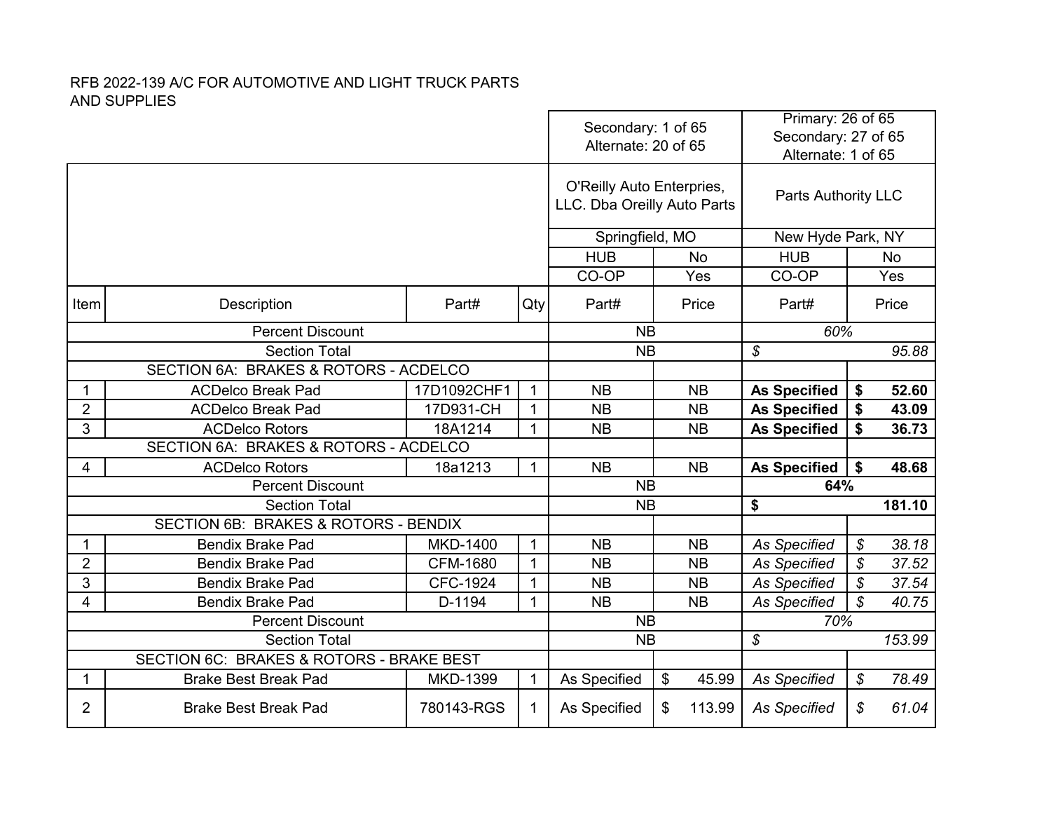RFB 2022-139 A/C FOR AUTOMOTIVE AND LIGHT TRUCK PARTS AND SUPPLIES

| | | | | Secondary: 1 of 65<br>Alternate: 20 of 65 | | Primary: 26 of 65<br>Secondary: 27 of 65<br>Alternate: 1 of 65 | |
|---|---|---|---|---|---|---|---|
| | | | | O'Reilly Auto Enterprises, LLC. Dba Oreilly Auto Parts | | Parts Authority LLC | |
| | | | | Springfield, MO | | New Hyde Park, NY | |
| | | | | HUB | No | HUB | No |
| | | | | CO-OP | Yes | CO-OP | Yes |
| Item | Description | Part# | Qty | Part# | Price | Part# | Price |
| | Percent Discount | | | NB | | *60%* | |
| | Section Total | | | NB | | *$* | *95.88* |
| | SECTION 6A: BRAKES & ROTORS - ACDELCO | | | | | | |
| 1 | ACDelco Break Pad | 17D1092CHF1 | 1 | NB | NB | **As Specified** | **$ 52.60** |
| 2 | ACDelco Break Pad | 17D931-CH | 1 | NB | NB | **As Specified** | **$ 43.09** |
| 3 | ACDelco Rotors | 18A1214 | 1 | NB | NB | **As Specified** | **$ 36.73** |
| | SECTION 6A: BRAKES & ROTORS - ACDELCO | | | | | | |
| 4 | ACDelco Rotors | 18a1213 | 1 | NB | NB | **As Specified** | **$ 48.68** |
| | Percent Discount | | | NB | | **64%** | |
| | Section Total | | | NB | | **$** | **181.10** |
| | SECTION 6B: BRAKES & ROTORS - BENDIX | | | | | | |
| 1 | Bendix Brake Pad | MKD-1400 | 1 | NB | NB | *As Specified* | *$ 38.18* |
| 2 | Bendix Brake Pad | CFM-1680 | 1 | NB | NB | *As Specified* | *$ 37.52* |
| 3 | Bendix Brake Pad | CFC-1924 | 1 | NB | NB | *As Specified* | *$ 37.54* |
| 4 | Bendix Brake Pad | D-1194 | 1 | NB | NB | *As Specified* | *$ 40.75* |
| | Percent Discount | | | NB | | *70%* | |
| | Section Total | | | NB | | *$* | *153.99* |
| | SECTION 6C: BRAKES & ROTORS - BRAKE BEST | | | | | | |
| 1 | Brake Best Break Pad | MKD-1399 | 1 | As Specified | $ 45.99 | *As Specified* | *$ 78.49* |
| 2 | Brake Best Break Pad | 780143-RGS | 1 | As Specified | $ 113.99 | *As Specified* | *$ 61.04* |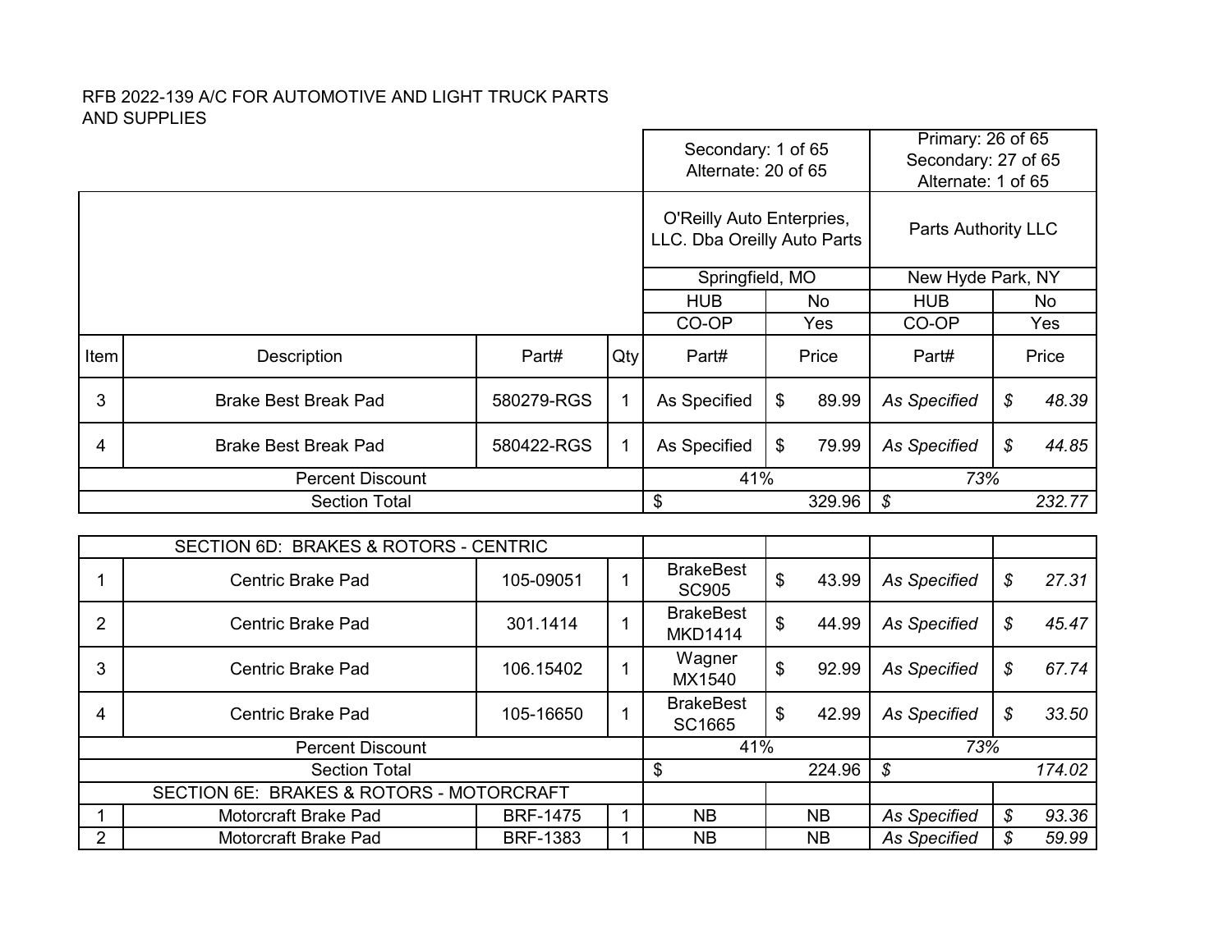RFB 2022-139 A/C FOR AUTOMOTIVE AND LIGHT TRUCK PARTS AND SUPPLIES

| | | | | Secondary: 1 of 65<br>Alternate: 20 of 65 | | Primary: 26 of 65<br>Secondary: 27 of 65<br>Alternate: 1 of 65 | |
|---|---|---|---|---|---|---|---|
| | | | | O'Reilly Auto Enterprises, LLC. Dba Oreilly Auto Parts | | Parts Authority LLC | |
| | | | | Springfield, MO | | New Hyde Park, NY | |
| | | | | HUB | No | HUB | No |
| | | | | CO-OP | Yes | CO-OP | Yes |
| Item | Description | Part# | Qty | Part# | Price | Part# | Price |
| 3 | Brake Best Break Pad | 580279-RGS | 1 | As Specified | $ 89.99 | *As Specified* | *$ 48.39* |
| 4 | Brake Best Break Pad | 580422-RGS | 1 | As Specified | $ 79.99 | *As Specified* | *$ 44.85* |
| Percent Discount | | | | 41% | | *73%* | |
| Section Total | | | | $ 329.96 | | *$ 232.77* | |

| SECTION 6D: BRAKES & ROTORS - CENTRIC | | | | | | | |
|---|---|---|---|---|---|---|---|
| 1 | Centric Brake Pad | 105-09051 | 1 | BrakeBest SC905 | $ 43.99 | *As Specified* | *$ 27.31* |
| 2 | Centric Brake Pad | 301.1414 | 1 | BrakeBest MKD1414 | $ 44.99 | *As Specified* | *$ 45.47* |
| 3 | Centric Brake Pad | 106.15402 | 1 | Wagner MX1540 | $ 92.99 | *As Specified* | *$ 67.74* |
| 4 | Centric Brake Pad | 105-16650 | 1 | BrakeBest SC1665 | $ 42.99 | *As Specified* | *$ 33.50* |
| Percent Discount | | | | 41% | | *73%* | |
| Section Total | | | | $ 224.96 | | *$ 174.02* | |
| SECTION 6E: BRAKES & ROTORS - MOTORCRAFT | | | | | | | |
| 1 | Motorcraft Brake Pad | BRF-1475 | 1 | NB | NB | *As Specified* | *$ 93.36* |
| 2 | Motorcraft Brake Pad | BRF-1383 | 1 | NB | NB | *As Specified* | *$ 59.99* |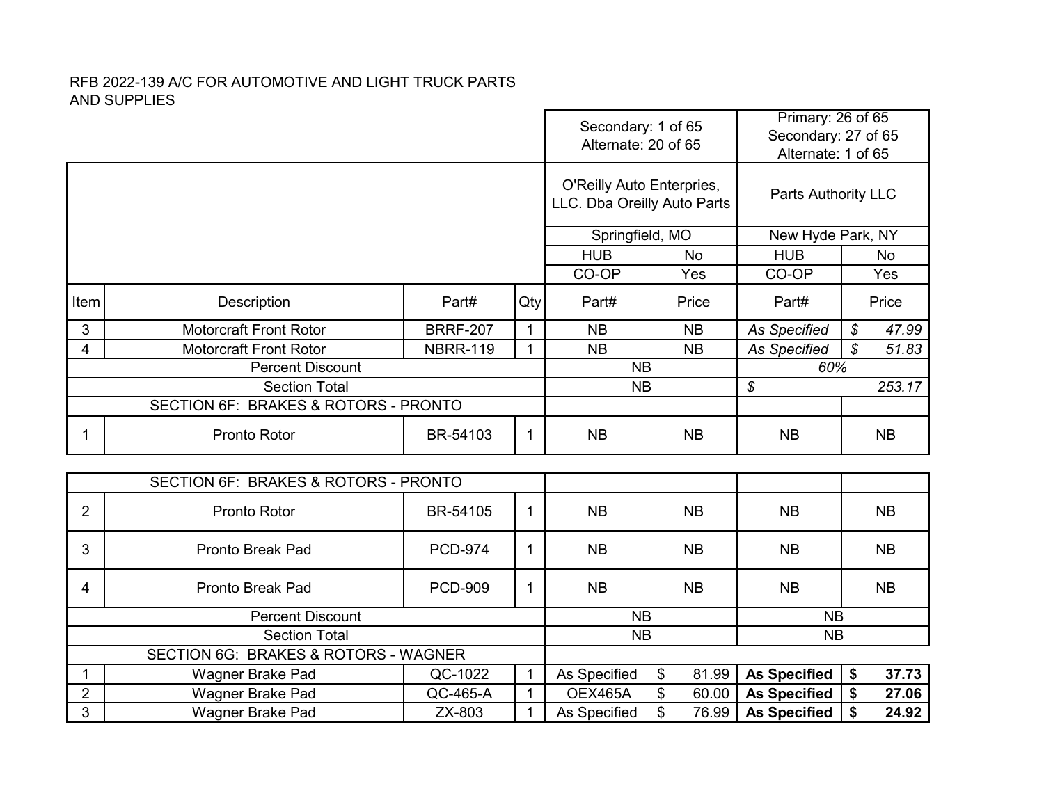RFB 2022-139 A/C FOR AUTOMOTIVE AND LIGHT TRUCK PARTS AND SUPPLIES

| | | | | Secondary: 1 of 65 Alternate: 20 of 65 | | Primary: 26 of 65 Secondary: 27 of 65 Alternate: 1 of 65 | |
|---|---|---|---|---|---|---|---|
| | | | | O'Reilly Auto Enterprises, LLC. Dba Oreilly Auto Parts | | Parts Authority LLC | |
| | | | | Springfield, MO | | New Hyde Park, NY | |
| | | | | HUB | No | HUB | No |
| | | | | CO-OP | Yes | CO-OP | Yes |
| Item | Description | Part# | Qty | Part# | Price | Part# | Price |
| 3 | Motorcraft Front Rotor | BRRF-207 | 1 | NB | NB | *As Specified* | *$ 47.99* |
| 4 | Motorcraft Front Rotor | NBRR-119 | 1 | NB | NB | *As Specified* | *$ 51.83* |
| | Percent Discount | | | NB | | *60%* | |
| | Section Total | | | NB | | *$ 253.17* | |
| | SECTION 6F: BRAKES & ROTORS - PRONTO | | | | | | |
| 1 | Pronto Rotor | BR-54103 | 1 | NB | NB | NB | NB |
| | SECTION 6F: BRAKES & ROTORS - PRONTO | | | | | | |
| 2 | Pronto Rotor | BR-54105 | 1 | NB | NB | NB | NB |
| 3 | Pronto Break Pad | PCD-974 | 1 | NB | NB | NB | NB |
| 4 | Pronto Break Pad | PCD-909 | 1 | NB | NB | NB | NB |
| | Percent Discount | | | NB | | NB | |
| | Section Total | | | NB | | NB | |
| | SECTION 6G: BRAKES & ROTORS - WAGNER | | | | | | |
| 1 | Wagner Brake Pad | QC-1022 | 1 | As Specified | $ 81.99 | **As Specified** | **$ 37.73** |
| 2 | Wagner Brake Pad | QC-465-A | 1 | OEX465A | $ 60.00 | **As Specified** | **$ 27.06** |
| 3 | Wagner Brake Pad | ZX-803 | 1 | As Specified | $ 76.99 | **As Specified** | **$ 24.92** |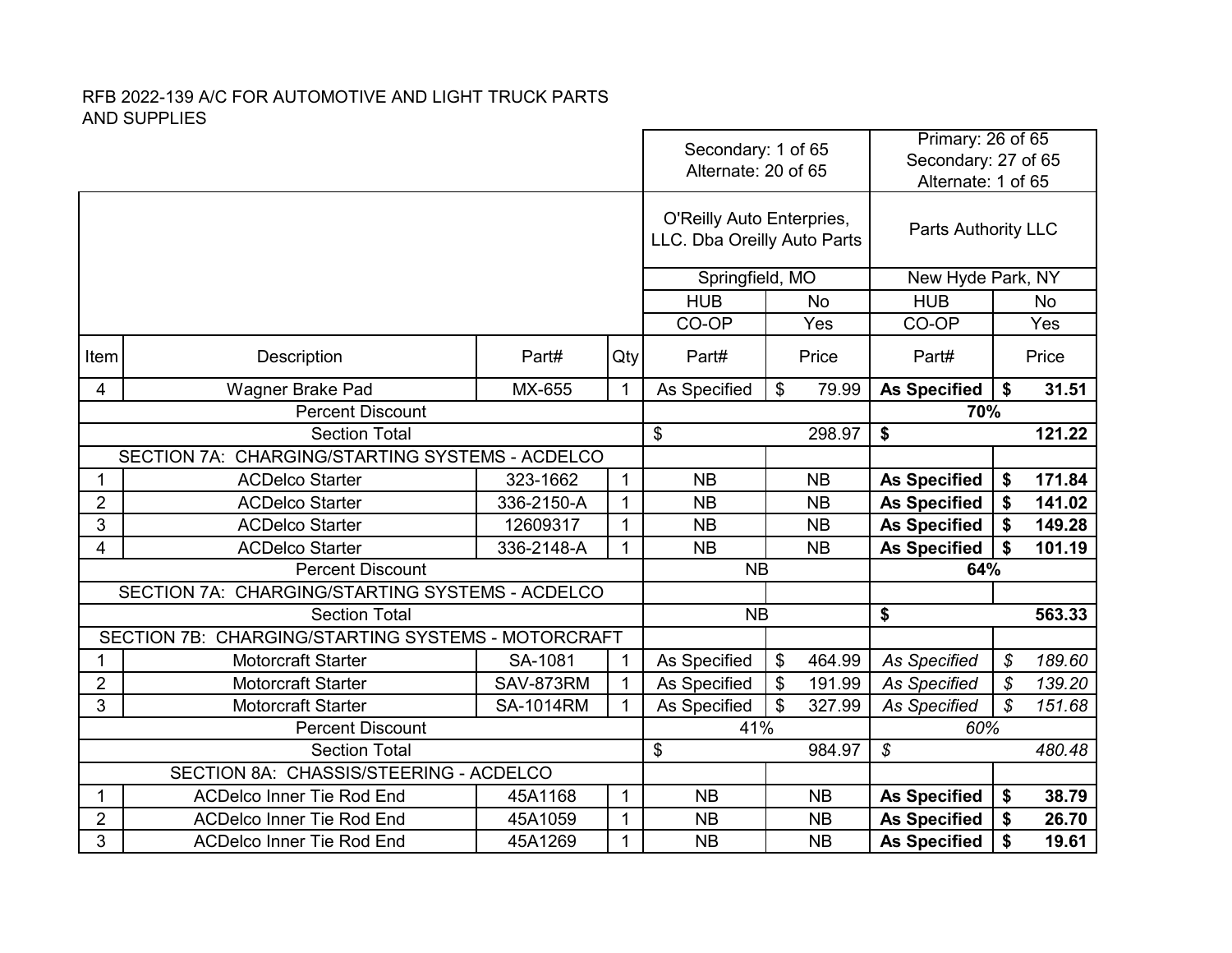RFB 2022-139 A/C FOR AUTOMOTIVE AND LIGHT TRUCK PARTS AND SUPPLIES

| | | | | Secondary: 1 of 65<br>Alternate: 20 of 65 | | Primary: 26 of 65<br>Secondary: 27 of 65<br>Alternate: 1 of 65 | |
|---|---|---|---|---|---|---|---|
| | | | | O'Reilly Auto Enterprises, LLC. Dba Oreilly Auto Parts | | Parts Authority LLC | |
| | | | | Springfield, MO | | New Hyde Park, NY | |
| | | | | HUB | No | HUB | No |
| | | | | CO-OP | Yes | CO-OP | Yes |
| Item | Description | Part# | Qty | Part# | Price | Part# | Price |
| 4 | Wagner Brake Pad | MX-655 | 1 | As Specified | $ 79.99 | **As Specified** | **$ 31.51** |
| | Percent Discount | | | | | **70%** | |
| | Section Total | | | $ 298.97 | | **$ 121.22** | |
| | SECTION 7A: CHARGING/STARTING SYSTEMS - ACDELCO | | | | | | |
| 1 | ACDelco Starter | 323-1662 | 1 | NB | NB | **As Specified** | **$ 171.84** |
| 2 | ACDelco Starter | 336-2150-A | 1 | NB | NB | **As Specified** | **$ 141.02** |
| 3 | ACDelco Starter | 12609317 | 1 | NB | NB | **As Specified** | **$ 149.28** |
| 4 | ACDelco Starter | 336-2148-A | 1 | NB | NB | **As Specified** | **$ 101.19** |
| | Percent Discount | | | NB | | **64%** | |
| | SECTION 7A: CHARGING/STARTING SYSTEMS - ACDELCO | | | | | | |
| | Section Total | | | NB | | **$ 563.33** | |
| | SECTION 7B: CHARGING/STARTING SYSTEMS - MOTORCRAFT | | | | | | |
| 1 | Motorcraft Starter | SA-1081 | 1 | As Specified | $ 464.99 | *As Specified* | *$ 189.60* |
| 2 | Motorcraft Starter | SAV-873RM | 1 | As Specified | $ 191.99 | *As Specified* | *$ 139.20* |
| 3 | Motorcraft Starter | SA-1014RM | 1 | As Specified | $ 327.99 | *As Specified* | *$ 151.68* |
| | Percent Discount | | | 41% | | *60%* | |
| | Section Total | | | $ 984.97 | | *$ 480.48* | |
| | SECTION 8A: CHASSIS/STEERING - ACDELCO | | | | | | |
| 1 | ACDelco Inner Tie Rod End | 45A1168 | 1 | NB | NB | **As Specified** | **$ 38.79** |
| 2 | ACDelco Inner Tie Rod End | 45A1059 | 1 | NB | NB | **As Specified** | **$ 26.70** |
| 3 | ACDelco Inner Tie Rod End | 45A1269 | 1 | NB | NB | **As Specified** | **$ 19.61** |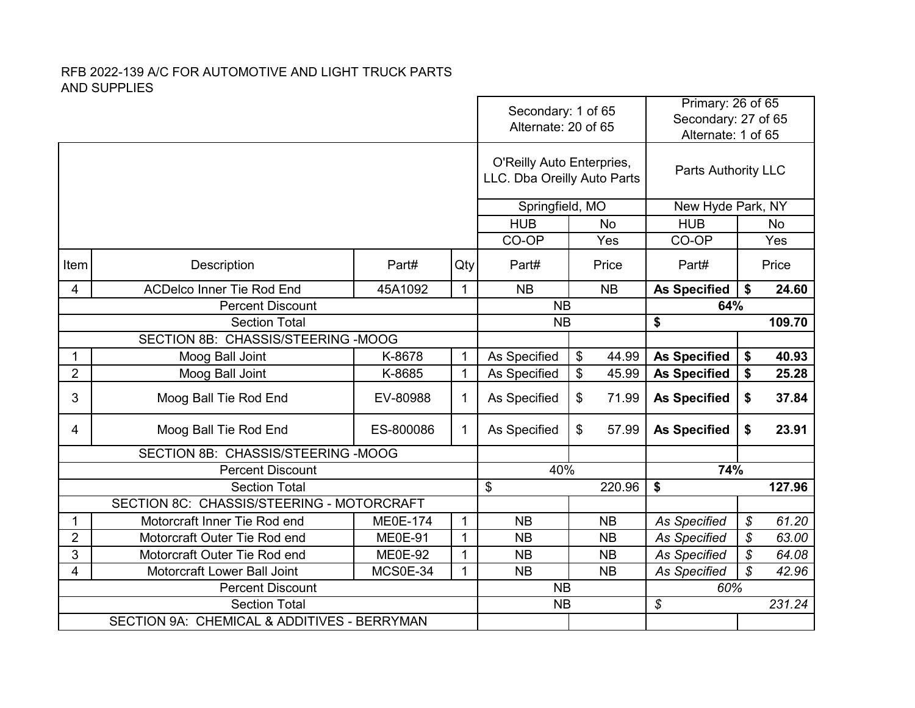RFB 2022-139 A/C FOR AUTOMOTIVE AND LIGHT TRUCK PARTS AND SUPPLIES

| | | | | Secondary: 1 of 65 Alternate: 20 of 65 | | Primary: 26 of 65 Secondary: 27 of 65 Alternate: 1 of 65 | |
|---|---|---|---|---|---|---|---|
| | | | | O'Reilly Auto Enterprises, LLC. Dba Oreilly Auto Parts | | Parts Authority LLC | |
| | | | | Springfield, MO | | New Hyde Park, NY | |
| | | | | HUB | No | HUB | No |
| | | | | CO-OP | Yes | CO-OP | Yes |
| Item | Description | Part# | Qty | Part# | Price | Part# | Price |
| 4 | ACDelco Inner Tie Rod End | 45A1092 | 1 | NB | NB | **As Specified** | **$ 24.60** |
| | Percent Discount | | | NB | | **64%** | |
| | Section Total | | | NB | | **$ 109.70** | |
| | SECTION 8B: CHASSIS/STEERING -MOOG | | | | | | |
| 1 | Moog Ball Joint | K-8678 | 1 | As Specified | $ 44.99 | **As Specified** | **$ 40.93** |
| 2 | Moog Ball Joint | K-8685 | 1 | As Specified | $ 45.99 | **As Specified** | **$ 25.28** |
| 3 | Moog Ball Tie Rod End | EV-80988 | 1 | As Specified | $ 71.99 | **As Specified** | **$ 37.84** |
| 4 | Moog Ball Tie Rod End | ES-800086 | 1 | As Specified | $ 57.99 | **As Specified** | **$ 23.91** |
| | SECTION 8B: CHASSIS/STEERING -MOOG | | | | | | |
| | Percent Discount | | | 40% | | **74%** | |
| | Section Total | | | $ 220.96 | | **$ 127.96** | |
| | SECTION 8C: CHASSIS/STEERING - MOTORCRAFT | | | | | | |
| 1 | Motorcraft Inner Tie Rod end | ME0E-174 | 1 | NB | NB | *As Specified* | *$ 61.20* |
| 2 | Motorcraft Outer Tie Rod end | ME0E-91 | 1 | NB | NB | *As Specified* | *$ 63.00* |
| 3 | Motorcraft Outer Tie Rod end | ME0E-92 | 1 | NB | NB | *As Specified* | *$ 64.08* |
| 4 | Motorcraft Lower Ball Joint | MCS0E-34 | 1 | NB | NB | *As Specified* | *$ 42.96* |
| | Percent Discount | | | NB | | *60%* | |
| | Section Total | | | NB | | *$ 231.24* | |
| | SECTION 9A: CHEMICAL & ADDITIVES - BERRYMAN | | | | | | |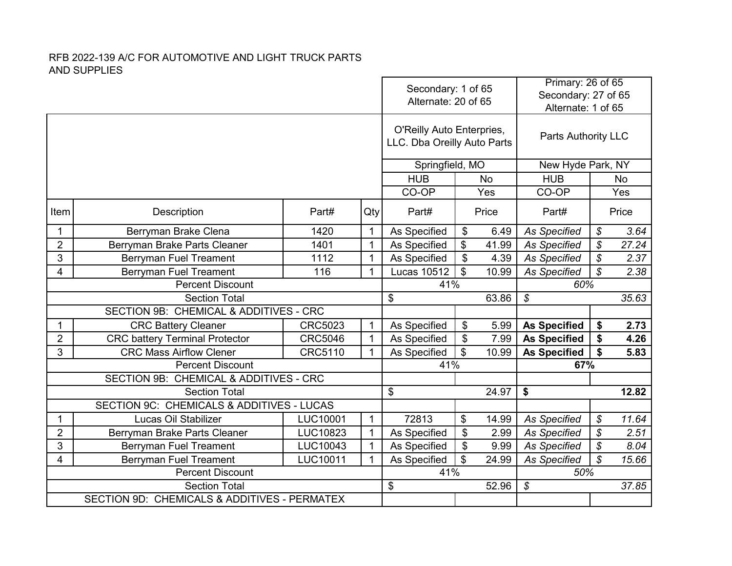RFB 2022-139 A/C FOR AUTOMOTIVE AND LIGHT TRUCK PARTS AND SUPPLIES

| | | | | Secondary: 1 of 65<br>Alternate: 20 of 65 | | Primary: 26 of 65<br>Secondary: 27 of 65<br>Alternate: 1 of 65 | |
|---|---|---|---|---|---|---|---|
| | | | | O'Reilly Auto Enterprises, LLC. Dba Oreilly Auto Parts | | Parts Authority LLC | |
| | | | | Springfield, MO | | New Hyde Park, NY | |
| | | | | HUB | No | HUB | No |
| | | | | CO-OP | Yes | CO-OP | Yes |
| Item | Description | Part# | Qty | Part# | Price | Part# | Price |
| 1 | Berryman Brake Clena | 1420 | 1 | As Specified | $ 6.49 | *As Specified* | *$ 3.64* |
| 2 | Berryman Brake Parts Cleaner | 1401 | 1 | As Specified | $ 41.99 | *As Specified* | *$ 27.24* |
| 3 | Berryman Fuel Treament | 1112 | 1 | As Specified | $ 4.39 | *As Specified* | *$ 2.37* |
| 4 | Berryman Fuel Treament | 116 | 1 | Lucas 10512 | $ 10.99 | *As Specified* | *$ 2.38* |
| Percent Discount | | | | 41% | | *60%* | |
| Section Total | | | | $ 63.86 | | *$ 35.63* | |
| SECTION 9B: CHEMICAL & ADDITIVES - CRC | | | | | | | |
| 1 | CRC Battery Cleaner | CRC5023 | 1 | As Specified | $ 5.99 | **As Specified** | **$ 2.73** |
| 2 | CRC battery Terminal Protector | CRC5046 | 1 | As Specified | $ 7.99 | **As Specified** | **$ 4.26** |
| 3 | CRC Mass Airflow Clener | CRC5110 | 1 | As Specified | $ 10.99 | **As Specified** | **$ 5.83** |
| Percent Discount | | | | 41% | | **67%** | |
| SECTION 9B: CHEMICAL & ADDITIVES - CRC | | | | | | | |
| Section Total | | | | $ 24.97 | | **$ 12.82** | |
| SECTION 9C: CHEMICALS & ADDITIVES - LUCAS | | | | | | | |
| 1 | Lucas Oil Stabilizer | LUC10001 | 1 | 72813 | $ 14.99 | *As Specified* | *$ 11.64* |
| 2 | Berryman Brake Parts Cleaner | LUC10823 | 1 | As Specified | $ 2.99 | *As Specified* | *$ 2.51* |
| 3 | Berryman Fuel Treament | LUC10043 | 1 | As Specified | $ 9.99 | *As Specified* | *$ 8.04* |
| 4 | Berryman Fuel Treament | LUC10011 | 1 | As Specified | $ 24.99 | *As Specified* | *$ 15.66* |
| Percent Discount | | | | 41% | | *50%* | |
| Section Total | | | | $ 52.96 | | *$ 37.85* | |
| SECTION 9D: CHEMICALS & ADDITIVES - PERMATEX | | | | | | | |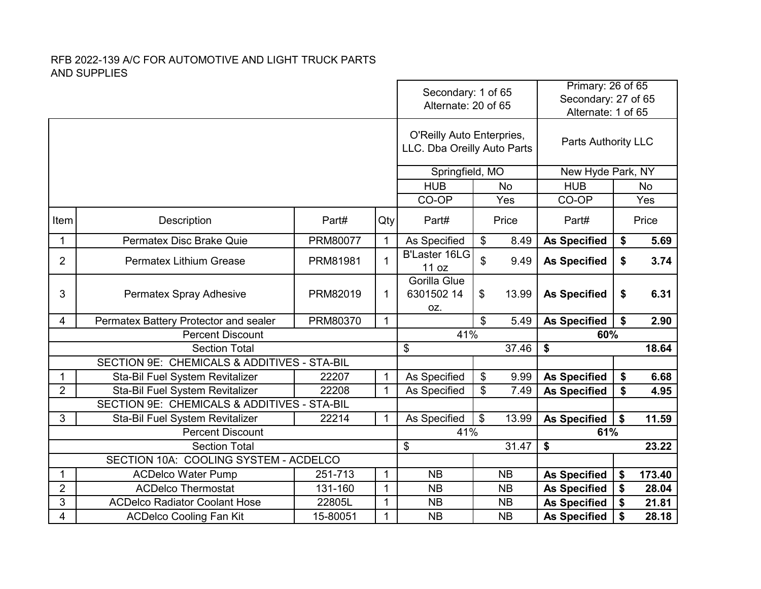RFB 2022-139 A/C FOR AUTOMOTIVE AND LIGHT TRUCK PARTS AND SUPPLIES

| | | | | Secondary: 1 of 65 Alternate: 20 of 65 | | Primary: 26 of 65 Secondary: 27 of 65 Alternate: 1 of 65 | |
|---|---|---|---|---|---|---|---|
| | | | | O'Reilly Auto Enterprises, LLC. Dba Oreilly Auto Parts | | Parts Authority LLC | |
| | | | | Springfield, MO | | New Hyde Park, NY | |
| | | | | HUB | No | HUB | No |
| | | | | CO-OP | Yes | CO-OP | Yes |
| Item | Description | Part# | Qty | Part# | Price | Part# | Price |
| 1 | Permatex Disc Brake Quie | PRM80077 | 1 | As Specified | $ 8.49 | **As Specified** | **$ 5.69** |
| 2 | Permatex Lithium Grease | PRM81981 | 1 | B'Laster 16LG 11 oz | $ 9.49 | **As Specified** | **$ 3.74** |
| 3 | Permatex Spray Adhesive | PRM82019 | 1 | Gorilla Glue 6301502 14 oz. | $ 13.99 | **As Specified** | **$ 6.31** |
| 4 | Permatex Battery Protector and sealer | PRM80370 | 1 | | $ 5.49 | **As Specified** | **$ 2.90** |
| | Percent Discount | | | 41% | | **60%** | |
| | Section Total | | | $ 37.46 | | **$ 18.64** | |
| | SECTION 9E: CHEMICALS & ADDITIVES - STA-BIL | | | | | | |
| 1 | Sta-Bil Fuel System Revitalizer | 22207 | 1 | As Specified | $ 9.99 | **As Specified** | **$ 6.68** |
| 2 | Sta-Bil Fuel System Revitalizer | 22208 | 1 | As Specified | $ 7.49 | **As Specified** | **$ 4.95** |
| | SECTION 9E: CHEMICALS & ADDITIVES - STA-BIL | | | | | | |
| 3 | Sta-Bil Fuel System Revitalizer | 22214 | 1 | As Specified | $ 13.99 | **As Specified** | **$ 11.59** |
| | Percent Discount | | | 41% | | **61%** | |
| | Section Total | | | $ 31.47 | | **$ 23.22** | |
| | SECTION 10A: COOLING SYSTEM - ACDELCO | | | | | | |
| 1 | ACDelco Water Pump | 251-713 | 1 | NB | NB | **As Specified** | **$ 173.40** |
| 2 | ACDelco Thermostat | 131-160 | 1 | NB | NB | **As Specified** | **$ 28.04** |
| 3 | ACDelco Radiator Coolant Hose | 22805L | 1 | NB | NB | **As Specified** | **$ 21.81** |
| 4 | ACDelco Cooling Fan Kit | 15-80051 | 1 | NB | NB | **As Specified** | **$ 28.18** |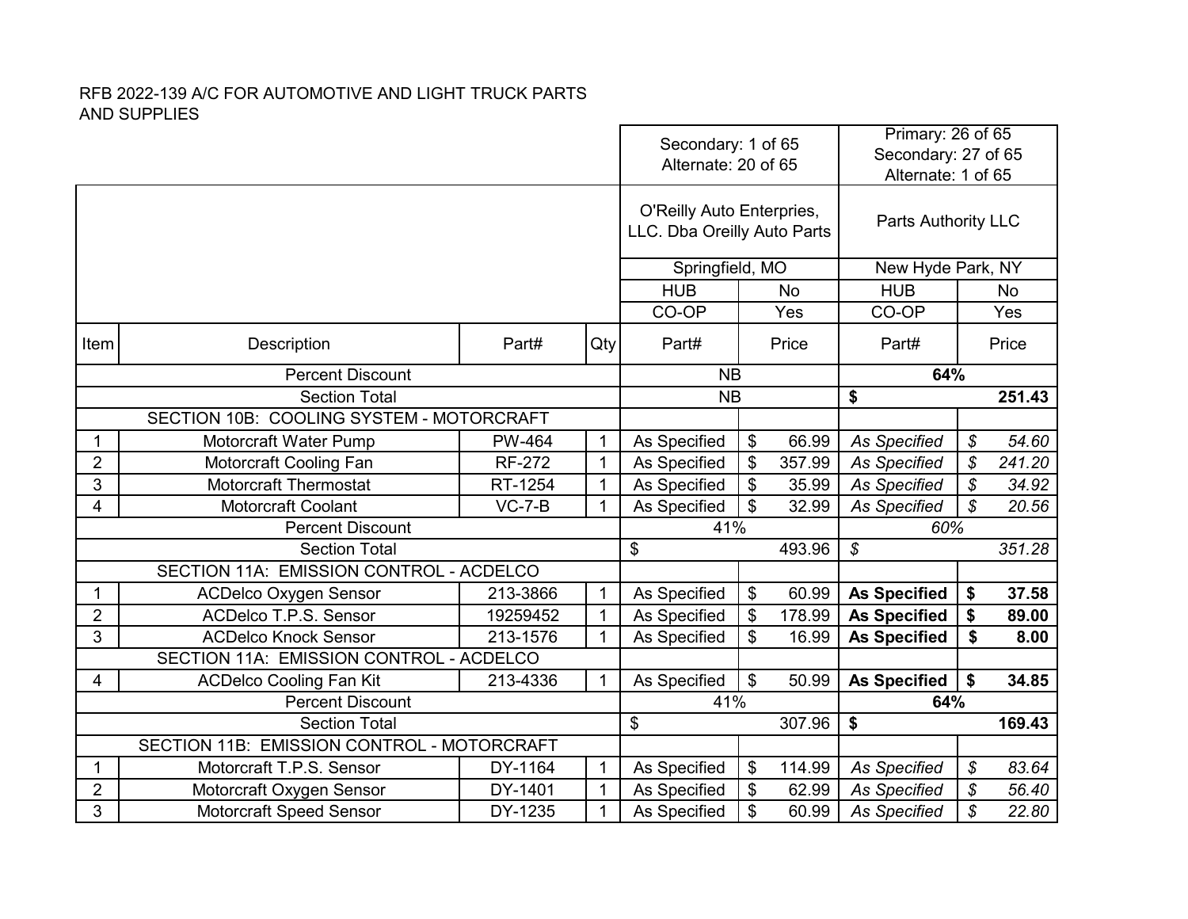RFB 2022-139 A/C FOR AUTOMOTIVE AND LIGHT TRUCK PARTS AND SUPPLIES

| | | | | Secondary: 1 of 65<br>Alternate: 20 of 65 | | Primary: 26 of 65<br>Secondary: 27 of 65<br>Alternate: 1 of 65 | |
|---|---|---|---|---|---|---|---|
| | | | | O'Reilly Auto Enterprises, LLC. Dba Oreilly Auto Parts | | Parts Authority LLC | |
| | | | | Springfield, MO | | New Hyde Park, NY | |
| | | | | HUB | No | HUB | No |
| | | | | CO-OP | Yes | CO-OP | Yes |
| **Item** | **Description** | **Part#** | **Qty** | **Part#** | **Price** | **Part#** | **Price** |
| | Percent Discount | | | NB | | **64%** | |
| | Section Total | | | NB | | **$** | **251.43** |
| | SECTION 10B: COOLING SYSTEM - MOTORCRAFT | | | | | | |
| 1 | Motorcraft Water Pump | PW-464 | 1 | As Specified | $ 66.99 | *As Specified* | *$ 54.60* |
| 2 | Motorcraft Cooling Fan | RF-272 | 1 | As Specified | $ 357.99 | *As Specified* | *$ 241.20* |
| 3 | Motorcraft Thermostat | RT-1254 | 1 | As Specified | $ 35.99 | *As Specified* | *$ 34.92* |
| 4 | Motorcraft Coolant | VC-7-B | 1 | As Specified | $ 32.99 | *As Specified* | *$ 20.56* |
| | Percent Discount | | | 41% | | *60%* | |
| | Section Total | | | $ | 493.96 | *$* | *351.28* |
| | SECTION 11A: EMISSION CONTROL - ACDELCO | | | | | | |
| 1 | ACDelco Oxygen Sensor | 213-3866 | 1 | As Specified | $ 60.99 | **As Specified** | **$ 37.58** |
| 2 | ACDelco T.P.S. Sensor | 19259452 | 1 | As Specified | $ 178.99 | **As Specified** | **$ 89.00** |
| 3 | ACDelco Knock Sensor | 213-1576 | 1 | As Specified | $ 16.99 | **As Specified** | **$ 8.00** |
| | SECTION 11A: EMISSION CONTROL - ACDELCO | | | | | | |
| 4 | ACDelco Cooling Fan Kit | 213-4336 | 1 | As Specified | $ 50.99 | **As Specified** | **$ 34.85** |
| | Percent Discount | | | 41% | | **64%** | |
| | Section Total | | | $ | 307.96 | **$** | **169.43** |
| | SECTION 11B: EMISSION CONTROL - MOTORCRAFT | | | | | | |
| 1 | Motorcraft T.P.S. Sensor | DY-1164 | 1 | As Specified | $ 114.99 | *As Specified* | *$ 83.64* |
| 2 | Motorcraft Oxygen Sensor | DY-1401 | 1 | As Specified | $ 62.99 | *As Specified* | *$ 56.40* |
| 3 | Motorcraft Speed Sensor | DY-1235 | 1 | As Specified | $ 60.99 | *As Specified* | *$ 22.80* |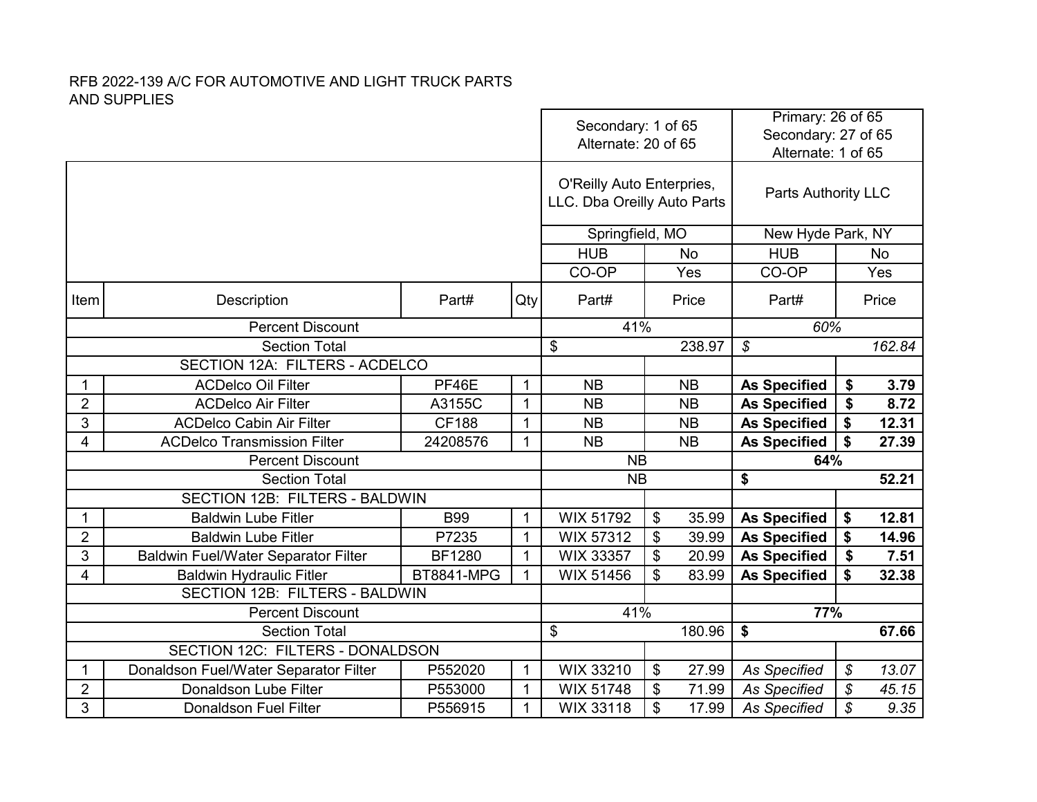RFB 2022-139 A/C FOR AUTOMOTIVE AND LIGHT TRUCK PARTS AND SUPPLIES

| Item | Description | Part# | Qty | Secondary: 1 of 65<br>Alternate: 20 of 65 | | Primary: 26 of 65<br>Secondary: 27 of 65<br>Alternate: 1 of 65 | |
|---|---|---|---|---|---|---|---|
| | | | | O'Reilly Auto Enterprises, LLC. Dba Oreilly Auto Parts | | Parts Authority LLC | |
| | | | | Springfield, MO | | New Hyde Park, NY | |
| | | | | HUB | No | HUB | No |
| | | | | CO-OP | Yes | CO-OP | Yes |
| | | | | Part# | Price | Part# | Price |
| | Percent Discount | | | 41% | | *60%* | |
| | Section Total | | | $ | 238.97 | *$* | *162.84* |
| | SECTION 12A: FILTERS - ACDELCO | | | | | | |
| 1 | ACDelco Oil Filter | PF46E | 1 | NB | NB | **As Specified** | **$ 3.79** |
| 2 | ACDelco Air Filter | A3155C | 1 | NB | NB | **As Specified** | **$ 8.72** |
| 3 | ACDelco Cabin Air Filter | CF188 | 1 | NB | NB | **As Specified** | **$ 12.31** |
| 4 | ACDelco Transmission Filter | 24208576 | 1 | NB | NB | **As Specified** | **$ 27.39** |
| | Percent Discount | | | NB | | **64%** | |
| | Section Total | | | NB | | **$** | **52.21** |
| | SECTION 12B: FILTERS - BALDWIN | | | | | | |
| 1 | Baldwin Lube Fitler | B99 | 1 | WIX 51792 | $ 35.99 | **As Specified** | **$ 12.81** |
| 2 | Baldwin Lube Fitler | P7235 | 1 | WIX 57312 | $ 39.99 | **As Specified** | **$ 14.96** |
| 3 | Baldwin Fuel/Water Separator Filter | BF1280 | 1 | WIX 33357 | $ 20.99 | **As Specified** | **$ 7.51** |
| 4 | Baldwin Hydraulic Fitler | BT8841-MPG | 1 | WIX 51456 | $ 83.99 | **As Specified** | **$ 32.38** |
| | SECTION 12B: FILTERS - BALDWIN | | | | | | |
| | Percent Discount | | | 41% | | **77%** | |
| | Section Total | | | $ | 180.96 | **$** | **67.66** |
| | SECTION 12C: FILTERS - DONALDSON | | | | | | |
| 1 | Donaldson Fuel/Water Separator Filter | P552020 | 1 | WIX 33210 | $ 27.99 | *As Specified* | *$ 13.07* |
| 2 | Donaldson Lube Filter | P553000 | 1 | WIX 51748 | $ 71.99 | *As Specified* | *$ 45.15* |
| 3 | Donaldson Fuel Filter | P556915 | 1 | WIX 33118 | $ 17.99 | *As Specified* | *$ 9.35* |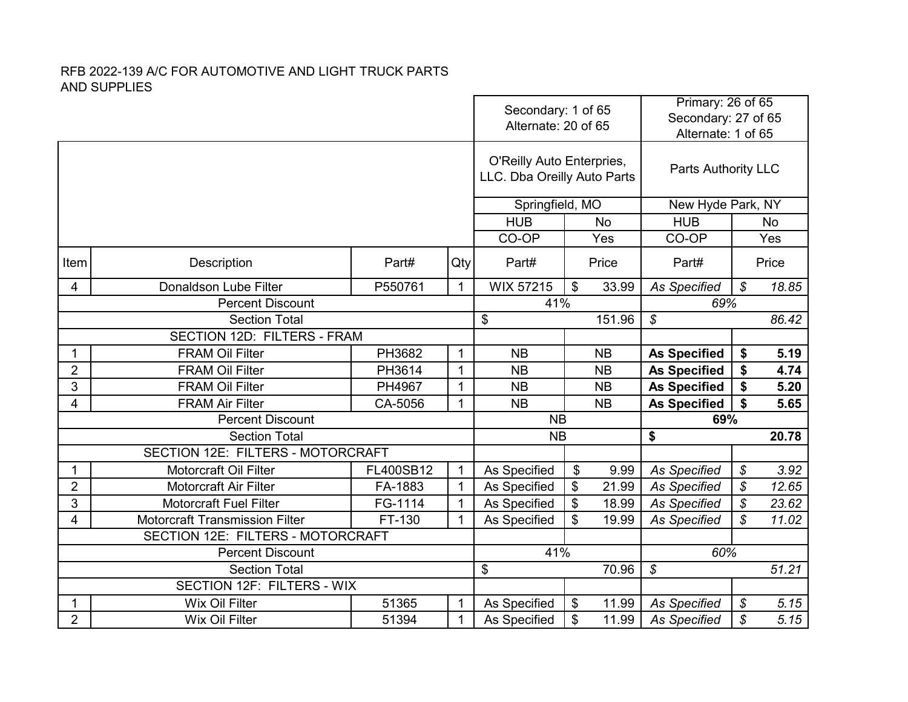RFB 2022-139 A/C FOR AUTOMOTIVE AND LIGHT TRUCK PARTS AND SUPPLIES

| | | | | Secondary: 1 of 65<br>Alternate: 20 of 65 | | Primary: 26 of 65<br>Secondary: 27 of 65<br>Alternate: 1 of 65 | |
|---|---|---|---|---|---|---|---|
| | | | | O'Reilly Auto Enterprises, LLC. Dba Oreilly Auto Parts | | Parts Authority LLC | |
| | | | | Springfield, MO | | New Hyde Park, NY | |
| | | | | HUB | No | HUB | No |
| | | | | CO-OP | Yes | CO-OP | Yes |
| Item | Description | Part# | Qty | Part# | Price | Part# | Price |
| 4 | Donaldson Lube Filter | P550761 | 1 | WIX 57215 | $ 33.99 | *As Specified* | *$ 18.85* |
| | Percent Discount | | | 41% | | *69%* | |
| | Section Total | | | $ 151.96 | | *$ 86.42* | |
| | SECTION 12D: FILTERS - FRAM | | | | | | |
| 1 | FRAM Oil Filter | PH3682 | 1 | NB | NB | **As Specified** | **$ 5.19** |
| 2 | FRAM Oil Filter | PH3614 | 1 | NB | NB | **As Specified** | **$ 4.74** |
| 3 | FRAM Oil Filter | PH4967 | 1 | NB | NB | **As Specified** | **$ 5.20** |
| 4 | FRAM Air Filter | CA-5056 | 1 | NB | NB | **As Specified** | **$ 5.65** |
| | Percent Discount | | | NB | | **69%** | |
| | Section Total | | | NB | | **$ 20.78** | |
| | SECTION 12E: FILTERS - MOTORCRAFT | | | | | | |
| 1 | Motorcraft Oil Filter | FL400SB12 | 1 | As Specified | $ 9.99 | *As Specified* | *$ 3.92* |
| 2 | Motorcraft Air Filter | FA-1883 | 1 | As Specified | $ 21.99 | *As Specified* | *$ 12.65* |
| 3 | Motorcraft Fuel Filter | FG-1114 | 1 | As Specified | $ 18.99 | *As Specified* | *$ 23.62* |
| 4 | Motorcraft Transmission Filter | FT-130 | 1 | As Specified | $ 19.99 | *As Specified* | *$ 11.02* |
| | SECTION 12E: FILTERS - MOTORCRAFT | | | | | | |
| | Percent Discount | | | 41% | | *60%* | |
| | Section Total | | | $ 70.96 | | *$ 51.21* | |
| | SECTION 12F: FILTERS - WIX | | | | | | |
| 1 | Wix Oil Filter | 51365 | 1 | As Specified | $ 11.99 | *As Specified* | *$ 5.15* |
| 2 | Wix Oil Filter | 51394 | 1 | As Specified | $ 11.99 | *As Specified* | *$ 5.15* |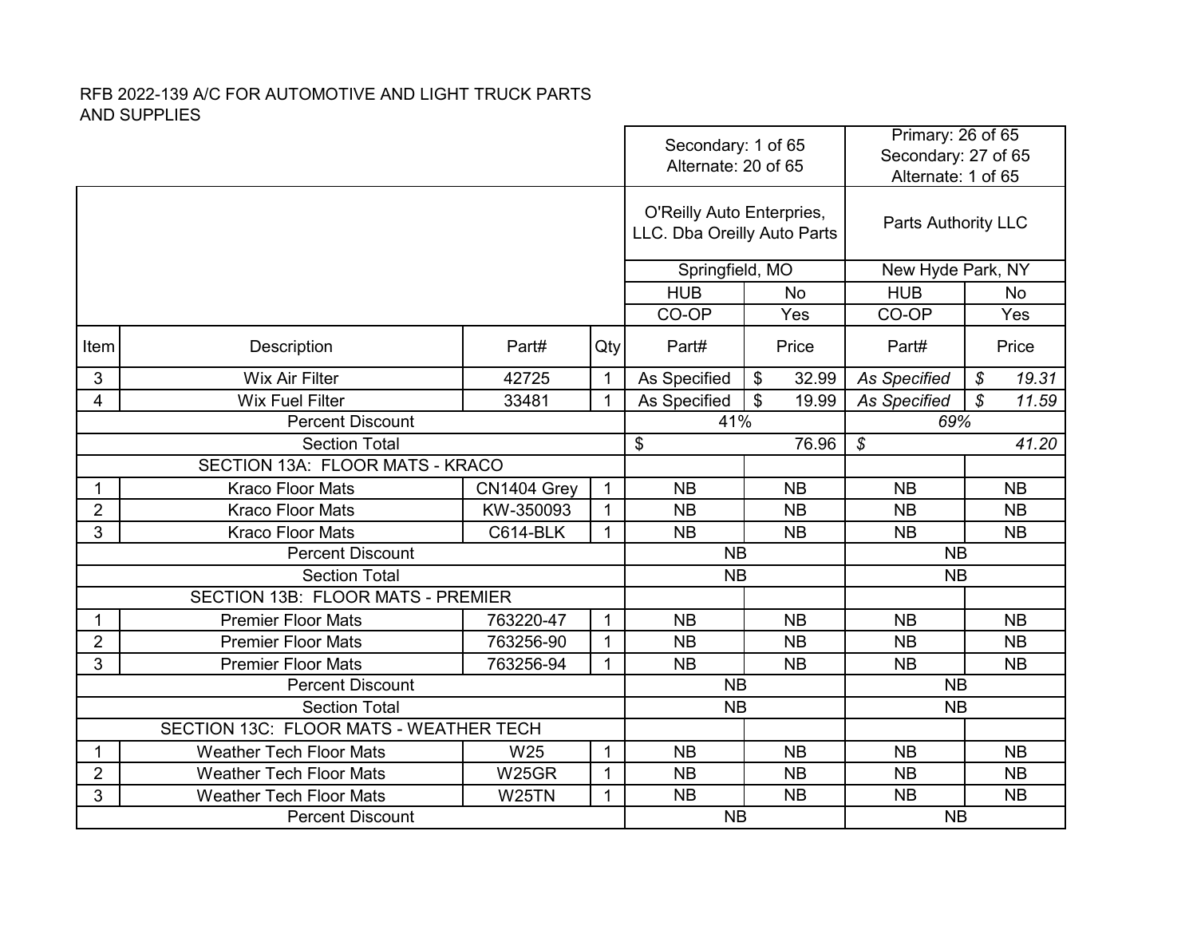RFB 2022-139 A/C FOR AUTOMOTIVE AND LIGHT TRUCK PARTS AND SUPPLIES

| | | | | Secondary: 1 of 65 Alternate: 20 of 65 | | Primary: 26 of 65 Secondary: 27 of 65 Alternate: 1 of 65 | |
|---|---|---|---|---|---|---|---|
| | | | | O'Reilly Auto Enterprises, LLC. Dba Oreilly Auto Parts | | Parts Authority LLC | |
| | | | | Springfield, MO | | New Hyde Park, NY | |
| | | | | HUB | No | HUB | No |
| | | | | CO-OP | Yes | CO-OP | Yes |
| Item | Description | Part# | Qty | Part# | Price | Part# | Price |
| 3 | Wix Air Filter | 42725 | 1 | As Specified | $ 32.99 | *As Specified* | *$ 19.31* |
| 4 | Wix Fuel Filter | 33481 | 1 | As Specified | $ 19.99 | *As Specified* | *$ 11.59* |
| | Percent Discount | | | 41% | | *69%* | |
| | Section Total | | | $ 76.96 | | *$ 41.20* | |
| | SECTION 13A: FLOOR MATS - KRACO | | | | | | |
| 1 | Kraco Floor Mats | CN1404 Grey | 1 | NB | NB | NB | NB |
| 2 | Kraco Floor Mats | KW-350093 | 1 | NB | NB | NB | NB |
| 3 | Kraco Floor Mats | C614-BLK | 1 | NB | NB | NB | NB |
| | Percent Discount | | | NB | | NB | |
| | Section Total | | | NB | | NB | |
| | SECTION 13B: FLOOR MATS - PREMIER | | | | | | |
| 1 | Premier Floor Mats | 763220-47 | 1 | NB | NB | NB | NB |
| 2 | Premier Floor Mats | 763256-90 | 1 | NB | NB | NB | NB |
| 3 | Premier Floor Mats | 763256-94 | 1 | NB | NB | NB | NB |
| | Percent Discount | | | NB | | NB | |
| | Section Total | | | NB | | NB | |
| | SECTION 13C: FLOOR MATS - WEATHER TECH | | | | | | |
| 1 | Weather Tech Floor Mats | W25 | 1 | NB | NB | NB | NB |
| 2 | Weather Tech Floor Mats | W25GR | 1 | NB | NB | NB | NB |
| 3 | Weather Tech Floor Mats | W25TN | 1 | NB | NB | NB | NB |
| | Percent Discount | | | NB | | NB | |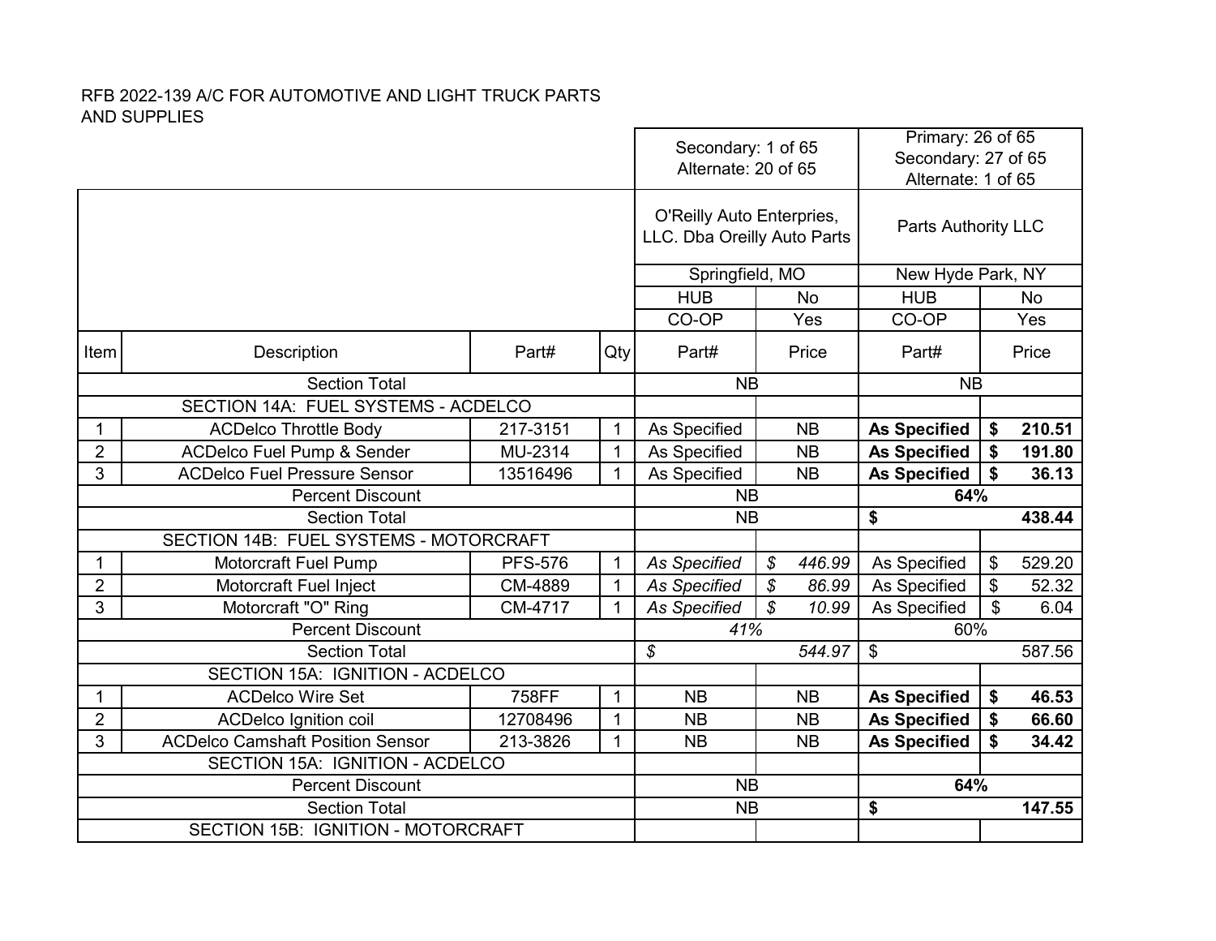RFB 2022-139 A/C FOR AUTOMOTIVE AND LIGHT TRUCK PARTS AND SUPPLIES

| Item | Description | Part# | Qty | O'Reilly Auto Enterprises, LLC. Dba Oreilly Auto Parts — Part# | Price | Parts Authority LLC — Part# | Price |
|---|---|---|---|---|---|---|---|
| | | | | Secondary: 1 of 65<br>Alternate: 20 of 65 | | Primary: 26 of 65<br>Secondary: 27 of 65<br>Alternate: 1 of 65 | |
| | | | | Springfield, MO | | New Hyde Park, NY | |
| | | | | HUB | No | HUB | No |
| | | | | CO-OP | Yes | CO-OP | Yes |
| | Section Total | | | NB | | NB | |
| | SECTION 14A: FUEL SYSTEMS - ACDELCO | | | | | | |
| 1 | ACDelco Throttle Body | 217-3151 | 1 | As Specified | NB | **As Specified** | **$ 210.51** |
| 2 | ACDelco Fuel Pump & Sender | MU-2314 | 1 | As Specified | NB | **As Specified** | **$ 191.80** |
| 3 | ACDelco Fuel Pressure Sensor | 13516496 | 1 | As Specified | NB | **As Specified** | **$ 36.13** |
| | Percent Discount | | | NB | | **64%** | |
| | Section Total | | | NB | | **$ 438.44** | |
| | SECTION 14B: FUEL SYSTEMS - MOTORCRAFT | | | | | | |
| 1 | Motorcraft Fuel Pump | PFS-576 | 1 | *As Specified* | *$ 446.99* | As Specified | $ 529.20 |
| 2 | Motorcraft Fuel Inject | CM-4889 | 1 | *As Specified* | *$ 86.99* | As Specified | $ 52.32 |
| 3 | Motorcraft "O" Ring | CM-4717 | 1 | *As Specified* | *$ 10.99* | As Specified | $ 6.04 |
| | Percent Discount | | | *41%* | | 60% | |
| | Section Total | | | *$ 544.97* | | $ 587.56 | |
| | SECTION 15A: IGNITION - ACDELCO | | | | | | |
| 1 | ACDelco Wire Set | 758FF | 1 | NB | NB | **As Specified** | **$ 46.53** |
| 2 | ACDelco Ignition coil | 12708496 | 1 | NB | NB | **As Specified** | **$ 66.60** |
| 3 | ACDelco Camshaft Position Sensor | 213-3826 | 1 | NB | NB | **As Specified** | **$ 34.42** |
| | SECTION 15A: IGNITION - ACDELCO | | | | | | |
| | Percent Discount | | | NB | | **64%** | |
| | Section Total | | | NB | | **$ 147.55** | |
| | SECTION 15B: IGNITION - MOTORCRAFT | | | | | | |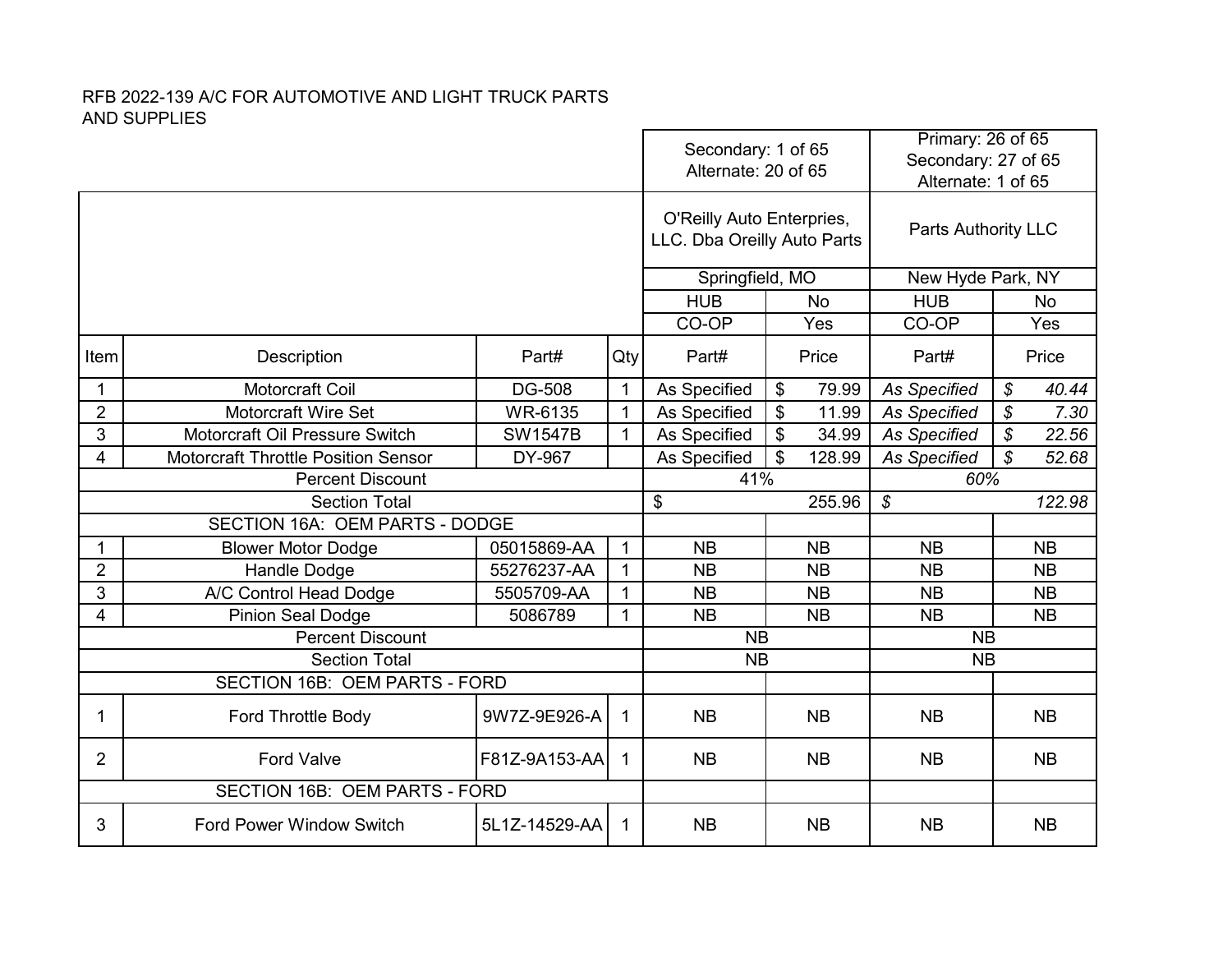RFB 2022-139 A/C FOR AUTOMOTIVE AND LIGHT TRUCK PARTS AND SUPPLIES

| | | | | Secondary: 1 of 65<br>Alternate: 20 of 65 | | Primary: 26 of 65<br>Secondary: 27 of 65<br>Alternate: 1 of 65 | |
|---|---|---|---|---|---|---|---|
| | | | | O'Reilly Auto Enterprises, LLC. Dba Oreilly Auto Parts | | Parts Authority LLC | |
| | | | | Springfield, MO | | New Hyde Park, NY | |
| | | | | HUB | No | HUB | No |
| | | | | CO-OP | Yes | CO-OP | Yes |
| **Item** | **Description** | **Part#** | **Qty** | **Part#** | **Price** | **Part#** | **Price** |
| 1 | Motorcraft Coil | DG-508 | 1 | As Specified | $ 79.99 | *As Specified* | *$ 40.44* |
| 2 | Motorcraft Wire Set | WR-6135 | 1 | As Specified | $ 11.99 | *As Specified* | *$ 7.30* |
| 3 | Motorcraft Oil Pressure Switch | SW1547B | 1 | As Specified | $ 34.99 | *As Specified* | *$ 22.56* |
| 4 | Motorcraft Throttle Position Sensor | DY-967 | | As Specified | $ 128.99 | *As Specified* | *$ 52.68* |
| | Percent Discount | | | 41% | | *60%* | |
| | Section Total | | | $ 255.96 | | *$ 122.98* | |
| | SECTION 16A: OEM PARTS - DODGE | | | | | | |
| 1 | Blower Motor Dodge | 05015869-AA | 1 | NB | NB | NB | NB |
| 2 | Handle Dodge | 55276237-AA | 1 | NB | NB | NB | NB |
| 3 | A/C Control Head Dodge | 5505709-AA | 1 | NB | NB | NB | NB |
| 4 | Pinion Seal Dodge | 5086789 | 1 | NB | NB | NB | NB |
| | Percent Discount | | | NB | | NB | |
| | Section Total | | | NB | | NB | |
| | SECTION 16B: OEM PARTS - FORD | | | | | | |
| 1 | Ford Throttle Body | 9W7Z-9E926-A | 1 | NB | NB | NB | NB |
| 2 | Ford Valve | F81Z-9A153-AA | 1 | NB | NB | NB | NB |
| | SECTION 16B: OEM PARTS - FORD | | | | | | |
| 3 | Ford Power Window Switch | 5L1Z-14529-AA | 1 | NB | NB | NB | NB |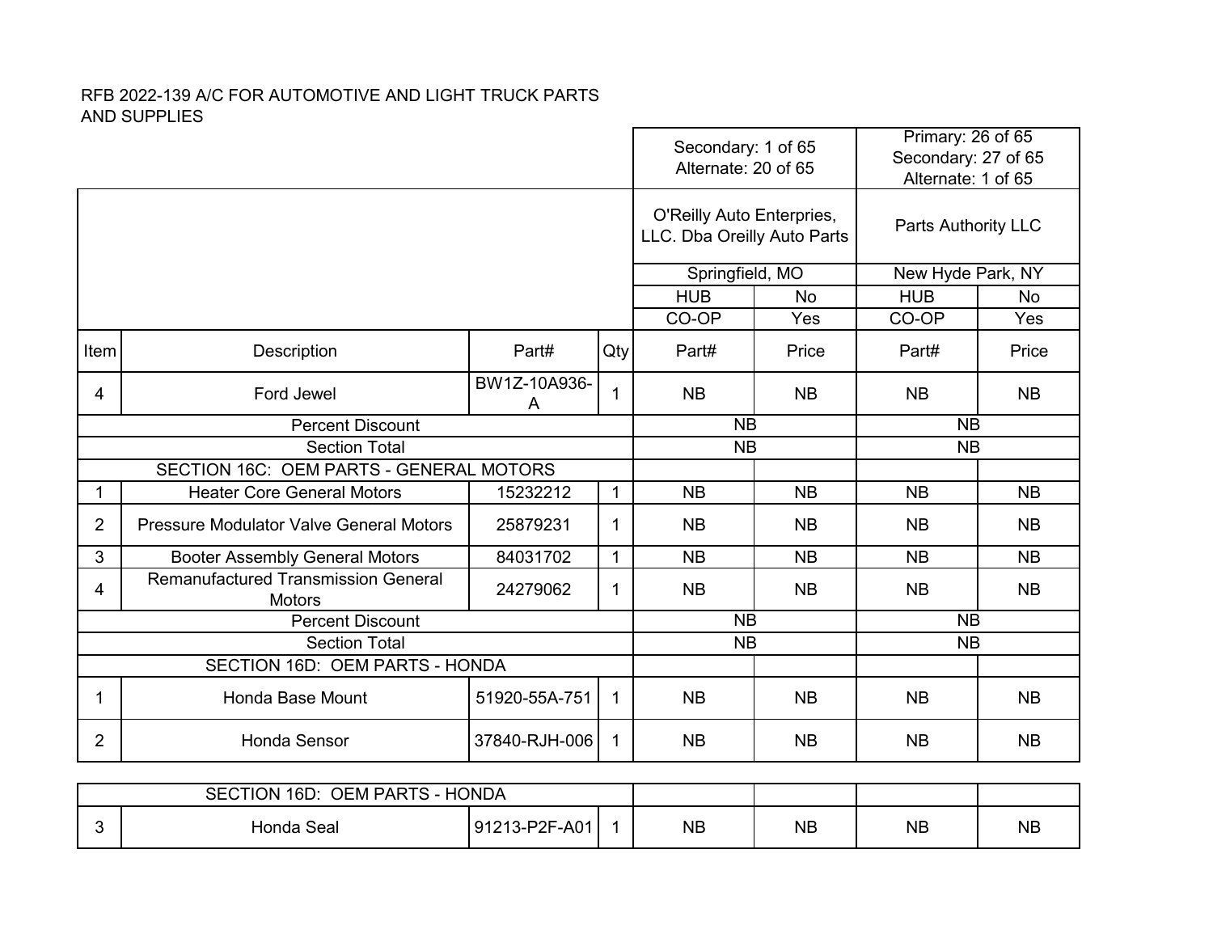RFB 2022-139 A/C FOR AUTOMOTIVE AND LIGHT TRUCK PARTS AND SUPPLIES

| | | | | Secondary: 1 of 65 Alternate: 20 of 65 | | Primary: 26 of 65 Secondary: 27 of 65 Alternate: 1 of 65 | |
|---|---|---|---|---|---|---|---|
| | | | | O'Reilly Auto Enterprises, LLC. Dba Oreilly Auto Parts | | Parts Authority LLC | |
| | | | | Springfield, MO | | New Hyde Park, NY | |
| | | | | HUB | No | HUB | No |
| | | | | CO-OP | Yes | CO-OP | Yes |
| Item | Description | Part# | Qty | Part# | Price | Part# | Price |
| 4 | Ford Jewel | BW1Z-10A936-A | 1 | NB | NB | NB | NB |
| | Percent Discount | | | NB | | NB | |
| | Section Total | | | NB | | NB | |
| | SECTION 16C: OEM PARTS - GENERAL MOTORS | | | | | | |
| 1 | Heater Core General Motors | 15232212 | 1 | NB | NB | NB | NB |
| 2 | Pressure Modulator Valve General Motors | 25879231 | 1 | NB | NB | NB | NB |
| 3 | Booter Assembly General Motors | 84031702 | 1 | NB | NB | NB | NB |
| 4 | Remanufactured Transmission General Motors | 24279062 | 1 | NB | NB | NB | NB |
| | Percent Discount | | | NB | | NB | |
| | Section Total | | | NB | | NB | |
| | SECTION 16D: OEM PARTS - HONDA | | | | | | |
| 1 | Honda Base Mount | 51920-55A-751 | 1 | NB | NB | NB | NB |
| 2 | Honda Sensor | 37840-RJH-006 | 1 | NB | NB | NB | NB |
| | SECTION 16D: OEM PARTS - HONDA | | | | | | |
| 3 | Honda Seal | 91213-P2F-A01 | 1 | NB | NB | NB | NB |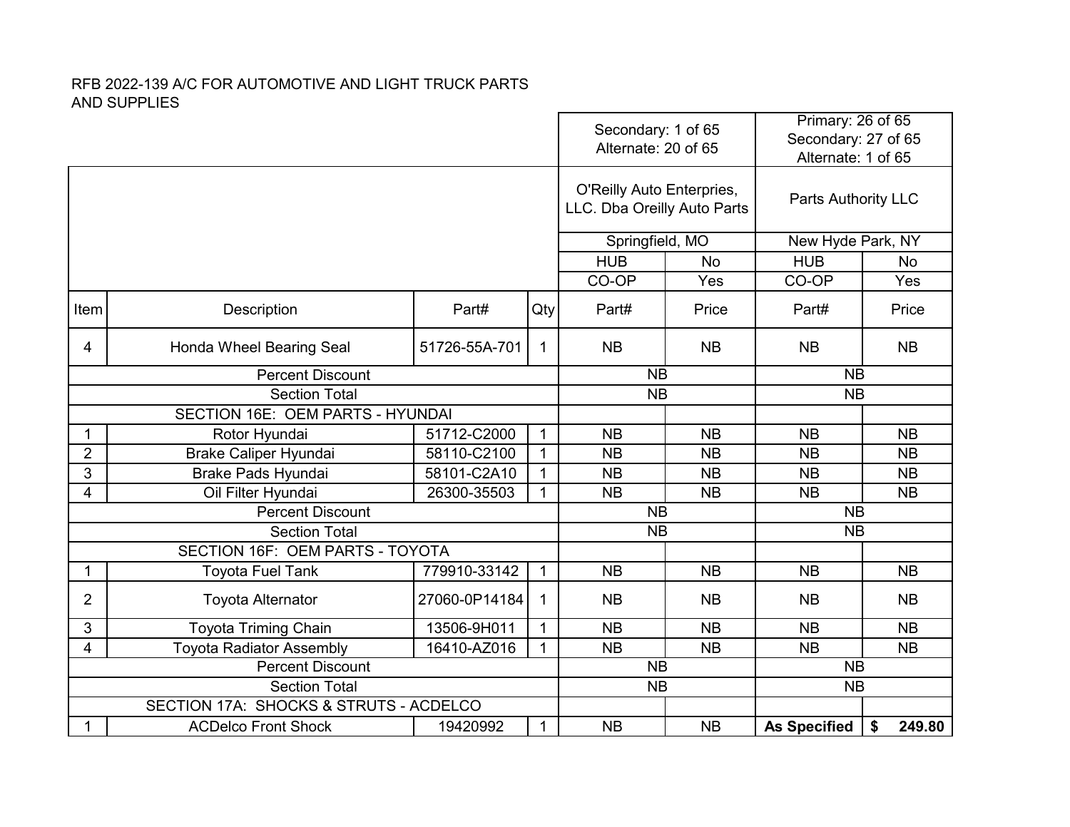RFB 2022-139 A/C FOR AUTOMOTIVE AND LIGHT TRUCK PARTS AND SUPPLIES

| | | | | Secondary: 1 of 65 Alternate: 20 of 65 | | Primary: 26 of 65 Secondary: 27 of 65 Alternate: 1 of 65 | |
|---|---|---|---|---|---|---|---|
| | | | | O'Reilly Auto Enterprises, LLC. Dba Oreilly Auto Parts | | Parts Authority LLC | |
| | | | | Springfield, MO | | New Hyde Park, NY | |
| | | | | HUB | No | HUB | No |
| | | | | CO-OP | Yes | CO-OP | Yes |
| Item | Description | Part# | Qty | Part# | Price | Part# | Price |
| 4 | Honda Wheel Bearing Seal | 51726-55A-701 | 1 | NB | NB | NB | NB |
| | Percent Discount | | | NB | | NB | |
| | Section Total | | | NB | | NB | |
| | SECTION 16E: OEM PARTS - HYUNDAI | | | | | | |
| 1 | Rotor Hyundai | 51712-C2000 | 1 | NB | NB | NB | NB |
| 2 | Brake Caliper Hyundai | 58110-C2100 | 1 | NB | NB | NB | NB |
| 3 | Brake Pads Hyundai | 58101-C2A10 | 1 | NB | NB | NB | NB |
| 4 | Oil Filter Hyundai | 26300-35503 | 1 | NB | NB | NB | NB |
| | Percent Discount | | | NB | | NB | |
| | Section Total | | | NB | | NB | |
| | SECTION 16F: OEM PARTS - TOYOTA | | | | | | |
| 1 | Toyota Fuel Tank | 779910-33142 | 1 | NB | NB | NB | NB |
| 2 | Toyota Alternator | 27060-0P14184 | 1 | NB | NB | NB | NB |
| 3 | Toyota Triming Chain | 13506-9H011 | 1 | NB | NB | NB | NB |
| 4 | Toyota Radiator Assembly | 16410-AZ016 | 1 | NB | NB | NB | NB |
| | Percent Discount | | | NB | | NB | |
| | Section Total | | | NB | | NB | |
| | SECTION 17A: SHOCKS & STRUTS - ACDELCO | | | | | | |
| 1 | ACDelco Front Shock | 19420992 | 1 | NB | NB | **As Specified** | **$ 249.80** |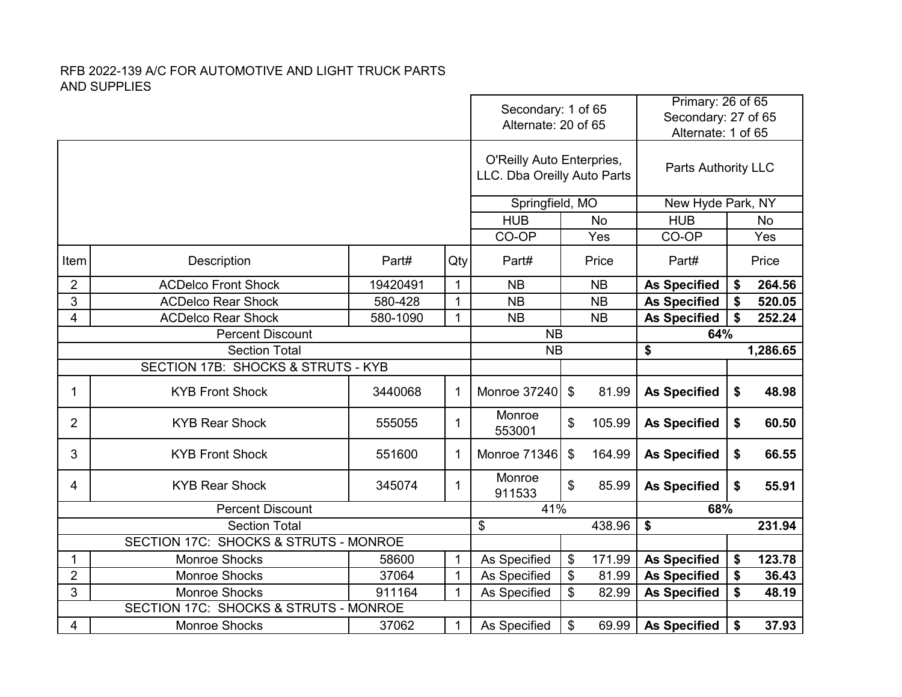RFB 2022-139 A/C FOR AUTOMOTIVE AND LIGHT TRUCK PARTS AND SUPPLIES

| | | | | Secondary: 1 of 65<br>Alternate: 20 of 65 | | Primary: 26 of 65<br>Secondary: 27 of 65<br>Alternate: 1 of 65 | |
|---|---|---|---|---|---|---|---|
| | | | | O'Reilly Auto Enterprises, LLC. Dba Oreilly Auto Parts | | Parts Authority LLC | |
| | | | | Springfield, MO | | New Hyde Park, NY | |
| | | | | HUB | No | HUB | No |
| | | | | CO-OP | Yes | CO-OP | Yes |
| Item | Description | Part# | Qty | Part# | Price | Part# | Price |
| 2 | ACDelco Front Shock | 19420491 | 1 | NB | NB | **As Specified** | **$ 264.56** |
| 3 | ACDelco Rear Shock | 580-428 | 1 | NB | NB | **As Specified** | **$ 520.05** |
| 4 | ACDelco Rear Shock | 580-1090 | 1 | NB | NB | **As Specified** | **$ 252.24** |
| | Percent Discount | | | NB | | **64%** | |
| | Section Total | | | NB | | **$ 1,286.65** | |
| | SECTION 17B: SHOCKS & STRUTS - KYB | | | | | | |
| 1 | KYB Front Shock | 3440068 | 1 | Monroe 37240 | $ 81.99 | **As Specified** | **$ 48.98** |
| 2 | KYB Rear Shock | 555055 | 1 | Monroe 553001 | $ 105.99 | **As Specified** | **$ 60.50** |
| 3 | KYB Front Shock | 551600 | 1 | Monroe 71346 | $ 164.99 | **As Specified** | **$ 66.55** |
| 4 | KYB Rear Shock | 345074 | 1 | Monroe 911533 | $ 85.99 | **As Specified** | **$ 55.91** |
| | Percent Discount | | | 41% | | **68%** | |
| | Section Total | | | $ 438.96 | | **$ 231.94** | |
| | SECTION 17C: SHOCKS & STRUTS - MONROE | | | | | | |
| 1 | Monroe Shocks | 58600 | 1 | As Specified | $ 171.99 | **As Specified** | **$ 123.78** |
| 2 | Monroe Shocks | 37064 | 1 | As Specified | $ 81.99 | **As Specified** | **$ 36.43** |
| 3 | Monroe Shocks | 911164 | 1 | As Specified | $ 82.99 | **As Specified** | **$ 48.19** |
| | SECTION 17C: SHOCKS & STRUTS - MONROE | | | | | | |
| 4 | Monroe Shocks | 37062 | 1 | As Specified | $ 69.99 | **As Specified** | **$ 37.93** |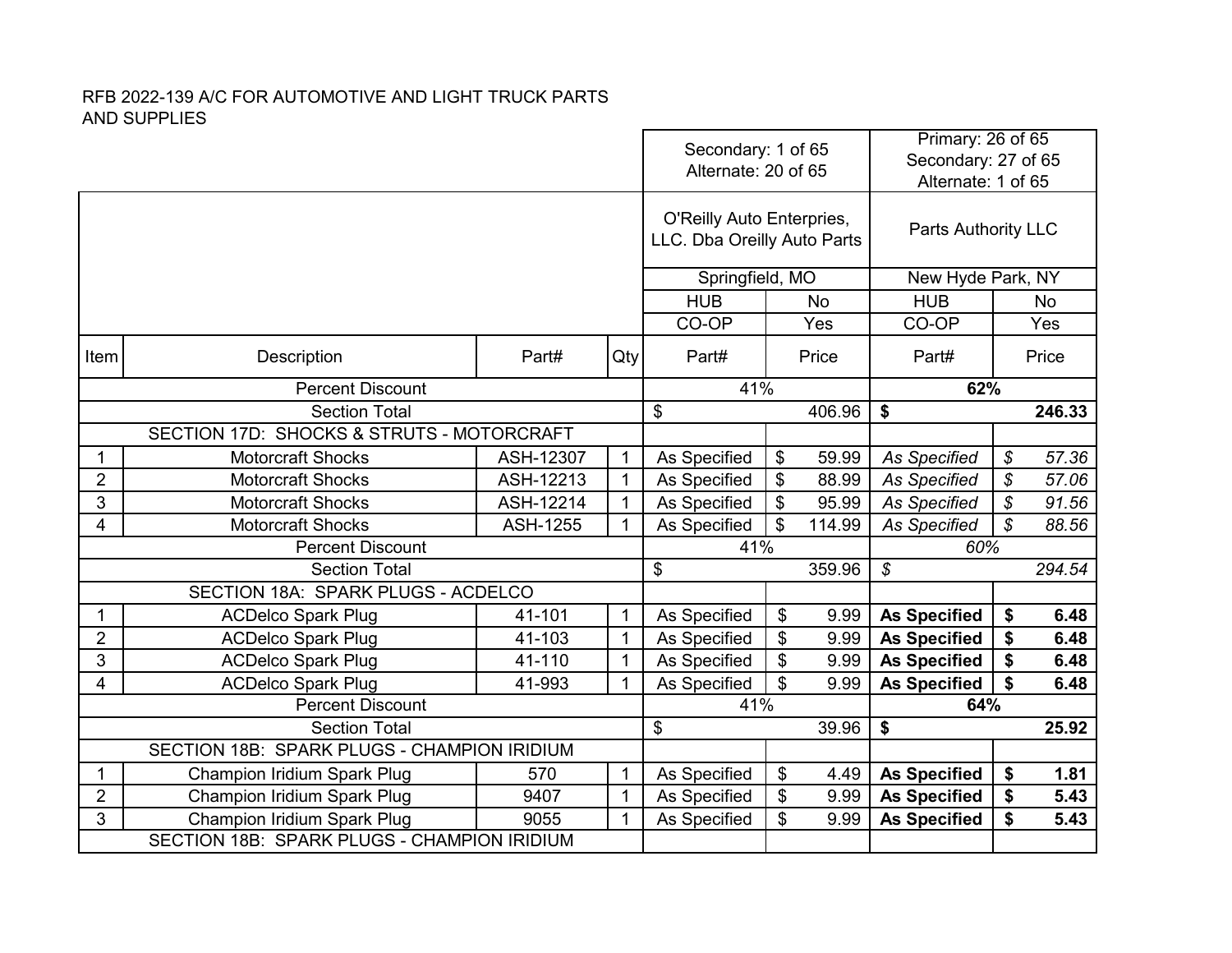RFB 2022-139 A/C FOR AUTOMOTIVE AND LIGHT TRUCK PARTS AND SUPPLIES

| Item | Description | Part# | Qty | Part# | Price | Part# | Price |
|---|---|---|---|---|---|---|---|
| | | | | Secondary: 1 of 65<br>Alternate: 20 of 65 | | Primary: 26 of 65<br>Secondary: 27 of 65<br>Alternate: 1 of 65 | |
| | | | | O'Reilly Auto Enterprises, LLC. Dba Oreilly Auto Parts | | Parts Authority LLC | |
| | | | | Springfield, MO | | New Hyde Park, NY | |
| | | | | HUB | No | HUB | No |
| | | | | CO-OP | Yes | CO-OP | Yes |
| | Percent Discount | | | 41% | | **62%** | |
| | Section Total | | | $ | 406.96 | **$** | **246.33** |
| | SECTION 17D: SHOCKS & STRUTS - MOTORCRAFT | | | | | | |
| 1 | Motorcraft Shocks | ASH-12307 | 1 | As Specified | $ 59.99 | *As Specified* | *$ 57.36* |
| 2 | Motorcraft Shocks | ASH-12213 | 1 | As Specified | $ 88.99 | *As Specified* | *$ 57.06* |
| 3 | Motorcraft Shocks | ASH-12214 | 1 | As Specified | $ 95.99 | *As Specified* | *$ 91.56* |
| 4 | Motorcraft Shocks | ASH-1255 | 1 | As Specified | $ 114.99 | *As Specified* | *$ 88.56* |
| | Percent Discount | | | 41% | | *60%* | |
| | Section Total | | | $ | 359.96 | *$* | *294.54* |
| | SECTION 18A: SPARK PLUGS - ACDELCO | | | | | | |
| 1 | ACDelco Spark Plug | 41-101 | 1 | As Specified | $ 9.99 | **As Specified** | **$ 6.48** |
| 2 | ACDelco Spark Plug | 41-103 | 1 | As Specified | $ 9.99 | **As Specified** | **$ 6.48** |
| 3 | ACDelco Spark Plug | 41-110 | 1 | As Specified | $ 9.99 | **As Specified** | **$ 6.48** |
| 4 | ACDelco Spark Plug | 41-993 | 1 | As Specified | $ 9.99 | **As Specified** | **$ 6.48** |
| | Percent Discount | | | 41% | | **64%** | |
| | Section Total | | | $ | 39.96 | **$** | **25.92** |
| | SECTION 18B: SPARK PLUGS - CHAMPION IRIDIUM | | | | | | |
| 1 | Champion Iridium Spark Plug | 570 | 1 | As Specified | $ 4.49 | **As Specified** | **$ 1.81** |
| 2 | Champion Iridium Spark Plug | 9407 | 1 | As Specified | $ 9.99 | **As Specified** | **$ 5.43** |
| 3 | Champion Iridium Spark Plug | 9055 | 1 | As Specified | $ 9.99 | **As Specified** | **$ 5.43** |
| | SECTION 18B: SPARK PLUGS - CHAMPION IRIDIUM | | | | | | |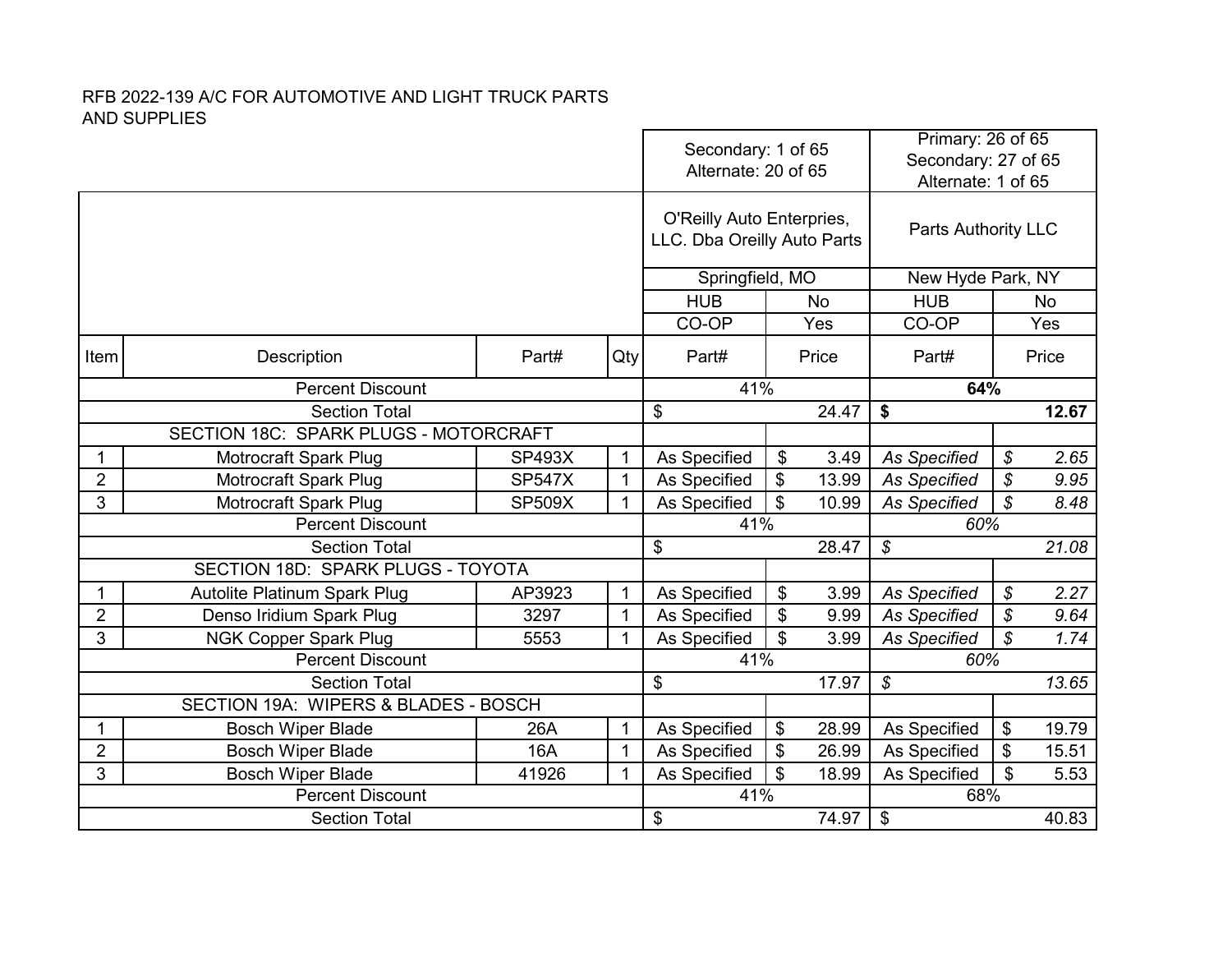RFB 2022-139 A/C FOR AUTOMOTIVE AND LIGHT TRUCK PARTS AND SUPPLIES

| Item | Description | Part# | Qty | Secondary: 1 of 65<br>Alternate: 20 of 65 | | Primary: 26 of 65<br>Secondary: 27 of 65<br>Alternate: 1 of 65 | |
|---|---|---|---|---|---|---|---|
| | | | | O'Reilly Auto Enterprises, LLC. Dba Oreilly Auto Parts | | Parts Authority LLC | |
| | | | | Springfield, MO | | New Hyde Park, NY | |
| | | | | HUB | No | HUB | No |
| | | | | CO-OP | Yes | CO-OP | Yes |
| Item | Description | Part# | Qty | Part# | Price | Part# | Price |
| | Percent Discount | | | 41% | | **64%** | |
| | Section Total | | | $ | 24.47 | **$** | **12.67** |
| | SECTION 18C: SPARK PLUGS - MOTORCRAFT | | | | | | |
| 1 | Motrocraft Spark Plug | SP493X | 1 | As Specified | $ 3.49 | *As Specified* | *$ 2.65* |
| 2 | Motrocraft Spark Plug | SP547X | 1 | As Specified | $ 13.99 | *As Specified* | *$ 9.95* |
| 3 | Motrocraft Spark Plug | SP509X | 1 | As Specified | $ 10.99 | *As Specified* | *$ 8.48* |
| | Percent Discount | | | 41% | | *60%* | |
| | Section Total | | | $ | 28.47 | *$* | *21.08* |
| | SECTION 18D: SPARK PLUGS - TOYOTA | | | | | | |
| 1 | Autolite Platinum Spark Plug | AP3923 | 1 | As Specified | $ 3.99 | *As Specified* | *$ 2.27* |
| 2 | Denso Iridium Spark Plug | 3297 | 1 | As Specified | $ 9.99 | *As Specified* | *$ 9.64* |
| 3 | NGK Copper Spark Plug | 5553 | 1 | As Specified | $ 3.99 | *As Specified* | *$ 1.74* |
| | Percent Discount | | | 41% | | *60%* | |
| | Section Total | | | $ | 17.97 | *$* | *13.65* |
| | SECTION 19A: WIPERS & BLADES - BOSCH | | | | | | |
| 1 | Bosch Wiper Blade | 26A | 1 | As Specified | $ 28.99 | As Specified | $ 19.79 |
| 2 | Bosch Wiper Blade | 16A | 1 | As Specified | $ 26.99 | As Specified | $ 15.51 |
| 3 | Bosch Wiper Blade | 41926 | 1 | As Specified | $ 18.99 | As Specified | $ 5.53 |
| | Percent Discount | | | 41% | | 68% | |
| | Section Total | | | $ | 74.97 | $ | 40.83 |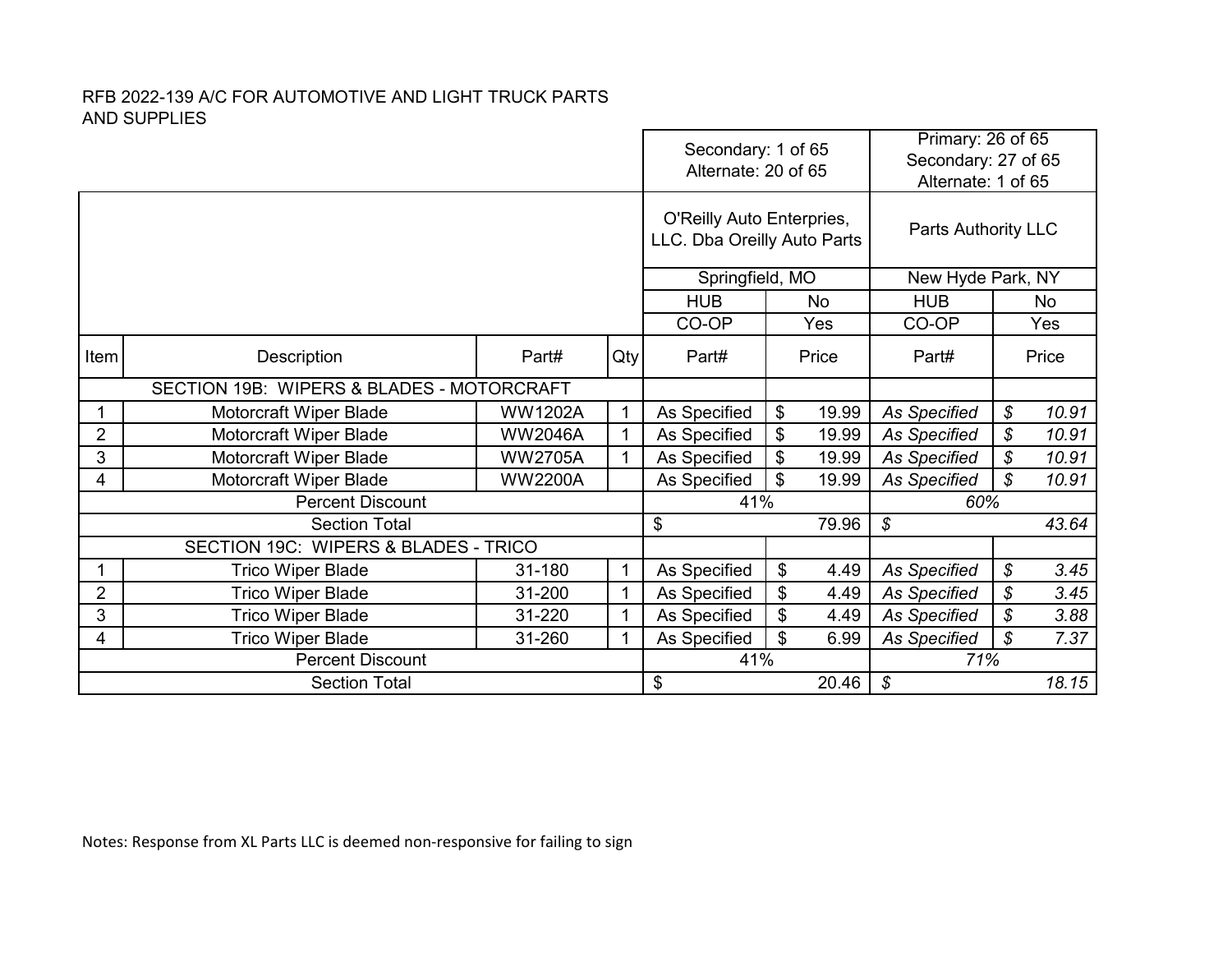RFB 2022-139 A/C FOR AUTOMOTIVE AND LIGHT TRUCK PARTS AND SUPPLIES

| | | | | Secondary: 1 of 65<br>Alternate: 20 of 65 | | Primary: 26 of 65<br>Secondary: 27 of 65<br>Alternate: 1 of 65 | |
|---|---|---|---|---|---|---|---|
| | | | | O'Reilly Auto Enterprises, LLC. Dba Oreilly Auto Parts | | Parts Authority LLC | |
| | | | | Springfield, MO | | New Hyde Park, NY | |
| | | | | HUB | No | HUB | No |
| | | | | CO-OP | Yes | CO-OP | Yes |
| Item | Description | Part# | Qty | Part# | Price | Part# | Price |
| | SECTION 19B: WIPERS & BLADES - MOTORCRAFT | | | | | | |
| 1 | Motorcraft Wiper Blade | WW1202A | 1 | As Specified | $ 19.99 | *As Specified* | *$ 10.91* |
| 2 | Motorcraft Wiper Blade | WW2046A | 1 | As Specified | $ 19.99 | *As Specified* | *$ 10.91* |
| 3 | Motorcraft Wiper Blade | WW2705A | 1 | As Specified | $ 19.99 | *As Specified* | *$ 10.91* |
| 4 | Motorcraft Wiper Blade | WW2200A | | As Specified | $ 19.99 | *As Specified* | *$ 10.91* |
| | Percent Discount | | | 41% | | *60%* | |
| | Section Total | | | $ 79.96 | | *$ 43.64* | |
| | SECTION 19C: WIPERS & BLADES - TRICO | | | | | | |
| 1 | Trico Wiper Blade | 31-180 | 1 | As Specified | $ 4.49 | *As Specified* | *$ 3.45* |
| 2 | Trico Wiper Blade | 31-200 | 1 | As Specified | $ 4.49 | *As Specified* | *$ 3.45* |
| 3 | Trico Wiper Blade | 31-220 | 1 | As Specified | $ 4.49 | *As Specified* | *$ 3.88* |
| 4 | Trico Wiper Blade | 31-260 | 1 | As Specified | $ 6.99 | *As Specified* | *$ 7.37* |
| | Percent Discount | | | 41% | | *71%* | |
| | Section Total | | | $ 20.46 | | *$ 18.15* | |

Notes: Response from XL Parts LLC is deemed non-responsive for failing to sign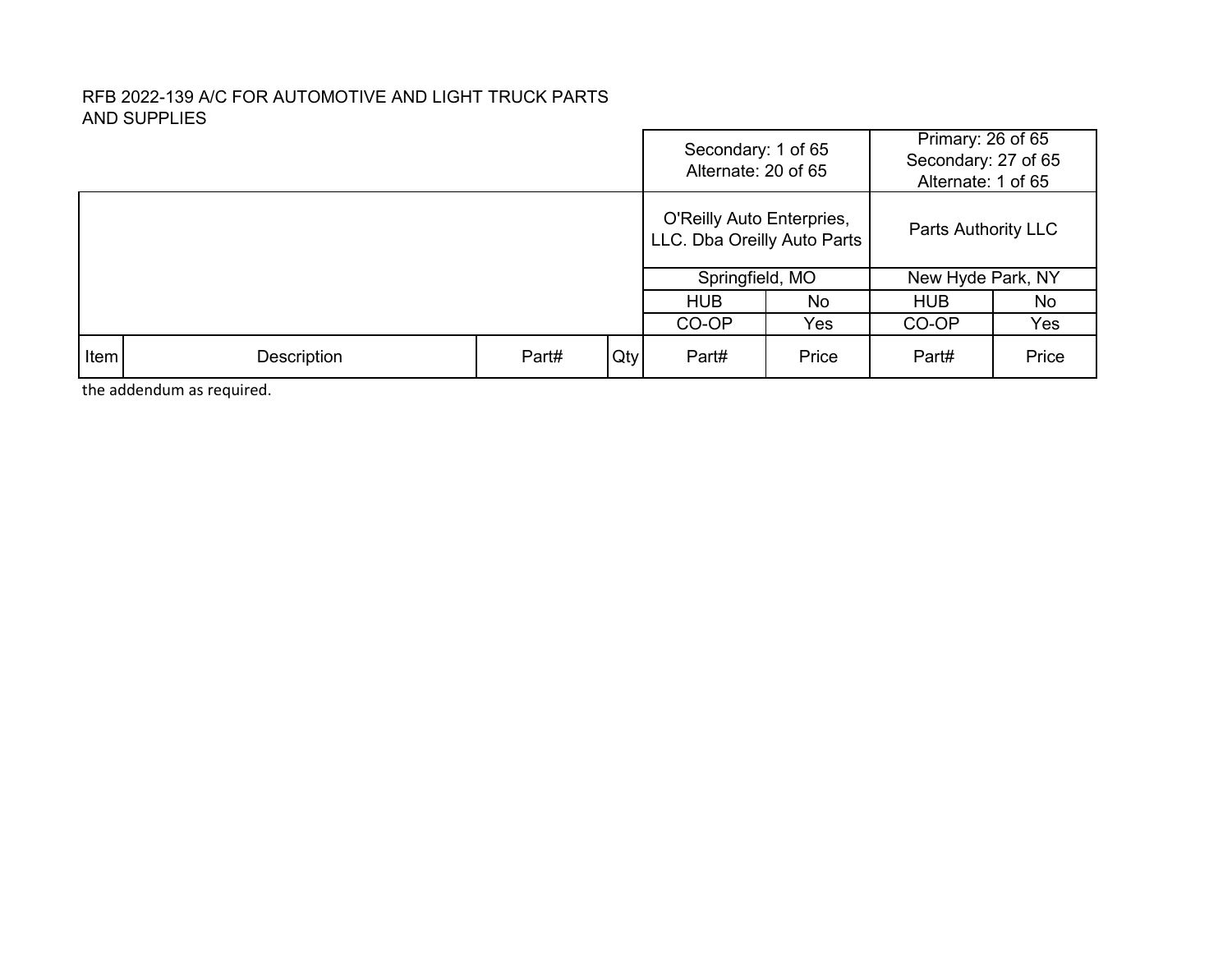RFB 2022-139 A/C FOR AUTOMOTIVE AND LIGHT TRUCK PARTS AND SUPPLIES

| | | | | | | | |
|---|---|---|---|---|---|---|---|
| | | | | Secondary: 1 of 65 Alternate: 20 of 65 | | Primary: 26 of 65 Secondary: 27 of 65 Alternate: 1 of 65 | |
| | | | | O'Reilly Auto Enterprises, LLC. Dba Oreilly Auto Parts | | Parts Authority LLC | |
| | | | | Springfield, MO | | New Hyde Park, NY | |
| | | | | HUB | No | HUB | No |
| | | | | CO-OP | Yes | CO-OP | Yes |
| Item | Description | Part# | Qty | Part# | Price | Part# | Price |

the addendum as required.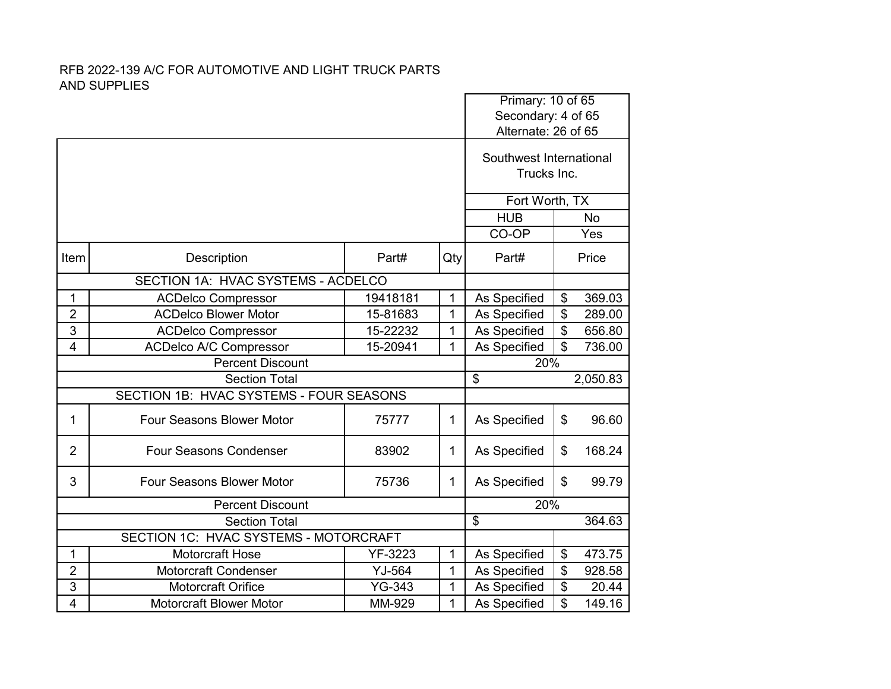RFB 2022-139 A/C FOR AUTOMOTIVE AND LIGHT TRUCK PARTS AND SUPPLIES

| Item | Description | Part# | Qty | Part# | Price |
|---|---|---|---|---|---|
| | | | | Primary: 10 of 65<br>Secondary: 4 of 65<br>Alternate: 26 of 65 | |
| | | | | Southwest International Trucks Inc. | |
| | | | | Fort Worth, TX | |
| | | | | HUB | No |
| | | | | CO-OP | Yes |
| | SECTION 1A: HVAC SYSTEMS - ACDELCO | | | | |
| 1 | ACDelco Compressor | 19418181 | 1 | As Specified | $ 369.03 |
| 2 | ACDelco Blower Motor | 15-81683 | 1 | As Specified | $ 289.00 |
| 3 | ACDelco Compressor | 15-22232 | 1 | As Specified | $ 656.80 |
| 4 | ACDelco A/C Compressor | 15-20941 | 1 | As Specified | $ 736.00 |
| | Percent Discount | | | 20% | |
| | Section Total | | | $ 2,050.83 | |
| | SECTION 1B: HVAC SYSTEMS - FOUR SEASONS | | | | |
| 1 | Four Seasons Blower Motor | 75777 | 1 | As Specified | $ 96.60 |
| 2 | Four Seasons Condenser | 83902 | 1 | As Specified | $ 168.24 |
| 3 | Four Seasons Blower Motor | 75736 | 1 | As Specified | $ 99.79 |
| | Percent Discount | | | 20% | |
| | Section Total | | | $ 364.63 | |
| | SECTION 1C: HVAC SYSTEMS - MOTORCRAFT | | | | |
| 1 | Motorcraft Hose | YF-3223 | 1 | As Specified | $ 473.75 |
| 2 | Motorcraft Condenser | YJ-564 | 1 | As Specified | $ 928.58 |
| 3 | Motorcraft Orifice | YG-343 | 1 | As Specified | $ 20.44 |
| 4 | Motorcraft Blower Motor | MM-929 | 1 | As Specified | $ 149.16 |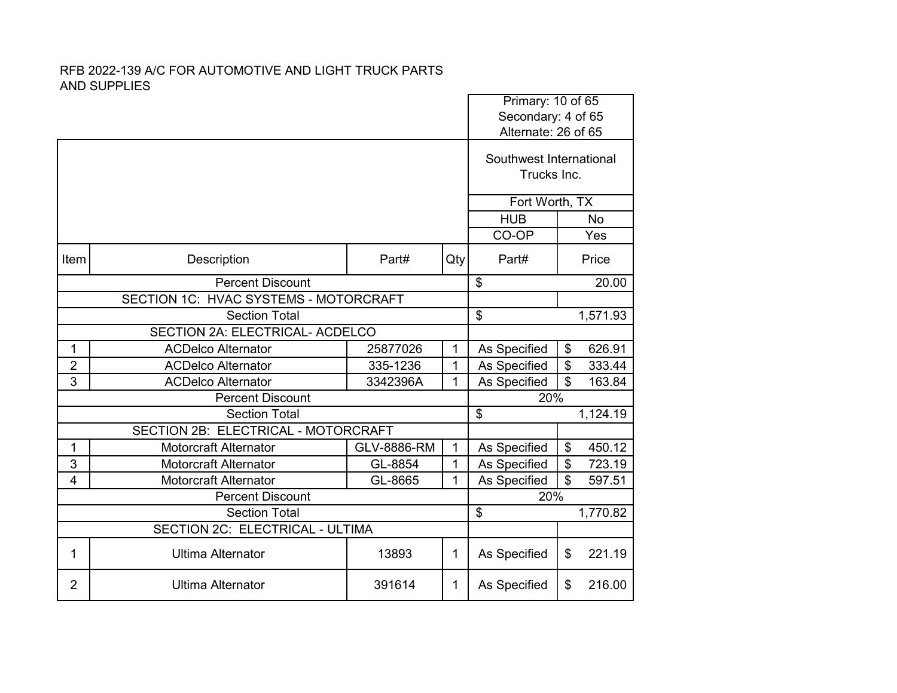RFB 2022-139 A/C FOR AUTOMOTIVE AND LIGHT TRUCK PARTS AND SUPPLIES

| Item | Description | Part# | Qty | Part# | Price |
|---|---|---|---|---|---|
| | | | | Primary: 10 of 65<br>Secondary: 4 of 65<br>Alternate: 26 of 65 | |
| | | | | Southwest International Trucks Inc. | |
| | | | | Fort Worth, TX | |
| | | | | HUB | No |
| | | | | CO-OP | Yes |
| | Percent Discount | | | $ | 20.00 |
| | SECTION 1C: HVAC SYSTEMS - MOTORCRAFT | | | | |
| | Section Total | | | $ | 1,571.93 |
| | SECTION 2A: ELECTRICAL- ACDELCO | | | | |
| 1 | ACDelco Alternator | 25877026 | 1 | As Specified | $ 626.91 |
| 2 | ACDelco Alternator | 335-1236 | 1 | As Specified | $ 333.44 |
| 3 | ACDelco Alternator | 3342396A | 1 | As Specified | $ 163.84 |
| | Percent Discount | | | 20% | |
| | Section Total | | | $ | 1,124.19 |
| | SECTION 2B: ELECTRICAL - MOTORCRAFT | | | | |
| 1 | Motorcraft Alternator | GLV-8886-RM | 1 | As Specified | $ 450.12 |
| 3 | Motorcraft Alternator | GL-8854 | 1 | As Specified | $ 723.19 |
| 4 | Motorcraft Alternator | GL-8665 | 1 | As Specified | $ 597.51 |
| | Percent Discount | | | 20% | |
| | Section Total | | | $ | 1,770.82 |
| | SECTION 2C: ELECTRICAL - ULTIMA | | | | |
| 1 | Ultima Alternator | 13893 | 1 | As Specified | $ 221.19 |
| 2 | Ultima Alternator | 391614 | 1 | As Specified | $ 216.00 |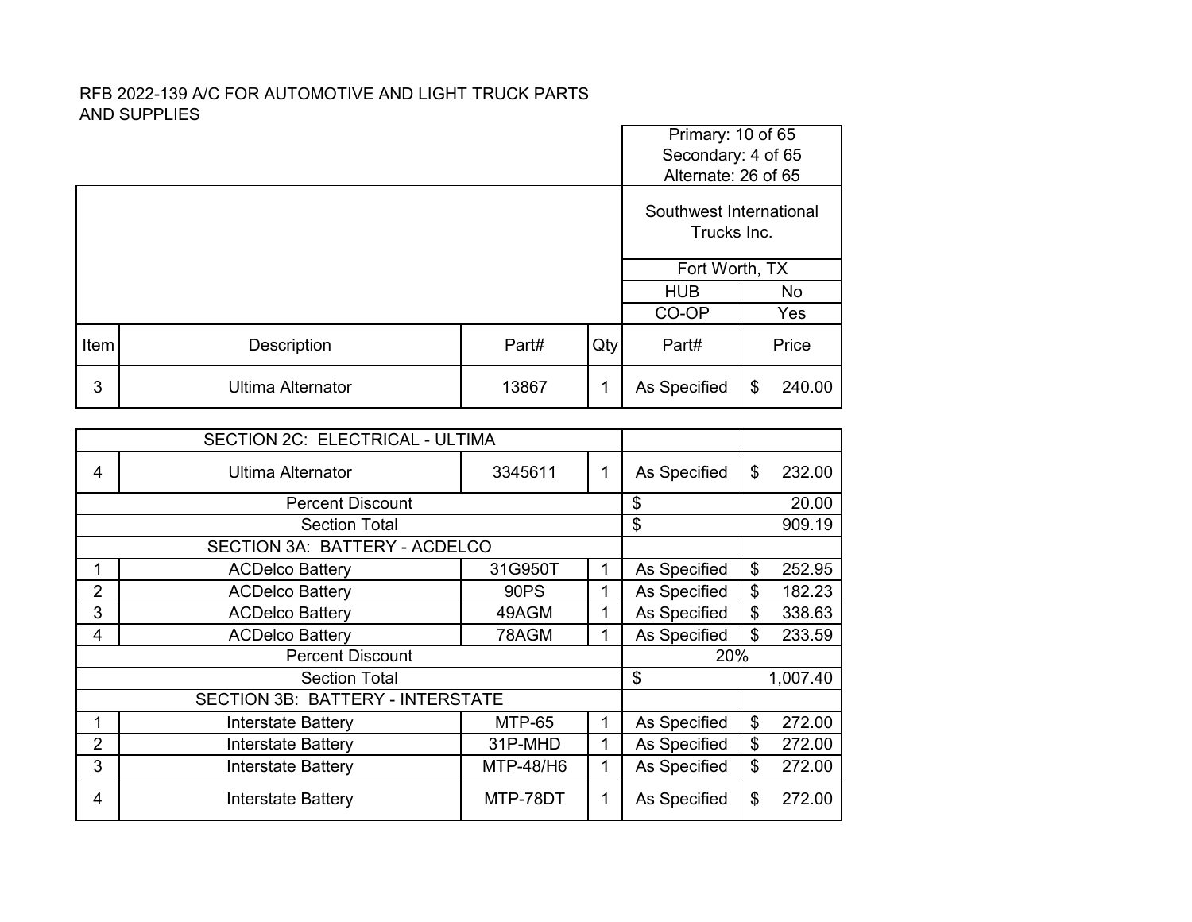RFB 2022-139 A/C FOR AUTOMOTIVE AND LIGHT TRUCK PARTS AND SUPPLIES

| | | | | Primary: 10 of 65<br>Secondary: 4 of 65<br>Alternate: 26 of 65 | |
|---|---|---|---|---|---|
| | | | | Southwest International Trucks Inc. | |
| | | | | Fort Worth, TX | |
| | | | | HUB | No |
| | | | | CO-OP | Yes |
| Item | Description | Part# | Qty | Part# | Price |
| 3 | Ultima Alternator | 13867 | 1 | As Specified | $ 240.00 |

| | | | | | |
|---|---|---|---|---|---|
| | SECTION 2C: ELECTRICAL - ULTIMA | | | | |
| 4 | Ultima Alternator | 3345611 | 1 | As Specified | $ 232.00 |
| | Percent Discount | | | $ 20.00 | |
| | Section Total | | | $ 909.19 | |
| | SECTION 3A: BATTERY - ACDELCO | | | | |
| 1 | ACDelco Battery | 31G950T | 1 | As Specified | $ 252.95 |
| 2 | ACDelco Battery | 90PS | 1 | As Specified | $ 182.23 |
| 3 | ACDelco Battery | 49AGM | 1 | As Specified | $ 338.63 |
| 4 | ACDelco Battery | 78AGM | 1 | As Specified | $ 233.59 |
| | Percent Discount | | | 20% | |
| | Section Total | | | $ 1,007.40 | |
| | SECTION 3B: BATTERY - INTERSTATE | | | | |
| 1 | Interstate Battery | MTP-65 | 1 | As Specified | $ 272.00 |
| 2 | Interstate Battery | 31P-MHD | 1 | As Specified | $ 272.00 |
| 3 | Interstate Battery | MTP-48/H6 | 1 | As Specified | $ 272.00 |
| 4 | Interstate Battery | MTP-78DT | 1 | As Specified | $ 272.00 |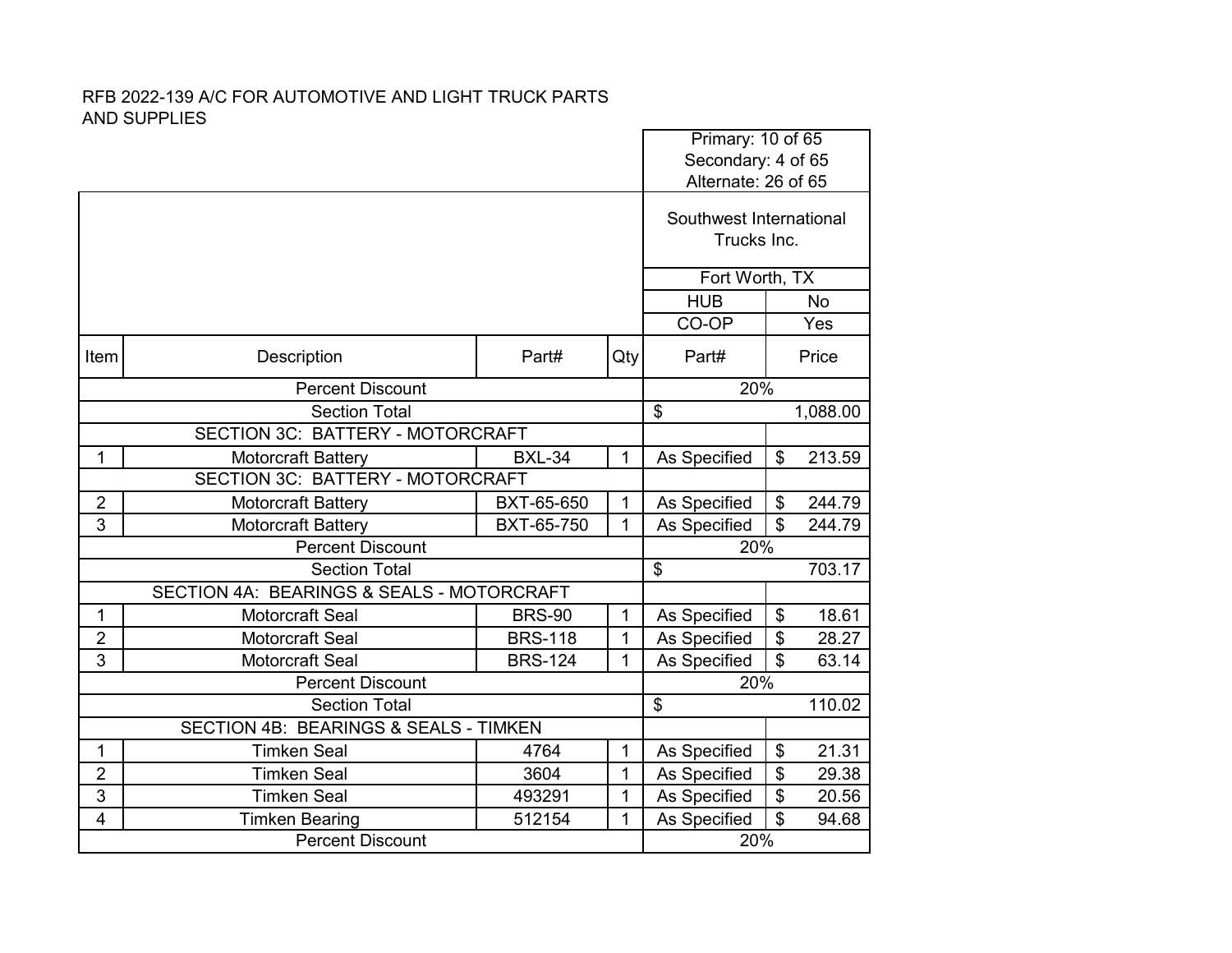RFB 2022-139 A/C FOR AUTOMOTIVE AND LIGHT TRUCK PARTS AND SUPPLIES

| | | | | Primary: 10 of 65<br>Secondary: 4 of 65<br>Alternate: 26 of 65 | |
|---|---|---|---|---|---|
| | | | | Southwest International Trucks Inc. | |
| | | | | Fort Worth, TX | |
| | | | | HUB | No |
| | | | | CO-OP | Yes |
| Item | Description | Part# | Qty | Part# | Price |
| | Percent Discount | | | 20% | |
| | Section Total | | | $ | 1,088.00 |
| | SECTION 3C: BATTERY - MOTORCRAFT | | | | |
| 1 | Motorcraft Battery | BXL-34 | 1 | As Specified | $ 213.59 |
| | SECTION 3C: BATTERY - MOTORCRAFT | | | | |
| 2 | Motorcraft Battery | BXT-65-650 | 1 | As Specified | $ 244.79 |
| 3 | Motorcraft Battery | BXT-65-750 | 1 | As Specified | $ 244.79 |
| | Percent Discount | | | 20% | |
| | Section Total | | | $ | 703.17 |
| | SECTION 4A: BEARINGS & SEALS - MOTORCRAFT | | | | |
| 1 | Motorcraft Seal | BRS-90 | 1 | As Specified | $ 18.61 |
| 2 | Motorcraft Seal | BRS-118 | 1 | As Specified | $ 28.27 |
| 3 | Motorcraft Seal | BRS-124 | 1 | As Specified | $ 63.14 |
| | Percent Discount | | | 20% | |
| | Section Total | | | $ | 110.02 |
| | SECTION 4B: BEARINGS & SEALS - TIMKEN | | | | |
| 1 | Timken Seal | 4764 | 1 | As Specified | $ 21.31 |
| 2 | Timken Seal | 3604 | 1 | As Specified | $ 29.38 |
| 3 | Timken Seal | 493291 | 1 | As Specified | $ 20.56 |
| 4 | Timken Bearing | 512154 | 1 | As Specified | $ 94.68 |
| | Percent Discount | | | 20% | |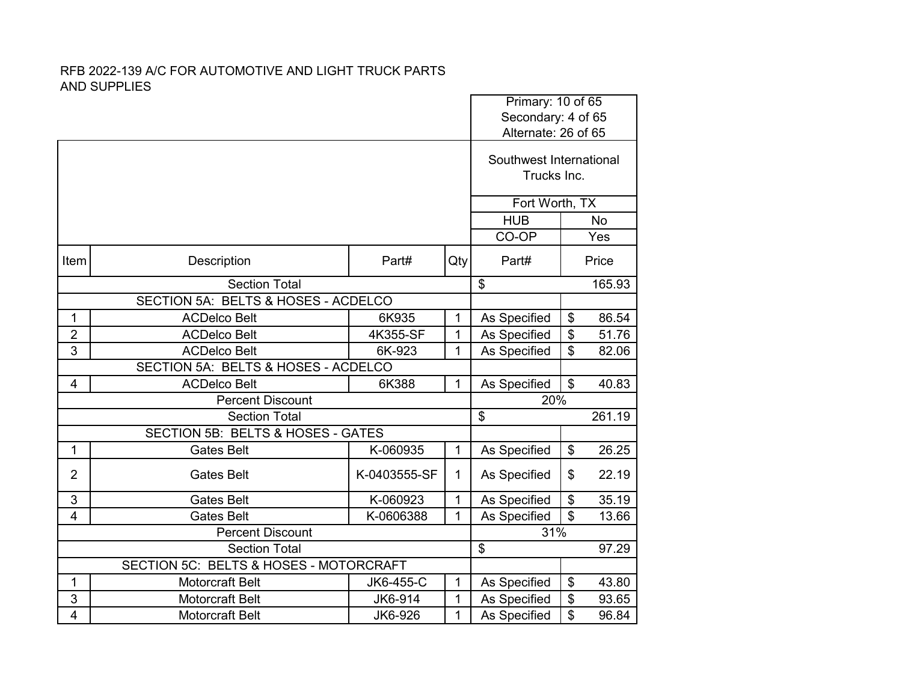RFB 2022-139 A/C FOR AUTOMOTIVE AND LIGHT TRUCK PARTS AND SUPPLIES

| | | | | Primary: 10 of 65<br>Secondary: 4 of 65<br>Alternate: 26 of 65 | |
|---|---|---|---|---|---|
| | | | | Southwest International Trucks Inc. | |
| | | | | Fort Worth, TX | |
| | | | | HUB | No |
| | | | | CO-OP | Yes |
| Item | Description | Part# | Qty | Part# | Price |
| | Section Total | | | $ | 165.93 |
| | SECTION 5A: BELTS & HOSES - ACDELCO | | | | |
| 1 | ACDelco Belt | 6K935 | 1 | As Specified | $ 86.54 |
| 2 | ACDelco Belt | 4K355-SF | 1 | As Specified | $ 51.76 |
| 3 | ACDelco Belt | 6K-923 | 1 | As Specified | $ 82.06 |
| | SECTION 5A: BELTS & HOSES - ACDELCO | | | | |
| 4 | ACDelco Belt | 6K388 | 1 | As Specified | $ 40.83 |
| | Percent Discount | | | 20% | |
| | Section Total | | | $ | 261.19 |
| | SECTION 5B: BELTS & HOSES - GATES | | | | |
| 1 | Gates Belt | K-060935 | 1 | As Specified | $ 26.25 |
| 2 | Gates Belt | K-0403555-SF | 1 | As Specified | $ 22.19 |
| 3 | Gates Belt | K-060923 | 1 | As Specified | $ 35.19 |
| 4 | Gates Belt | K-0606388 | 1 | As Specified | $ 13.66 |
| | Percent Discount | | | 31% | |
| | Section Total | | | $ | 97.29 |
| | SECTION 5C: BELTS & HOSES - MOTORCRAFT | | | | |
| 1 | Motorcraft Belt | JK6-455-C | 1 | As Specified | $ 43.80 |
| 3 | Motorcraft Belt | JK6-914 | 1 | As Specified | $ 93.65 |
| 4 | Motorcraft Belt | JK6-926 | 1 | As Specified | $ 96.84 |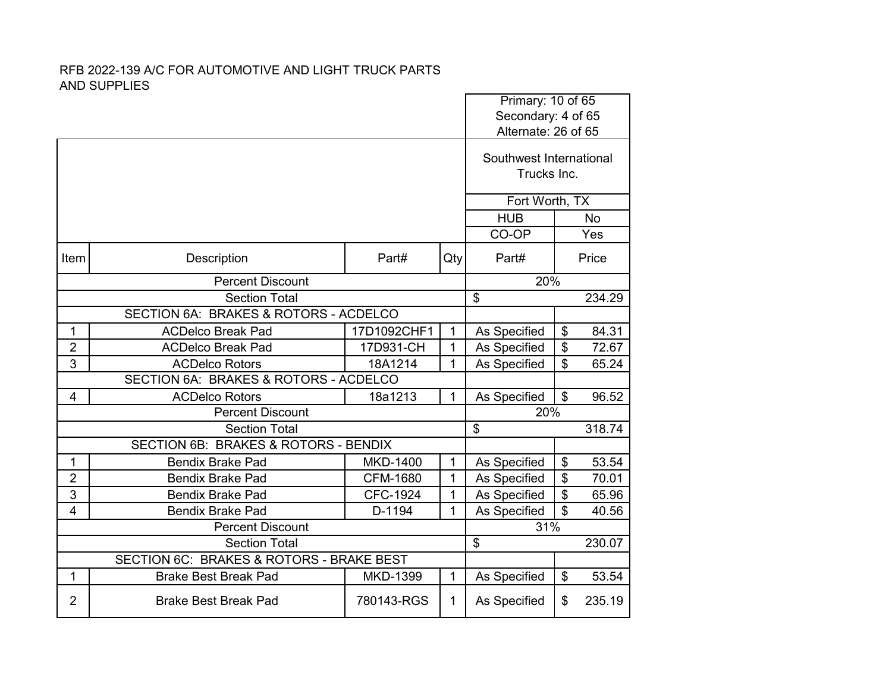RFB 2022-139 A/C FOR AUTOMOTIVE AND LIGHT TRUCK PARTS AND SUPPLIES

| Item | Description | Part# | Qty | Part# | Price |
|---|---|---|---|---|---|
| | | | | Primary: 10 of 65<br>Secondary: 4 of 65<br>Alternate: 26 of 65 | |
| | | | | Southwest International Trucks Inc. | |
| | | | | Fort Worth, TX | |
| | | | | HUB | No |
| | | | | CO-OP | Yes |
| | Percent Discount | | | 20% | |
| | Section Total | | | $ | 234.29 |
| | SECTION 6A: BRAKES & ROTORS - ACDELCO | | | | |
| 1 | ACDelco Break Pad | 17D1092CHF1 | 1 | As Specified | $ 84.31 |
| 2 | ACDelco Break Pad | 17D931-CH | 1 | As Specified | $ 72.67 |
| 3 | ACDelco Rotors | 18A1214 | 1 | As Specified | $ 65.24 |
| | SECTION 6A: BRAKES & ROTORS - ACDELCO | | | | |
| 4 | ACDelco Rotors | 18a1213 | 1 | As Specified | $ 96.52 |
| | Percent Discount | | | 20% | |
| | Section Total | | | $ | 318.74 |
| | SECTION 6B: BRAKES & ROTORS - BENDIX | | | | |
| 1 | Bendix Brake Pad | MKD-1400 | 1 | As Specified | $ 53.54 |
| 2 | Bendix Brake Pad | CFM-1680 | 1 | As Specified | $ 70.01 |
| 3 | Bendix Brake Pad | CFC-1924 | 1 | As Specified | $ 65.96 |
| 4 | Bendix Brake Pad | D-1194 | 1 | As Specified | $ 40.56 |
| | Percent Discount | | | 31% | |
| | Section Total | | | $ | 230.07 |
| | SECTION 6C: BRAKES & ROTORS - BRAKE BEST | | | | |
| 1 | Brake Best Break Pad | MKD-1399 | 1 | As Specified | $ 53.54 |
| 2 | Brake Best Break Pad | 780143-RGS | 1 | As Specified | $ 235.19 |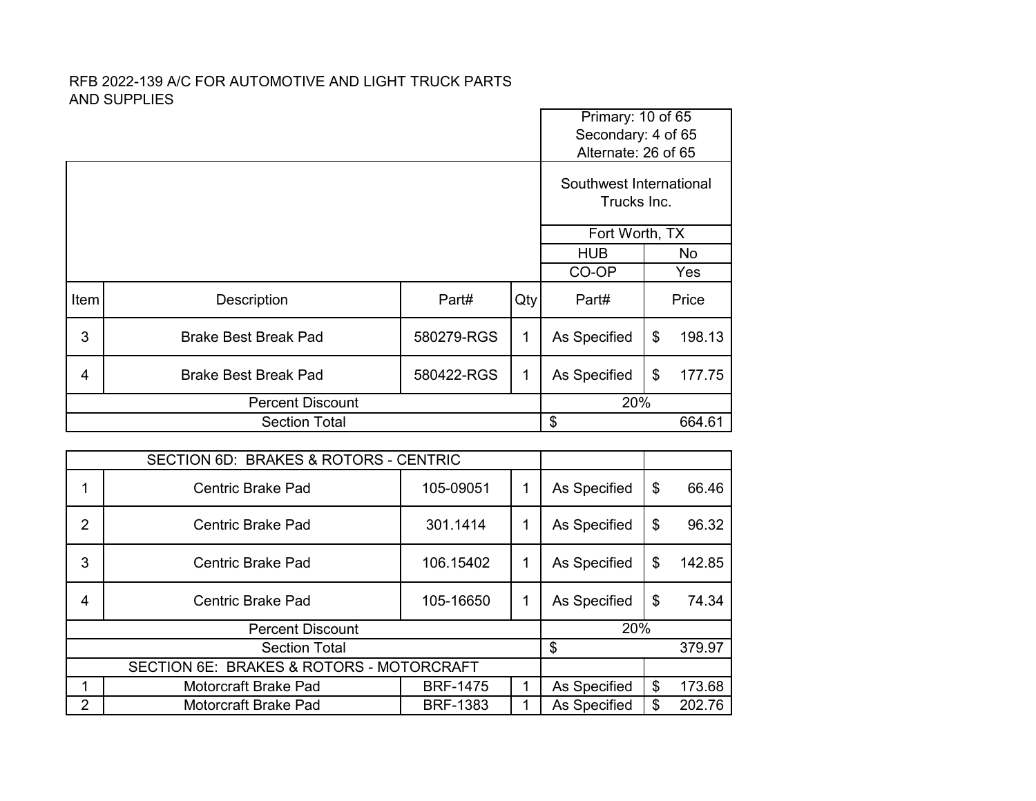RFB 2022-139 A/C FOR AUTOMOTIVE AND LIGHT TRUCK PARTS AND SUPPLIES

| | | | | Primary: 10 of 65<br>Secondary: 4 of 65<br>Alternate: 26 of 65 | |
|---|---|---|---|---|---|
| | | | | Southwest International Trucks Inc. | |
| | | | | Fort Worth, TX | |
| | | | | HUB | No |
| | | | | CO-OP | Yes |
| Item | Description | Part# | Qty | Part# | Price |
| 3 | Brake Best Break Pad | 580279-RGS | 1 | As Specified | $ 198.13 |
| 4 | Brake Best Break Pad | 580422-RGS | 1 | As Specified | $ 177.75 |
| Percent Discount | | | | 20% | |
| Section Total | | | | $ 664.61 | |

| SECTION 6D: BRAKES & ROTORS - CENTRIC | | | | | |
|---|---|---|---|---|---|
| 1 | Centric Brake Pad | 105-09051 | 1 | As Specified | $ 66.46 |
| 2 | Centric Brake Pad | 301.1414 | 1 | As Specified | $ 96.32 |
| 3 | Centric Brake Pad | 106.15402 | 1 | As Specified | $ 142.85 |
| 4 | Centric Brake Pad | 105-16650 | 1 | As Specified | $ 74.34 |
| Percent Discount | | | | 20% | |
| Section Total | | | | $ 379.97 | |
| SECTION 6E: BRAKES & ROTORS - MOTORCRAFT | | | | | |
| 1 | Motorcraft Brake Pad | BRF-1475 | 1 | As Specified | $ 173.68 |
| 2 | Motorcraft Brake Pad | BRF-1383 | 1 | As Specified | $ 202.76 |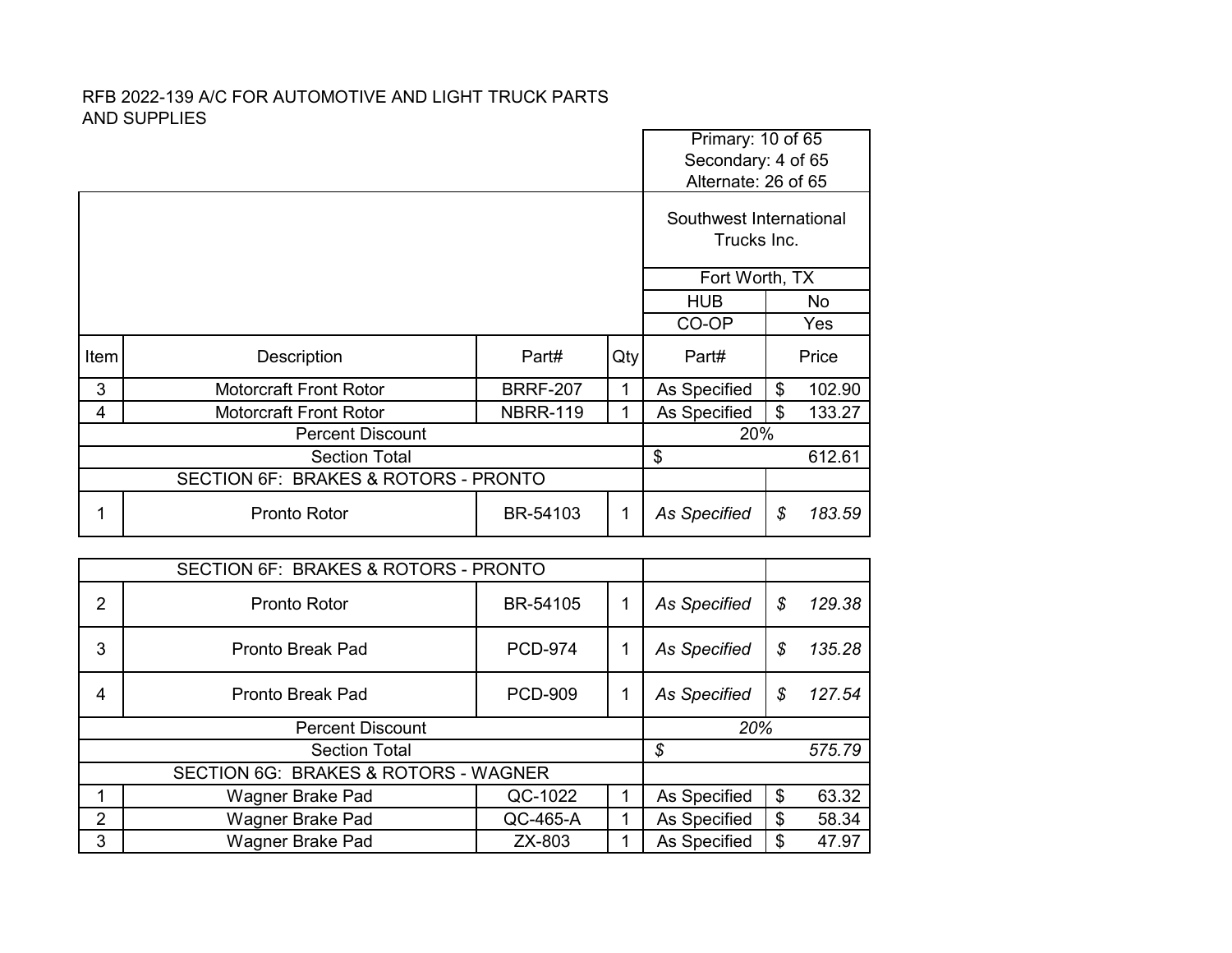RFB 2022-139 A/C FOR AUTOMOTIVE AND LIGHT TRUCK PARTS AND SUPPLIES

| | | | | Primary: 10 of 65<br>Secondary: 4 of 65<br>Alternate: 26 of 65 | |
|---|---|---|---|---|---|
| | | | | Southwest International Trucks Inc. | |
| | | | | Fort Worth, TX | |
| | | | | HUB | No |
| | | | | CO-OP | Yes |
| **Item** | **Description** | **Part#** | **Qty** | **Part#** | **Price** |
| 3 | Motorcraft Front Rotor | BRRF-207 | 1 | As Specified | $ 102.90 |
| 4 | Motorcraft Front Rotor | NBRR-119 | 1 | As Specified | $ 133.27 |
| | Percent Discount | | | 20% | |
| | Section Total | | | $ 612.61 | |
| | SECTION 6F: BRAKES & ROTORS - PRONTO | | | | |
| 1 | Pronto Rotor | BR-54103 | 1 | *As Specified* | *$ 183.59* |
| | SECTION 6F: BRAKES & ROTORS - PRONTO | | | | |
| 2 | Pronto Rotor | BR-54105 | 1 | *As Specified* | *$ 129.38* |
| 3 | Pronto Break Pad | PCD-974 | 1 | *As Specified* | *$ 135.28* |
| 4 | Pronto Break Pad | PCD-909 | 1 | *As Specified* | *$ 127.54* |
| | Percent Discount | | | *20%* | |
| | Section Total | | | *$ 575.79* | |
| | SECTION 6G: BRAKES & ROTORS - WAGNER | | | | |
| 1 | Wagner Brake Pad | QC-1022 | 1 | As Specified | $ 63.32 |
| 2 | Wagner Brake Pad | QC-465-A | 1 | As Specified | $ 58.34 |
| 3 | Wagner Brake Pad | ZX-803 | 1 | As Specified | $ 47.97 |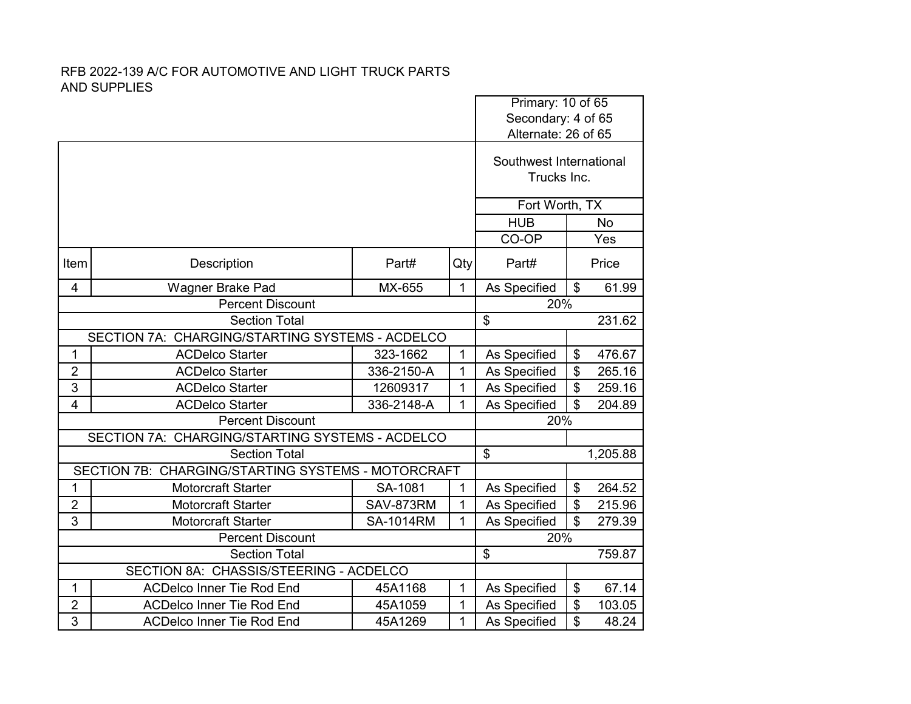RFB 2022-139 A/C FOR AUTOMOTIVE AND LIGHT TRUCK PARTS AND SUPPLIES

| | | | | Primary: 10 of 65<br>Secondary: 4 of 65<br>Alternate: 26 of 65 | |
|---|---|---|---|---|---|
| | | | | Southwest International Trucks Inc. | |
| | | | | Fort Worth, TX | |
| | | | | HUB | No |
| | | | | CO-OP | Yes |
| Item | Description | Part# | Qty | Part# | Price |
| 4 | Wagner Brake Pad | MX-655 | 1 | As Specified | $ 61.99 |
| | Percent Discount | | | 20% | |
| | Section Total | | | $ | 231.62 |
| | SECTION 7A: CHARGING/STARTING SYSTEMS - ACDELCO | | | | |
| 1 | ACDelco Starter | 323-1662 | 1 | As Specified | $ 476.67 |
| 2 | ACDelco Starter | 336-2150-A | 1 | As Specified | $ 265.16 |
| 3 | ACDelco Starter | 12609317 | 1 | As Specified | $ 259.16 |
| 4 | ACDelco Starter | 336-2148-A | 1 | As Specified | $ 204.89 |
| | Percent Discount | | | 20% | |
| | SECTION 7A: CHARGING/STARTING SYSTEMS - ACDELCO | | | | |
| | Section Total | | | $ | 1,205.88 |
| | SECTION 7B: CHARGING/STARTING SYSTEMS - MOTORCRAFT | | | | |
| 1 | Motorcraft Starter | SA-1081 | 1 | As Specified | $ 264.52 |
| 2 | Motorcraft Starter | SAV-873RM | 1 | As Specified | $ 215.96 |
| 3 | Motorcraft Starter | SA-1014RM | 1 | As Specified | $ 279.39 |
| | Percent Discount | | | 20% | |
| | Section Total | | | $ | 759.87 |
| | SECTION 8A: CHASSIS/STEERING - ACDELCO | | | | |
| 1 | ACDelco Inner Tie Rod End | 45A1168 | 1 | As Specified | $ 67.14 |
| 2 | ACDelco Inner Tie Rod End | 45A1059 | 1 | As Specified | $ 103.05 |
| 3 | ACDelco Inner Tie Rod End | 45A1269 | 1 | As Specified | $ 48.24 |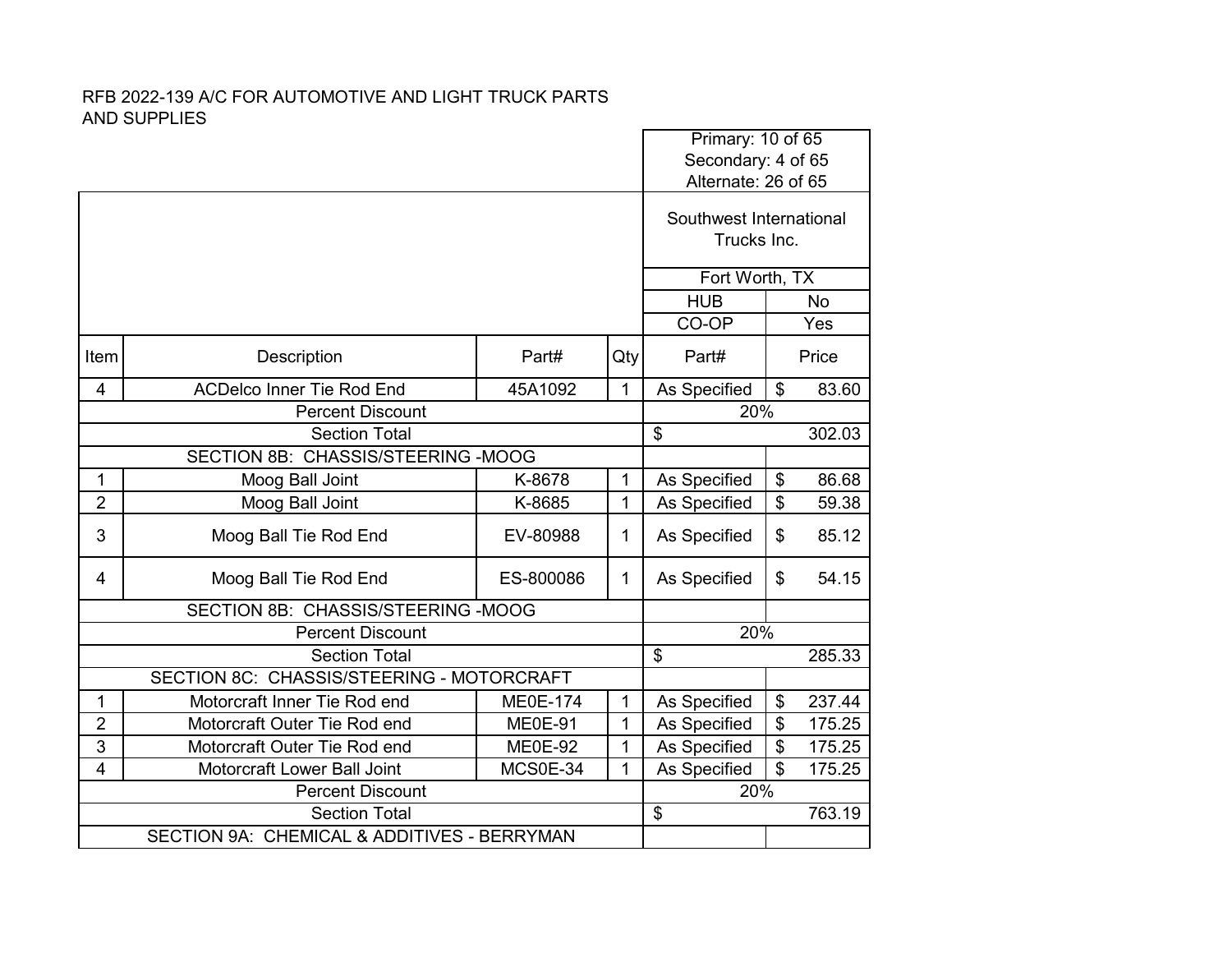RFB 2022-139 A/C FOR AUTOMOTIVE AND LIGHT TRUCK PARTS AND SUPPLIES

| Item | Description | Part# | Qty | Part# | Price |
|---|---|---|---|---|---|
| | | | | Primary: 10 of 65<br>Secondary: 4 of 65<br>Alternate: 26 of 65 | |
| | | | | Southwest International Trucks Inc. | |
| | | | | Fort Worth, TX | |
| | | | | HUB | No |
| | | | | CO-OP | Yes |
| 4 | ACDelco Inner Tie Rod End | 45A1092 | 1 | As Specified | $ 83.60 |
| | Percent Discount | | | 20% | |
| | Section Total | | | $ | 302.03 |
| | SECTION 8B: CHASSIS/STEERING -MOOG | | | | |
| 1 | Moog Ball Joint | K-8678 | 1 | As Specified | $ 86.68 |
| 2 | Moog Ball Joint | K-8685 | 1 | As Specified | $ 59.38 |
| 3 | Moog Ball Tie Rod End | EV-80988 | 1 | As Specified | $ 85.12 |
| 4 | Moog Ball Tie Rod End | ES-800086 | 1 | As Specified | $ 54.15 |
| | SECTION 8B: CHASSIS/STEERING -MOOG | | | | |
| | Percent Discount | | | 20% | |
| | Section Total | | | $ | 285.33 |
| | SECTION 8C: CHASSIS/STEERING - MOTORCRAFT | | | | |
| 1 | Motorcraft Inner Tie Rod end | ME0E-174 | 1 | As Specified | $ 237.44 |
| 2 | Motorcraft Outer Tie Rod end | ME0E-91 | 1 | As Specified | $ 175.25 |
| 3 | Motorcraft Outer Tie Rod end | ME0E-92 | 1 | As Specified | $ 175.25 |
| 4 | Motorcraft Lower Ball Joint | MCS0E-34 | 1 | As Specified | $ 175.25 |
| | Percent Discount | | | 20% | |
| | Section Total | | | $ | 763.19 |
| | SECTION 9A: CHEMICAL & ADDITIVES - BERRYMAN | | | | |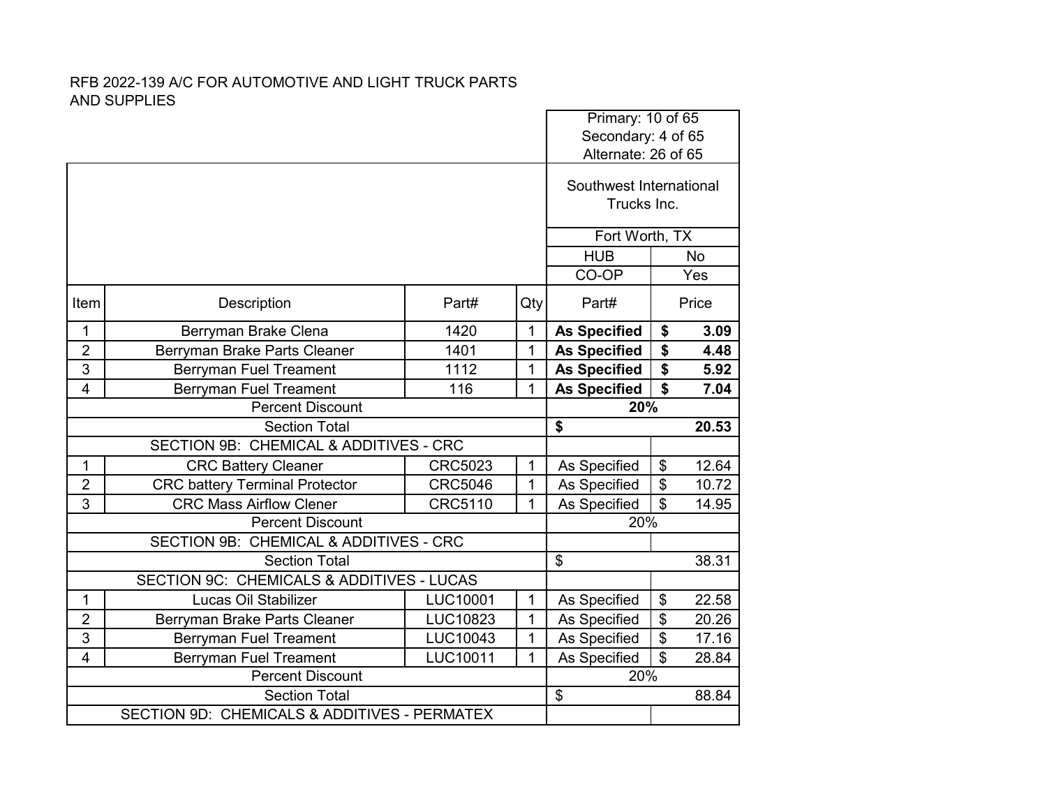RFB 2022-139 A/C FOR AUTOMOTIVE AND LIGHT TRUCK PARTS AND SUPPLIES

| | | | | Primary: 10 of 65<br>Secondary: 4 of 65<br>Alternate: 26 of 65 | |
|---|---|---|---|---|---|
| | | | | Southwest International Trucks Inc. | |
| | | | | Fort Worth, TX | |
| | | | | HUB | No |
| | | | | CO-OP | Yes |
| Item | Description | Part# | Qty | Part# | Price |
| 1 | Berryman Brake Clena | 1420 | 1 | **As Specified** | **$ 3.09** |
| 2 | Berryman Brake Parts Cleaner | 1401 | 1 | **As Specified** | **$ 4.48** |
| 3 | Berryman Fuel Treament | 1112 | 1 | **As Specified** | **$ 5.92** |
| 4 | Berryman Fuel Treament | 116 | 1 | **As Specified** | **$ 7.04** |
| Percent Discount | | | | **20%** | |
| Section Total | | | | **$ 20.53** | |
| SECTION 9B: CHEMICAL & ADDITIVES - CRC | | | | | |
| 1 | CRC Battery Cleaner | CRC5023 | 1 | As Specified | $ 12.64 |
| 2 | CRC battery Terminal Protector | CRC5046 | 1 | As Specified | $ 10.72 |
| 3 | CRC Mass Airflow Clener | CRC5110 | 1 | As Specified | $ 14.95 |
| Percent Discount | | | | 20% | |
| SECTION 9B: CHEMICAL & ADDITIVES - CRC | | | | | |
| Section Total | | | | $ 38.31 | |
| SECTION 9C: CHEMICALS & ADDITIVES - LUCAS | | | | | |
| 1 | Lucas Oil Stabilizer | LUC10001 | 1 | As Specified | $ 22.58 |
| 2 | Berryman Brake Parts Cleaner | LUC10823 | 1 | As Specified | $ 20.26 |
| 3 | Berryman Fuel Treament | LUC10043 | 1 | As Specified | $ 17.16 |
| 4 | Berryman Fuel Treament | LUC10011 | 1 | As Specified | $ 28.84 |
| Percent Discount | | | | 20% | |
| Section Total | | | | $ 88.84 | |
| SECTION 9D: CHEMICALS & ADDITIVES - PERMATEX | | | | | |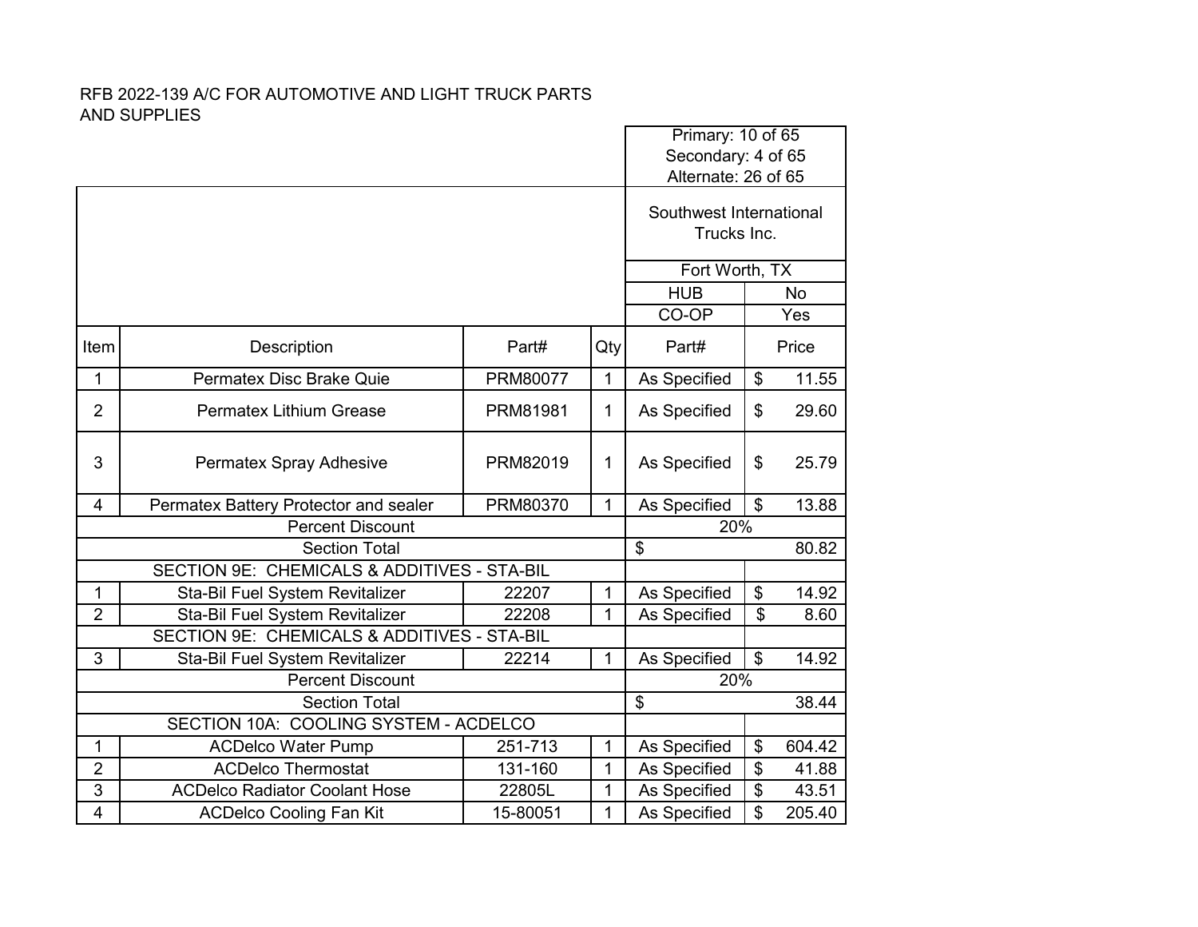RFB 2022-139 A/C FOR AUTOMOTIVE AND LIGHT TRUCK PARTS AND SUPPLIES

| | | | | Primary: 10 of 65<br>Secondary: 4 of 65<br>Alternate: 26 of 65 | |
|---|---|---|---|---|---|
| | | | | Southwest International Trucks Inc. | |
| | | | | Fort Worth, TX | |
| | | | | HUB | No |
| | | | | CO-OP | Yes |
| Item | Description | Part# | Qty | Part# | Price |
| 1 | Permatex Disc Brake Quie | PRM80077 | 1 | As Specified | $ 11.55 |
| 2 | Permatex Lithium Grease | PRM81981 | 1 | As Specified | $ 29.60 |
| 3 | Permatex Spray Adhesive | PRM82019 | 1 | As Specified | $ 25.79 |
| 4 | Permatex Battery Protector and sealer | PRM80370 | 1 | As Specified | $ 13.88 |
| | Percent Discount | | | 20% | |
| | Section Total | | | $ 80.82 | |
| | SECTION 9E: CHEMICALS & ADDITIVES - STA-BIL | | | | |
| 1 | Sta-Bil Fuel System Revitalizer | 22207 | 1 | As Specified | $ 14.92 |
| 2 | Sta-Bil Fuel System Revitalizer | 22208 | 1 | As Specified | $ 8.60 |
| | SECTION 9E: CHEMICALS & ADDITIVES - STA-BIL | | | | |
| 3 | Sta-Bil Fuel System Revitalizer | 22214 | 1 | As Specified | $ 14.92 |
| | Percent Discount | | | 20% | |
| | Section Total | | | $ 38.44 | |
| | SECTION 10A: COOLING SYSTEM - ACDELCO | | | | |
| 1 | ACDelco Water Pump | 251-713 | 1 | As Specified | $ 604.42 |
| 2 | ACDelco Thermostat | 131-160 | 1 | As Specified | $ 41.88 |
| 3 | ACDelco Radiator Coolant Hose | 22805L | 1 | As Specified | $ 43.51 |
| 4 | ACDelco Cooling Fan Kit | 15-80051 | 1 | As Specified | $ 205.40 |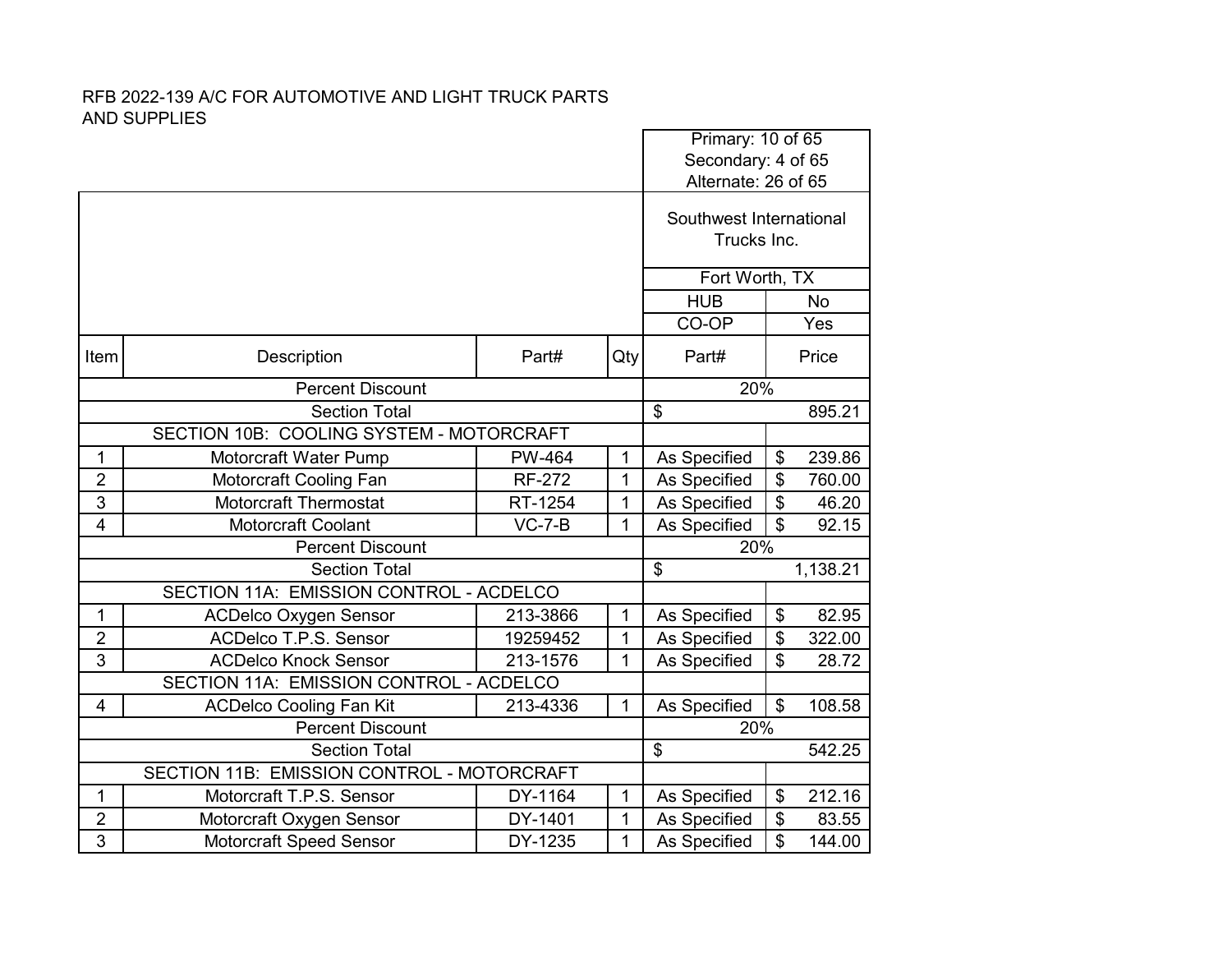RFB 2022-139 A/C FOR AUTOMOTIVE AND LIGHT TRUCK PARTS AND SUPPLIES

| Item | Description | Part# | Qty | Part# | Price |
|---|---|---|---|---|---|
| | | | | Primary: 10 of 65<br>Secondary: 4 of 65<br>Alternate: 26 of 65 | |
| | | | | Southwest International Trucks Inc. | |
| | | | | Fort Worth, TX | |
| | | | | HUB | No |
| | | | | CO-OP | Yes |
| | Percent Discount | | | 20% | |
| | Section Total | | | $ | 895.21 |
| | SECTION 10B: COOLING SYSTEM - MOTORCRAFT | | | | |
| 1 | Motorcraft Water Pump | PW-464 | 1 | As Specified | $ 239.86 |
| 2 | Motorcraft Cooling Fan | RF-272 | 1 | As Specified | $ 760.00 |
| 3 | Motorcraft Thermostat | RT-1254 | 1 | As Specified | $ 46.20 |
| 4 | Motorcraft Coolant | VC-7-B | 1 | As Specified | $ 92.15 |
| | Percent Discount | | | 20% | |
| | Section Total | | | $ | 1,138.21 |
| | SECTION 11A: EMISSION CONTROL - ACDELCO | | | | |
| 1 | ACDelco Oxygen Sensor | 213-3866 | 1 | As Specified | $ 82.95 |
| 2 | ACDelco T.P.S. Sensor | 19259452 | 1 | As Specified | $ 322.00 |
| 3 | ACDelco Knock Sensor | 213-1576 | 1 | As Specified | $ 28.72 |
| | SECTION 11A: EMISSION CONTROL - ACDELCO | | | | |
| 4 | ACDelco Cooling Fan Kit | 213-4336 | 1 | As Specified | $ 108.58 |
| | Percent Discount | | | 20% | |
| | Section Total | | | $ | 542.25 |
| | SECTION 11B: EMISSION CONTROL - MOTORCRAFT | | | | |
| 1 | Motorcraft T.P.S. Sensor | DY-1164 | 1 | As Specified | $ 212.16 |
| 2 | Motorcraft Oxygen Sensor | DY-1401 | 1 | As Specified | $ 83.55 |
| 3 | Motorcraft Speed Sensor | DY-1235 | 1 | As Specified | $ 144.00 |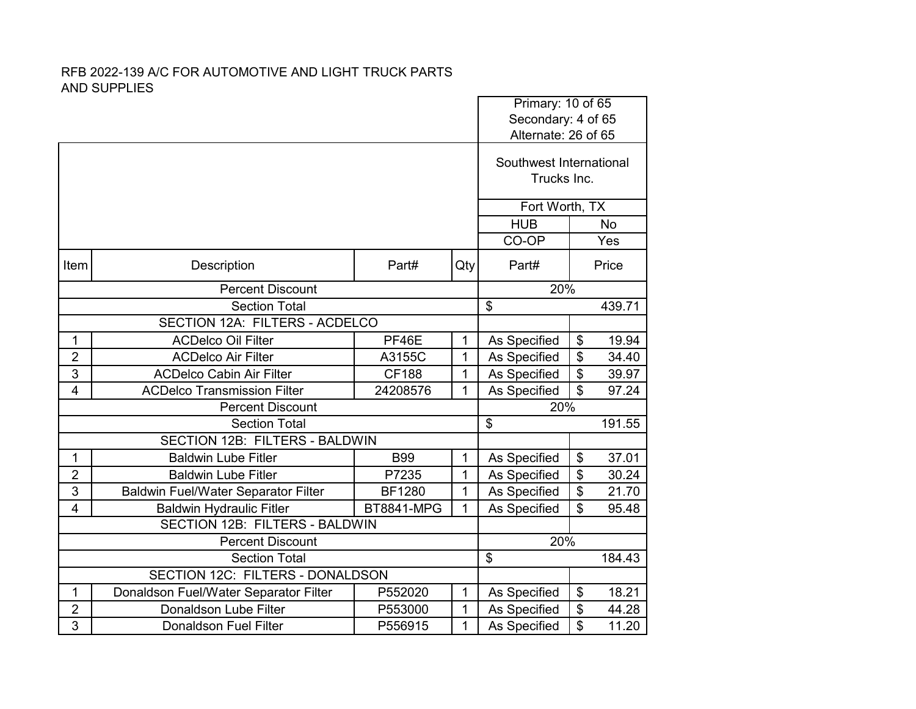RFB 2022-139 A/C FOR AUTOMOTIVE AND LIGHT TRUCK PARTS AND SUPPLIES

| Item | Description | Part# | Qty | Part# | Price |
|---|---|---|---|---|---|
| | | | | Primary: 10 of 65<br>Secondary: 4 of 65<br>Alternate: 26 of 65 | |
| | | | | Southwest International Trucks Inc. | |
| | | | | Fort Worth, TX | |
| | | | | HUB | No |
| | | | | CO-OP | Yes |
| | Percent Discount | | | 20% | |
| | Section Total | | | $ | 439.71 |
| | SECTION 12A: FILTERS - ACDELCO | | | | |
| 1 | ACDelco Oil Filter | PF46E | 1 | As Specified | $ 19.94 |
| 2 | ACDelco Air Filter | A3155C | 1 | As Specified | $ 34.40 |
| 3 | ACDelco Cabin Air Filter | CF188 | 1 | As Specified | $ 39.97 |
| 4 | ACDelco Transmission Filter | 24208576 | 1 | As Specified | $ 97.24 |
| | Percent Discount | | | 20% | |
| | Section Total | | | $ | 191.55 |
| | SECTION 12B: FILTERS - BALDWIN | | | | |
| 1 | Baldwin Lube Fitler | B99 | 1 | As Specified | $ 37.01 |
| 2 | Baldwin Lube Fitler | P7235 | 1 | As Specified | $ 30.24 |
| 3 | Baldwin Fuel/Water Separator Filter | BF1280 | 1 | As Specified | $ 21.70 |
| 4 | Baldwin Hydraulic Fitler | BT8841-MPG | 1 | As Specified | $ 95.48 |
| | SECTION 12B: FILTERS - BALDWIN | | | | |
| | Percent Discount | | | 20% | |
| | Section Total | | | $ | 184.43 |
| | SECTION 12C: FILTERS - DONALDSON | | | | |
| 1 | Donaldson Fuel/Water Separator Filter | P552020 | 1 | As Specified | $ 18.21 |
| 2 | Donaldson Lube Filter | P553000 | 1 | As Specified | $ 44.28 |
| 3 | Donaldson Fuel Filter | P556915 | 1 | As Specified | $ 11.20 |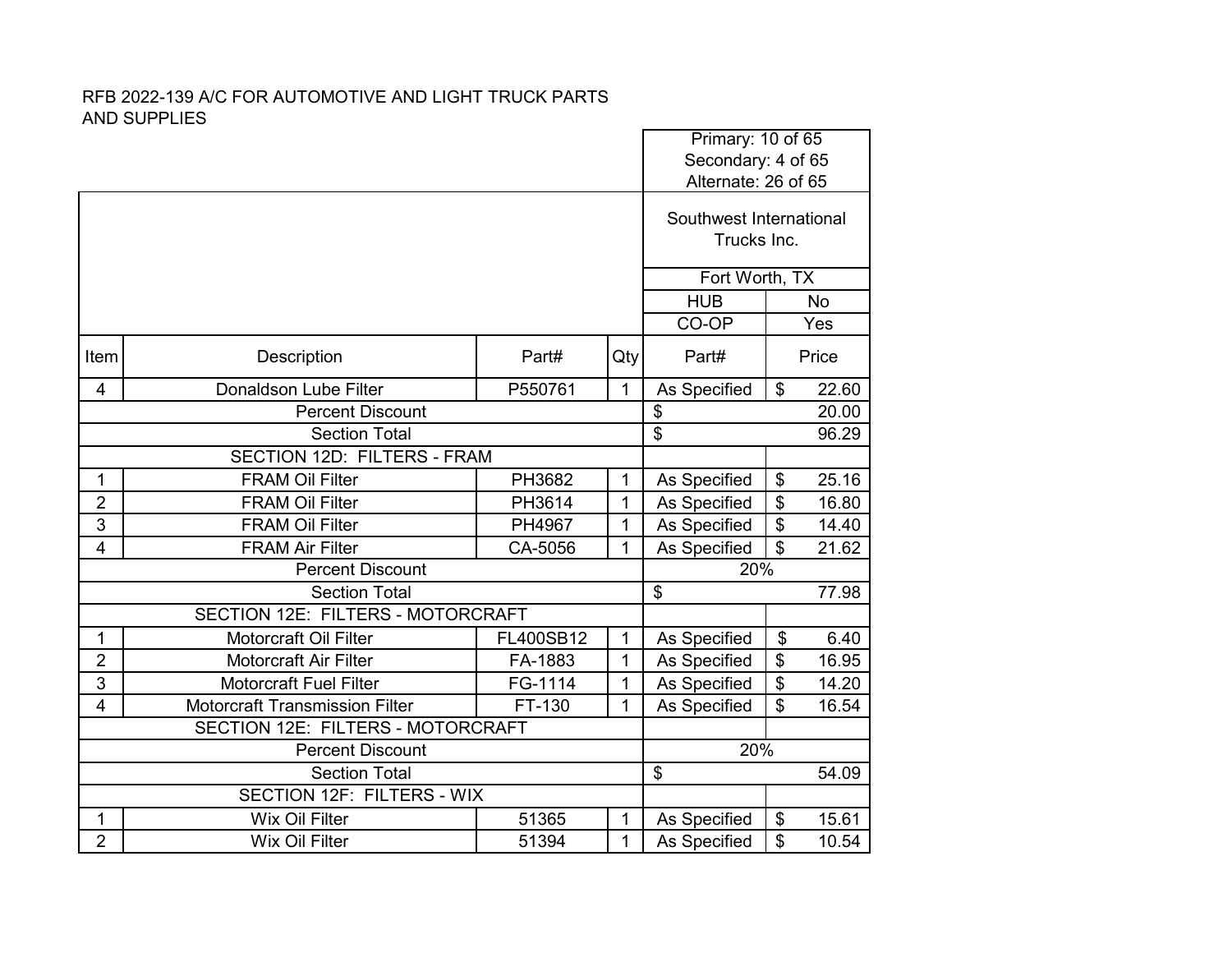RFB 2022-139 A/C FOR AUTOMOTIVE AND LIGHT TRUCK PARTS AND SUPPLIES

| | | | | Primary: 10 of 65<br>Secondary: 4 of 65<br>Alternate: 26 of 65 | |
|---|---|---|---|---|---|
| | | | | Southwest International Trucks Inc. | |
| | | | | Fort Worth, TX | |
| | | | | HUB | No |
| | | | | CO-OP | Yes |
| Item | Description | Part# | Qty | Part# | Price |
| 4 | Donaldson Lube Filter | P550761 | 1 | As Specified | $ 22.60 |
| | Percent Discount | | | $ 20.00 | |
| | Section Total | | | $ 96.29 | |
| | SECTION 12D: FILTERS - FRAM | | | | |
| 1 | FRAM Oil Filter | PH3682 | 1 | As Specified | $ 25.16 |
| 2 | FRAM Oil Filter | PH3614 | 1 | As Specified | $ 16.80 |
| 3 | FRAM Oil Filter | PH4967 | 1 | As Specified | $ 14.40 |
| 4 | FRAM Air Filter | CA-5056 | 1 | As Specified | $ 21.62 |
| | Percent Discount | | | 20% | |
| | Section Total | | | $ 77.98 | |
| | SECTION 12E: FILTERS - MOTORCRAFT | | | | |
| 1 | Motorcraft Oil Filter | FL400SB12 | 1 | As Specified | $ 6.40 |
| 2 | Motorcraft Air Filter | FA-1883 | 1 | As Specified | $ 16.95 |
| 3 | Motorcraft Fuel Filter | FG-1114 | 1 | As Specified | $ 14.20 |
| 4 | Motorcraft Transmission Filter | FT-130 | 1 | As Specified | $ 16.54 |
| | SECTION 12E: FILTERS - MOTORCRAFT | | | | |
| | Percent Discount | | | 20% | |
| | Section Total | | | $ 54.09 | |
| | SECTION 12F: FILTERS - WIX | | | | |
| 1 | Wix Oil Filter | 51365 | 1 | As Specified | $ 15.61 |
| 2 | Wix Oil Filter | 51394 | 1 | As Specified | $ 10.54 |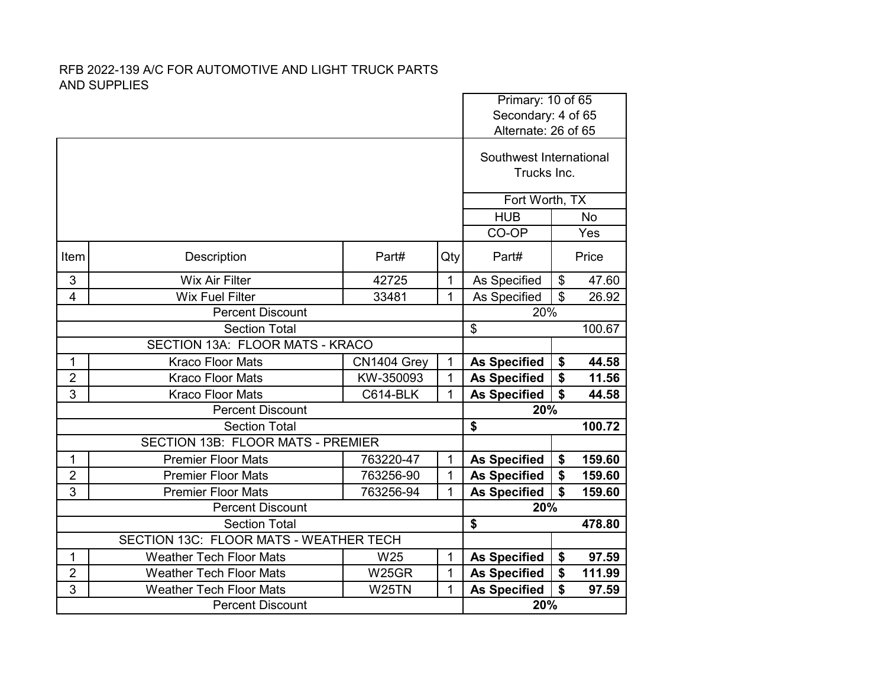RFB 2022-139 A/C FOR AUTOMOTIVE AND LIGHT TRUCK PARTS AND SUPPLIES

| | | | | Primary: 10 of 65<br>Secondary: 4 of 65<br>Alternate: 26 of 65 | |
|---|---|---|---|---|---|
| | | | | Southwest International Trucks Inc. | |
| | | | | Fort Worth, TX | |
| | | | | HUB | No |
| | | | | CO-OP | Yes |
| **Item** | **Description** | **Part#** | **Qty** | **Part#** | **Price** |
| 3 | Wix Air Filter | 42725 | 1 | As Specified | $ 47.60 |
| 4 | Wix Fuel Filter | 33481 | 1 | As Specified | $ 26.92 |
| | Percent Discount | | | 20% | |
| | Section Total | | | $ 100.67 | |
| | SECTION 13A: FLOOR MATS - KRACO | | | | |
| 1 | Kraco Floor Mats | CN1404 Grey | 1 | **As Specified** | **$ 44.58** |
| 2 | Kraco Floor Mats | KW-350093 | 1 | **As Specified** | **$ 11.56** |
| 3 | Kraco Floor Mats | C614-BLK | 1 | **As Specified** | **$ 44.58** |
| | Percent Discount | | | **20%** | |
| | Section Total | | | **$ 100.72** | |
| | SECTION 13B: FLOOR MATS - PREMIER | | | | |
| 1 | Premier Floor Mats | 763220-47 | 1 | **As Specified** | **$ 159.60** |
| 2 | Premier Floor Mats | 763256-90 | 1 | **As Specified** | **$ 159.60** |
| 3 | Premier Floor Mats | 763256-94 | 1 | **As Specified** | **$ 159.60** |
| | Percent Discount | | | **20%** | |
| | Section Total | | | **$ 478.80** | |
| | SECTION 13C: FLOOR MATS - WEATHER TECH | | | | |
| 1 | Weather Tech Floor Mats | W25 | 1 | **As Specified** | **$ 97.59** |
| 2 | Weather Tech Floor Mats | W25GR | 1 | **As Specified** | **$ 111.99** |
| 3 | Weather Tech Floor Mats | W25TN | 1 | **As Specified** | **$ 97.59** |
| | Percent Discount | | | **20%** | |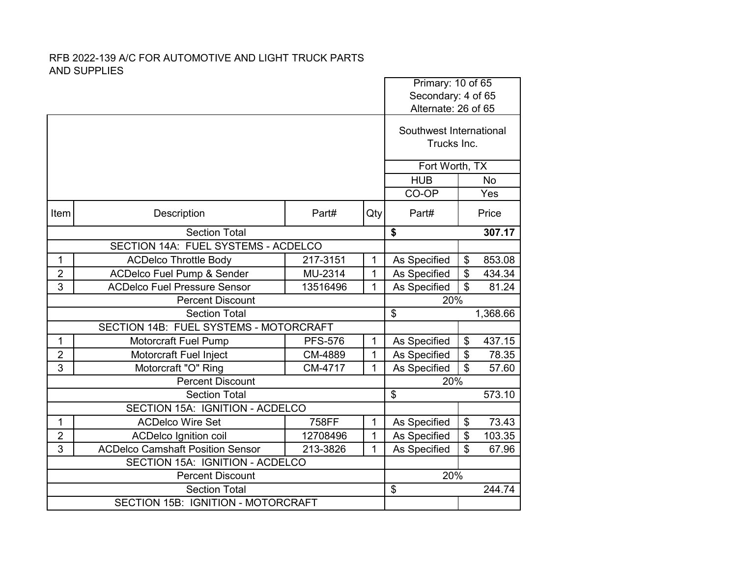RFB 2022-139 A/C FOR AUTOMOTIVE AND LIGHT TRUCK PARTS AND SUPPLIES

| | | | | Primary: 10 of 65<br>Secondary: 4 of 65<br>Alternate: 26 of 65 | |
|---|---|---|---|---|---|
| | | | | Southwest International Trucks Inc. | |
| | | | | Fort Worth, TX | |
| | | | | HUB | No |
| | | | | CO-OP | Yes |
| Item | Description | Part# | Qty | Part# | Price |
| | Section Total | | | **$** | **307.17** |
| | SECTION 14A: FUEL SYSTEMS - ACDELCO | | | | |
| 1 | ACDelco Throttle Body | 217-3151 | 1 | As Specified | $ 853.08 |
| 2 | ACDelco Fuel Pump & Sender | MU-2314 | 1 | As Specified | $ 434.34 |
| 3 | ACDelco Fuel Pressure Sensor | 13516496 | 1 | As Specified | $ 81.24 |
| | Percent Discount | | | 20% | |
| | Section Total | | | $ | 1,368.66 |
| | SECTION 14B: FUEL SYSTEMS - MOTORCRAFT | | | | |
| 1 | Motorcraft Fuel Pump | PFS-576 | 1 | As Specified | $ 437.15 |
| 2 | Motorcraft Fuel Inject | CM-4889 | 1 | As Specified | $ 78.35 |
| 3 | Motorcraft "O" Ring | CM-4717 | 1 | As Specified | $ 57.60 |
| | Percent Discount | | | 20% | |
| | Section Total | | | $ | 573.10 |
| | SECTION 15A: IGNITION - ACDELCO | | | | |
| 1 | ACDelco Wire Set | 758FF | 1 | As Specified | $ 73.43 |
| 2 | ACDelco Ignition coil | 12708496 | 1 | As Specified | $ 103.35 |
| 3 | ACDelco Camshaft Position Sensor | 213-3826 | 1 | As Specified | $ 67.96 |
| | SECTION 15A: IGNITION - ACDELCO | | | | |
| | Percent Discount | | | 20% | |
| | Section Total | | | $ | 244.74 |
| | SECTION 15B: IGNITION - MOTORCRAFT | | | | |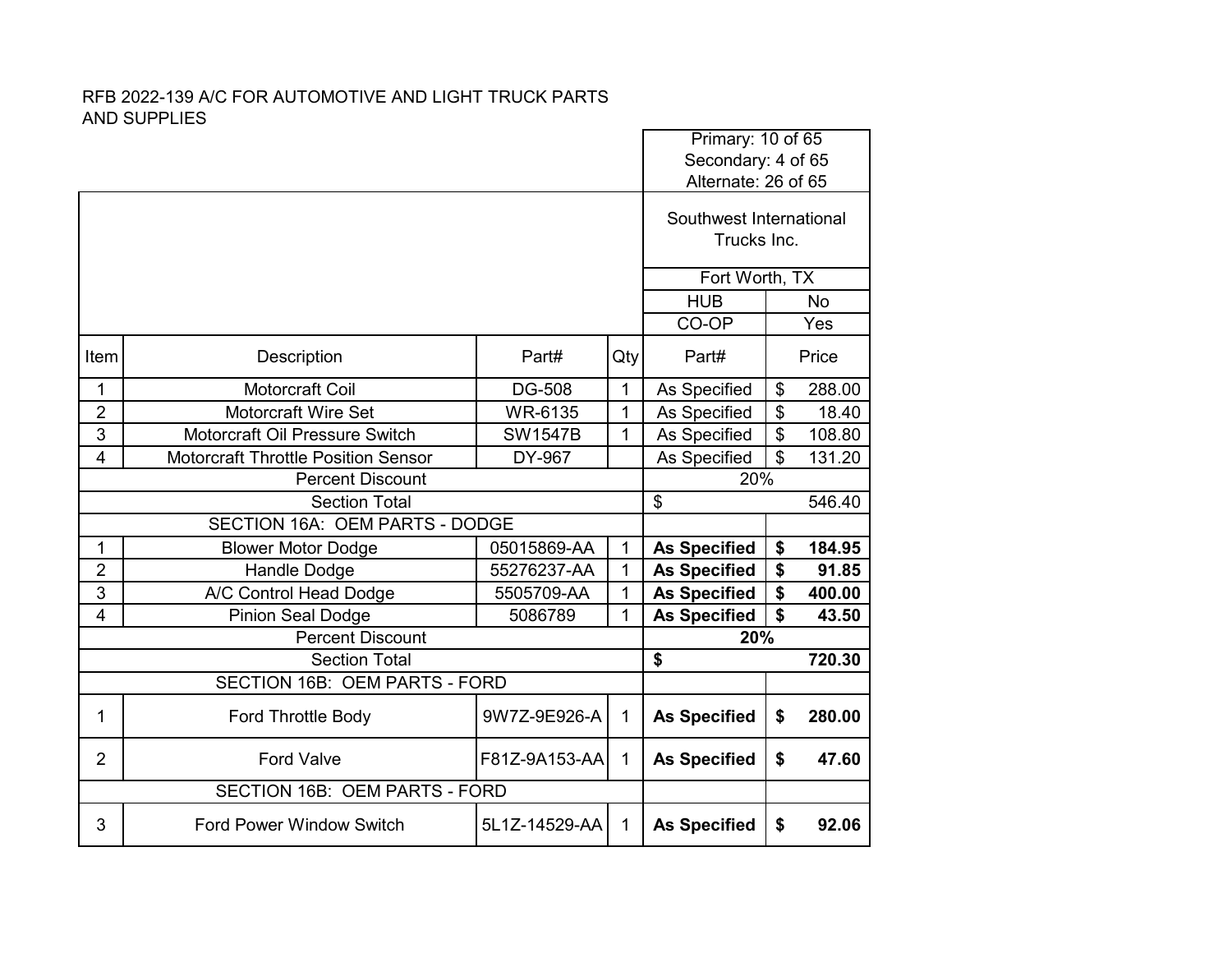RFB 2022-139 A/C FOR AUTOMOTIVE AND LIGHT TRUCK PARTS AND SUPPLIES

| | | | | Primary: 10 of 65<br>Secondary: 4 of 65<br>Alternate: 26 of 65 | |
|---|---|---|---|---|---|
| | | | | Southwest International Trucks Inc. | |
| | | | | Fort Worth, TX | |
| | | | | HUB | No |
| | | | | CO-OP | Yes |
| Item | Description | Part# | Qty | Part# | Price |
| 1 | Motorcraft Coil | DG-508 | 1 | As Specified | $ 288.00 |
| 2 | Motorcraft Wire Set | WR-6135 | 1 | As Specified | $ 18.40 |
| 3 | Motorcraft Oil Pressure Switch | SW1547B | 1 | As Specified | $ 108.80 |
| 4 | Motorcraft Throttle Position Sensor | DY-967 | | As Specified | $ 131.20 |
| | Percent Discount | | | 20% | |
| | Section Total | | | $ 546.40 | |
| | SECTION 16A: OEM PARTS - DODGE | | | | |
| 1 | Blower Motor Dodge | 05015869-AA | 1 | **As Specified** | **$ 184.95** |
| 2 | Handle Dodge | 55276237-AA | 1 | **As Specified** | **$ 91.85** |
| 3 | A/C Control Head Dodge | 5505709-AA | 1 | **As Specified** | **$ 400.00** |
| 4 | Pinion Seal Dodge | 5086789 | 1 | **As Specified** | **$ 43.50** |
| | Percent Discount | | | **20%** | |
| | Section Total | | | **$ 720.30** | |
| | SECTION 16B: OEM PARTS - FORD | | | | |
| 1 | Ford Throttle Body | 9W7Z-9E926-A | 1 | **As Specified** | **$ 280.00** |
| 2 | Ford Valve | F81Z-9A153-AA | 1 | **As Specified** | **$ 47.60** |
| | SECTION 16B: OEM PARTS - FORD | | | | |
| 3 | Ford Power Window Switch | 5L1Z-14529-AA | 1 | **As Specified** | **$ 92.06** |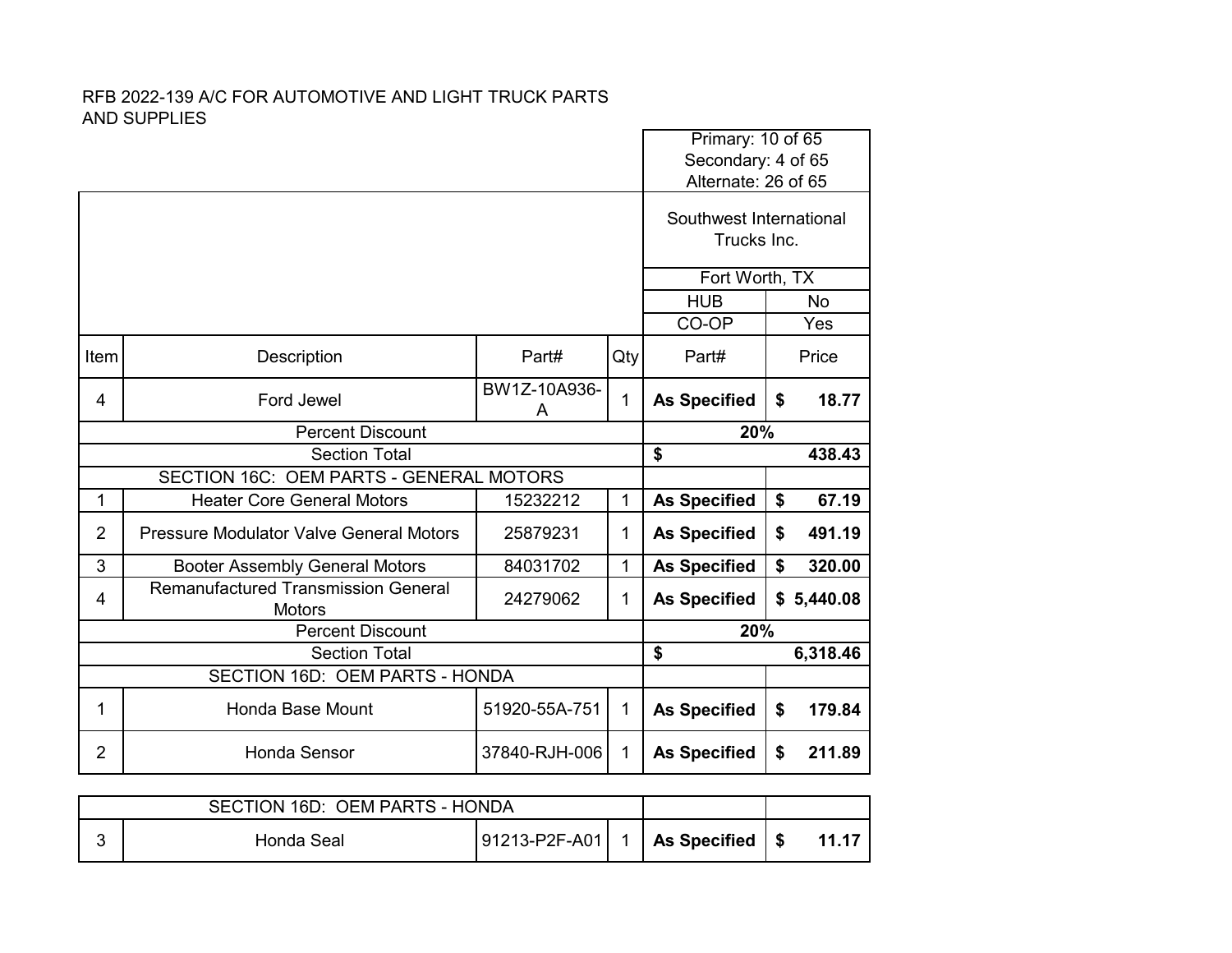RFB 2022-139 A/C FOR AUTOMOTIVE AND LIGHT TRUCK PARTS AND SUPPLIES

| | | | | Primary: 10 of 65<br>Secondary: 4 of 65<br>Alternate: 26 of 65 | |
|---|---|---|---|---|---|
| | | | | Southwest International Trucks Inc. | |
| | | | | Fort Worth, TX | |
| | | | | HUB | No |
| | | | | CO-OP | Yes |
| Item | Description | Part# | Qty | Part# | Price |
| 4 | Ford Jewel | BW1Z-10A936-A | 1 | As Specified | $ 18.77 |
| | Percent Discount | | | 20% | |
| | Section Total | | | $ | 438.43 |
| | SECTION 16C: OEM PARTS - GENERAL MOTORS | | | | |
| 1 | Heater Core General Motors | 15232212 | 1 | As Specified | $ 67.19 |
| 2 | Pressure Modulator Valve General Motors | 25879231 | 1 | As Specified | $ 491.19 |
| 3 | Booter Assembly General Motors | 84031702 | 1 | As Specified | $ 320.00 |
| 4 | Remanufactured Transmission General Motors | 24279062 | 1 | As Specified | $ 5,440.08 |
| | Percent Discount | | | 20% | |
| | Section Total | | | $ | 6,318.46 |
| | SECTION 16D: OEM PARTS - HONDA | | | | |
| 1 | Honda Base Mount | 51920-55A-751 | 1 | As Specified | $ 179.84 |
| 2 | Honda Sensor | 37840-RJH-006 | 1 | As Specified | $ 211.89 |
| | SECTION 16D: OEM PARTS - HONDA | | | | |
| 3 | Honda Seal | 91213-P2F-A01 | 1 | As Specified | $ 11.17 |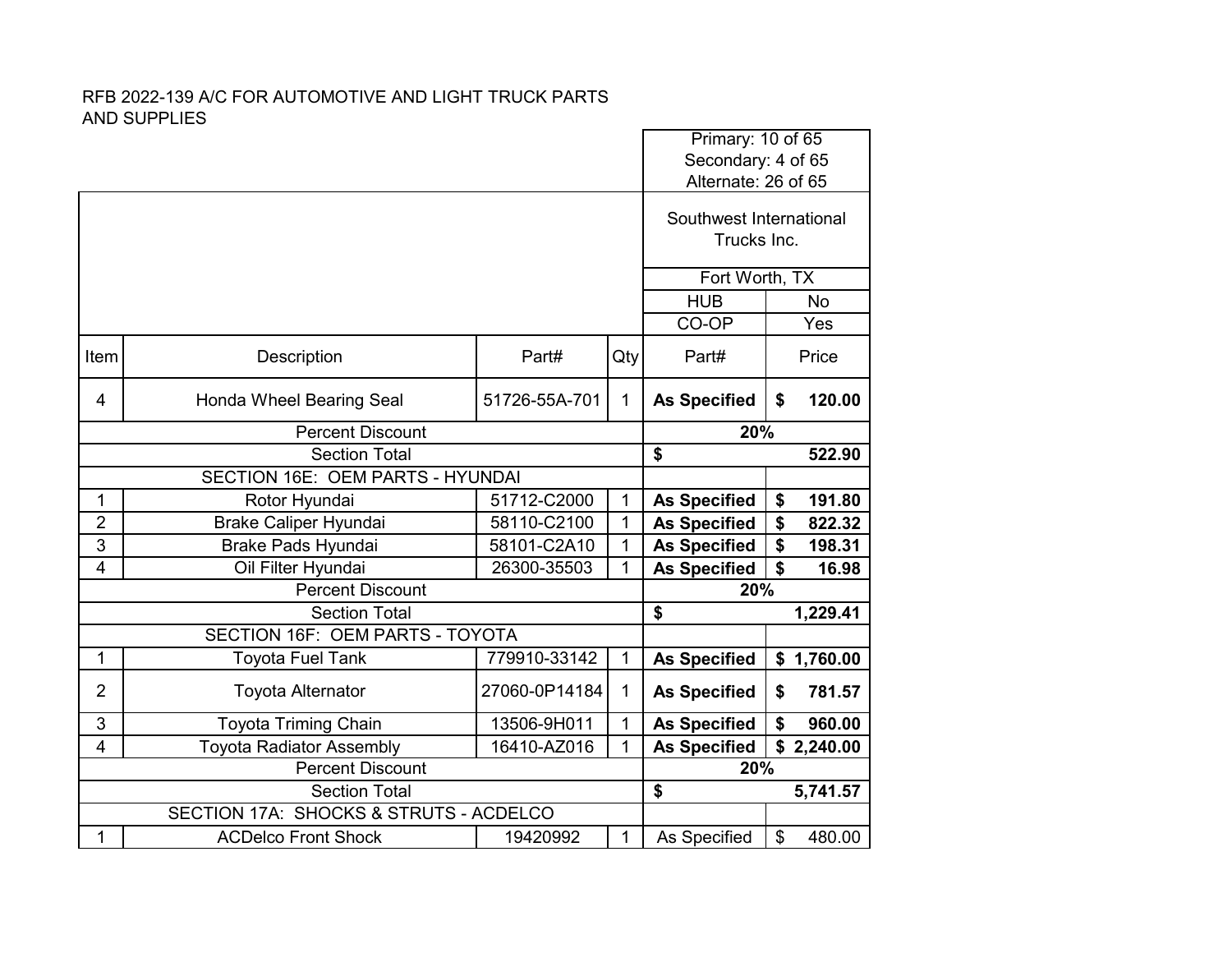RFB 2022-139 A/C FOR AUTOMOTIVE AND LIGHT TRUCK PARTS AND SUPPLIES

| | | | | Primary: 10 of 65<br>Secondary: 4 of 65<br>Alternate: 26 of 65 | |
|---|---|---|---|---|---|
| | | | | Southwest International Trucks Inc. | |
| | | | | Fort Worth, TX | |
| | | | | HUB | No |
| | | | | CO-OP | Yes |
| **Item** | **Description** | **Part#** | **Qty** | **Part#** | **Price** |
| 4 | Honda Wheel Bearing Seal | 51726-55A-701 | 1 | **As Specified** | **$ 120.00** |
| | Percent Discount | | | **20%** | |
| | Section Total | | | **$** | **522.90** |
| | SECTION 16E: OEM PARTS - HYUNDAI | | | | |
| 1 | Rotor Hyundai | 51712-C2000 | 1 | **As Specified** | **$ 191.80** |
| 2 | Brake Caliper Hyundai | 58110-C2100 | 1 | **As Specified** | **$ 822.32** |
| 3 | Brake Pads Hyundai | 58101-C2A10 | 1 | **As Specified** | **$ 198.31** |
| 4 | Oil Filter Hyundai | 26300-35503 | 1 | **As Specified** | **$ 16.98** |
| | Percent Discount | | | **20%** | |
| | Section Total | | | **$** | **1,229.41** |
| | SECTION 16F: OEM PARTS - TOYOTA | | | | |
| 1 | Toyota Fuel Tank | 779910-33142 | 1 | **As Specified** | **$ 1,760.00** |
| 2 | Toyota Alternator | 27060-0P14184 | 1 | **As Specified** | **$ 781.57** |
| 3 | Toyota Triming Chain | 13506-9H011 | 1 | **As Specified** | **$ 960.00** |
| 4 | Toyota Radiator Assembly | 16410-AZ016 | 1 | **As Specified** | **$ 2,240.00** |
| | Percent Discount | | | **20%** | |
| | Section Total | | | **$** | **5,741.57** |
| | SECTION 17A: SHOCKS & STRUTS - ACDELCO | | | | |
| 1 | ACDelco Front Shock | 19420992 | 1 | As Specified | $ 480.00 |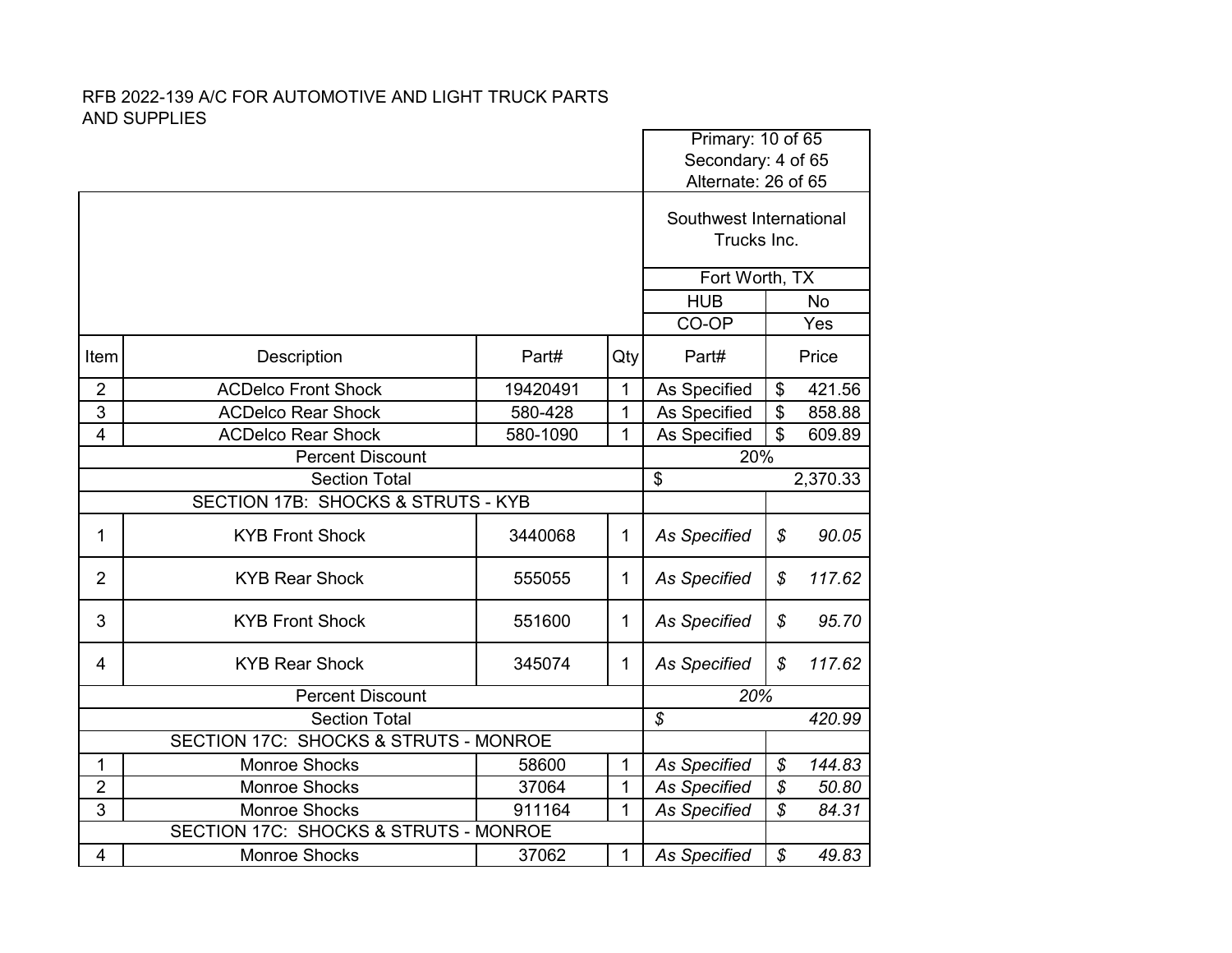RFB 2022-139 A/C FOR AUTOMOTIVE AND LIGHT TRUCK PARTS AND SUPPLIES

| | | | | Primary: 10 of 65<br>Secondary: 4 of 65<br>Alternate: 26 of 65 | |
|---|---|---|---|---|---|
| | | | | Southwest International Trucks Inc. | |
| | | | | Fort Worth, TX | |
| | | | | HUB | No |
| | | | | CO-OP | Yes |
| Item | Description | Part# | Qty | Part# | Price |
| 2 | ACDelco Front Shock | 19420491 | 1 | As Specified | $ 421.56 |
| 3 | ACDelco Rear Shock | 580-428 | 1 | As Specified | $ 858.88 |
| 4 | ACDelco Rear Shock | 580-1090 | 1 | As Specified | $ 609.89 |
| | Percent Discount | | | 20% | |
| | Section Total | | | $ | 2,370.33 |
| | SECTION 17B: SHOCKS & STRUTS - KYB | | | | |
| 1 | KYB Front Shock | 3440068 | 1 | *As Specified* | *$ 90.05* |
| 2 | KYB Rear Shock | 555055 | 1 | *As Specified* | *$ 117.62* |
| 3 | KYB Front Shock | 551600 | 1 | *As Specified* | *$ 95.70* |
| 4 | KYB Rear Shock | 345074 | 1 | *As Specified* | *$ 117.62* |
| | Percent Discount | | | *20%* | |
| | Section Total | | | *$* | *420.99* |
| | SECTION 17C: SHOCKS & STRUTS - MONROE | | | | |
| 1 | Monroe Shocks | 58600 | 1 | *As Specified* | *$ 144.83* |
| 2 | Monroe Shocks | 37064 | 1 | *As Specified* | *$ 50.80* |
| 3 | Monroe Shocks | 911164 | 1 | *As Specified* | *$ 84.31* |
| | SECTION 17C: SHOCKS & STRUTS - MONROE | | | | |
| 4 | Monroe Shocks | 37062 | 1 | *As Specified* | *$ 49.83* |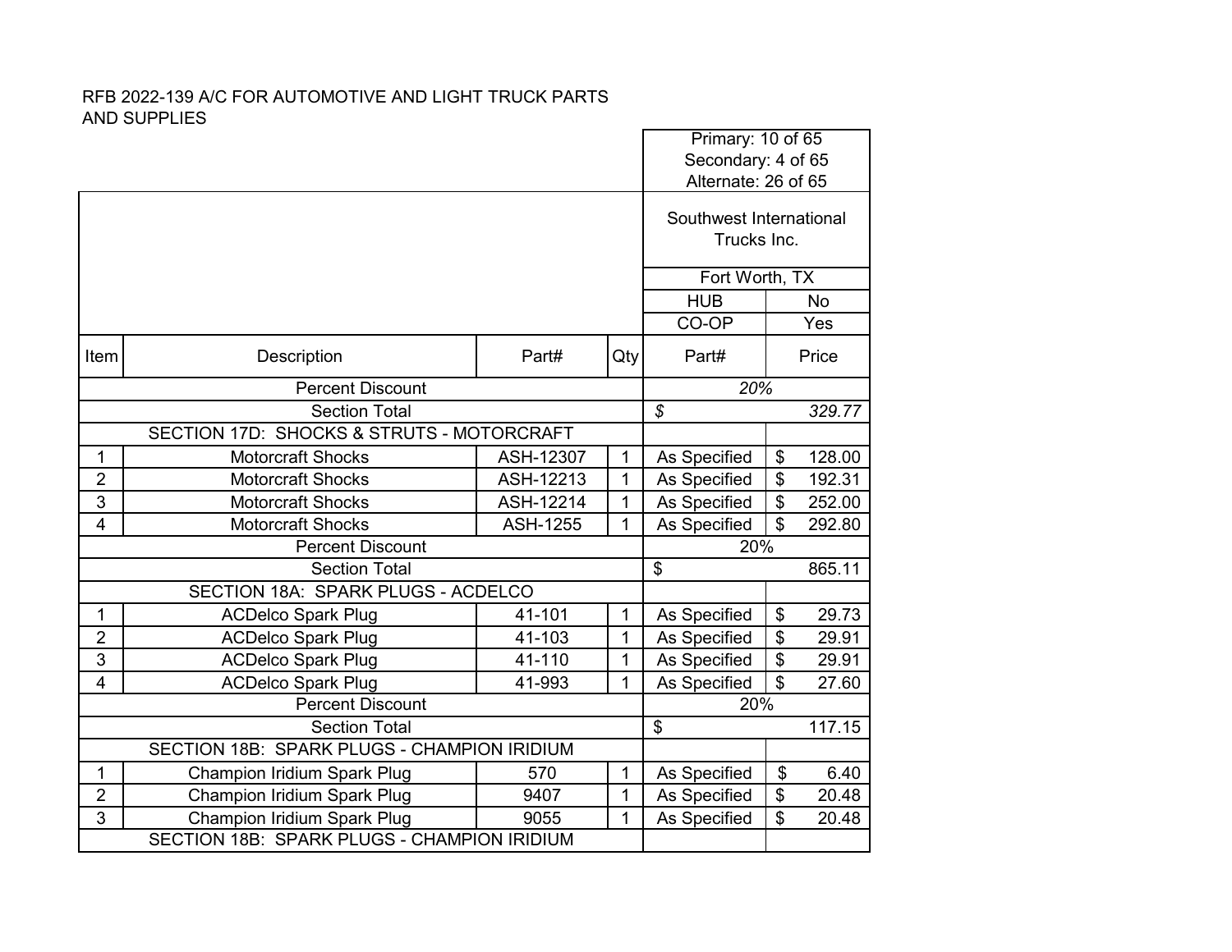RFB 2022-139 A/C FOR AUTOMOTIVE AND LIGHT TRUCK PARTS AND SUPPLIES

| Item | Description | Part# | Qty | Part# | Price |
|---|---|---|---|---|---|
| | | | | Primary: 10 of 65<br>Secondary: 4 of 65<br>Alternate: 26 of 65 | |
| | | | | Southwest International Trucks Inc. | |
| | | | | Fort Worth, TX | |
| | | | | HUB | No |
| | | | | CO-OP | Yes |
| | Percent Discount | | | *20%* | |
| | Section Total | | | *$* | *329.77* |
| | SECTION 17D: SHOCKS & STRUTS - MOTORCRAFT | | | | |
| 1 | Motorcraft Shocks | ASH-12307 | 1 | As Specified | $ 128.00 |
| 2 | Motorcraft Shocks | ASH-12213 | 1 | As Specified | $ 192.31 |
| 3 | Motorcraft Shocks | ASH-12214 | 1 | As Specified | $ 252.00 |
| 4 | Motorcraft Shocks | ASH-1255 | 1 | As Specified | $ 292.80 |
| | Percent Discount | | | 20% | |
| | Section Total | | | $ | 865.11 |
| | SECTION 18A: SPARK PLUGS - ACDELCO | | | | |
| 1 | ACDelco Spark Plug | 41-101 | 1 | As Specified | $ 29.73 |
| 2 | ACDelco Spark Plug | 41-103 | 1 | As Specified | $ 29.91 |
| 3 | ACDelco Spark Plug | 41-110 | 1 | As Specified | $ 29.91 |
| 4 | ACDelco Spark Plug | 41-993 | 1 | As Specified | $ 27.60 |
| | Percent Discount | | | 20% | |
| | Section Total | | | $ | 117.15 |
| | SECTION 18B: SPARK PLUGS - CHAMPION IRIDIUM | | | | |
| 1 | Champion Iridium Spark Plug | 570 | 1 | As Specified | $ 6.40 |
| 2 | Champion Iridium Spark Plug | 9407 | 1 | As Specified | $ 20.48 |
| 3 | Champion Iridium Spark Plug | 9055 | 1 | As Specified | $ 20.48 |
| | SECTION 18B: SPARK PLUGS - CHAMPION IRIDIUM | | | | |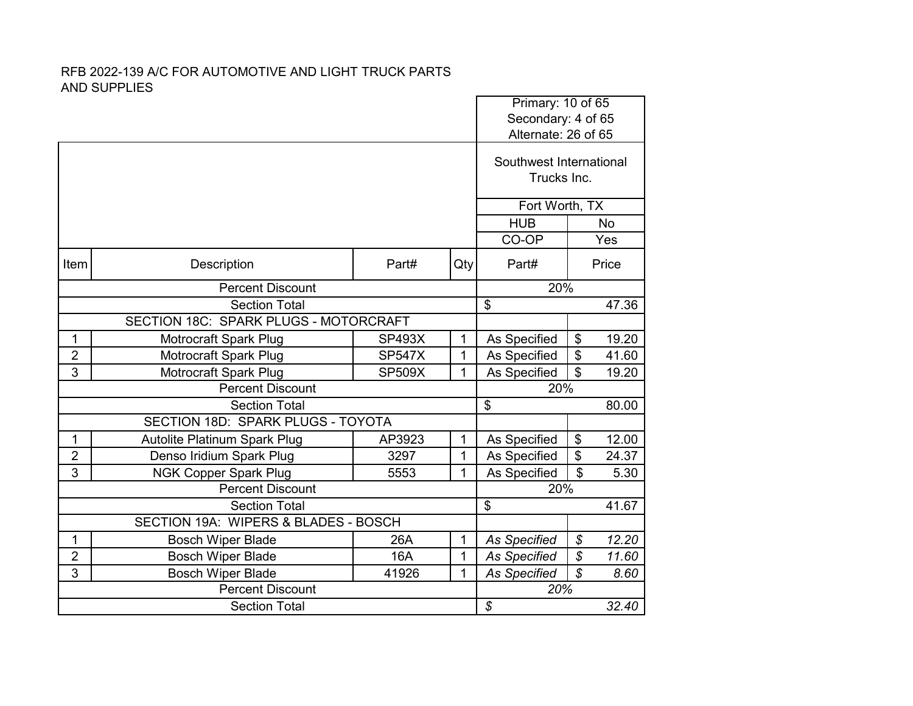RFB 2022-139 A/C FOR AUTOMOTIVE AND LIGHT TRUCK PARTS AND SUPPLIES

| | | | | Primary: 10 of 65<br>Secondary: 4 of 65<br>Alternate: 26 of 65 | |
|---|---|---|---|---|---|
| | | | | Southwest International Trucks Inc. | |
| | | | | Fort Worth, TX | |
| | | | | HUB | No |
| | | | | CO-OP | Yes |
| Item | Description | Part# | Qty | Part# | Price |
| | Percent Discount | | | 20% | |
| | Section Total | | | $ | 47.36 |
| | SECTION 18C: SPARK PLUGS - MOTORCRAFT | | | | |
| 1 | Motrocraft Spark Plug | SP493X | 1 | As Specified | $ 19.20 |
| 2 | Motrocraft Spark Plug | SP547X | 1 | As Specified | $ 41.60 |
| 3 | Motrocraft Spark Plug | SP509X | 1 | As Specified | $ 19.20 |
| | Percent Discount | | | 20% | |
| | Section Total | | | $ | 80.00 |
| | SECTION 18D: SPARK PLUGS - TOYOTA | | | | |
| 1 | Autolite Platinum Spark Plug | AP3923 | 1 | As Specified | $ 12.00 |
| 2 | Denso Iridium Spark Plug | 3297 | 1 | As Specified | $ 24.37 |
| 3 | NGK Copper Spark Plug | 5553 | 1 | As Specified | $ 5.30 |
| | Percent Discount | | | 20% | |
| | Section Total | | | $ | 41.67 |
| | SECTION 19A: WIPERS & BLADES - BOSCH | | | | |
| 1 | Bosch Wiper Blade | 26A | 1 | *As Specified* | *$ 12.20* |
| 2 | Bosch Wiper Blade | 16A | 1 | *As Specified* | *$ 11.60* |
| 3 | Bosch Wiper Blade | 41926 | 1 | *As Specified* | *$ 8.60* |
| | Percent Discount | | | *20%* | |
| | Section Total | | | *$* | *32.40* |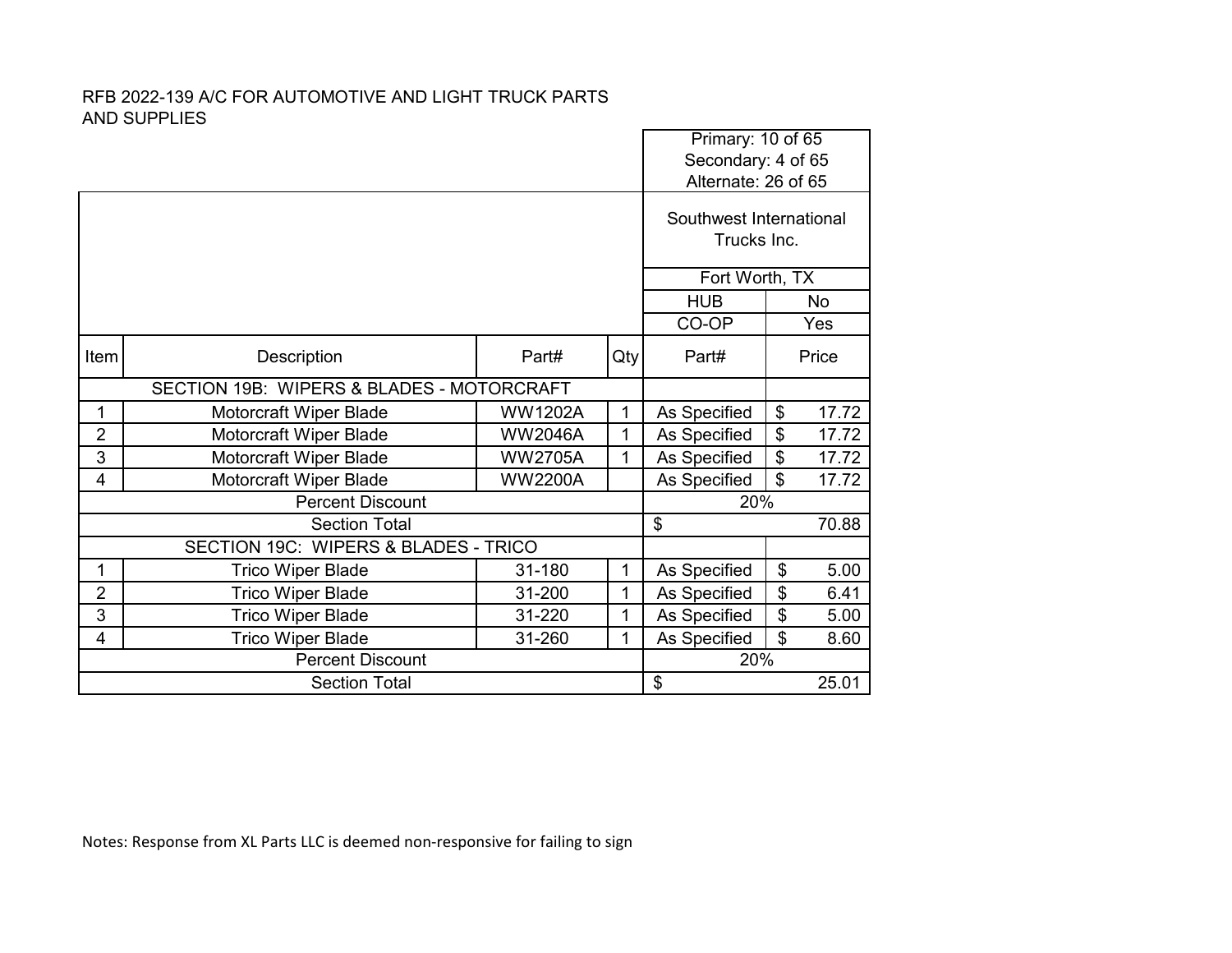RFB 2022-139 A/C FOR AUTOMOTIVE AND LIGHT TRUCK PARTS AND SUPPLIES

| | | | | Primary: 10 of 65<br>Secondary: 4 of 65<br>Alternate: 26 of 65 | |
|---|---|---|---|---|---|
| | | | | Southwest International Trucks Inc. | |
| | | | | Fort Worth, TX | |
| | | | | HUB | No |
| | | | | CO-OP | Yes |
| Item | Description | Part# | Qty | Part# | Price |
| | SECTION 19B: WIPERS & BLADES - MOTORCRAFT | | | | |
| 1 | Motorcraft Wiper Blade | WW1202A | 1 | As Specified | $ 17.72 |
| 2 | Motorcraft Wiper Blade | WW2046A | 1 | As Specified | $ 17.72 |
| 3 | Motorcraft Wiper Blade | WW2705A | 1 | As Specified | $ 17.72 |
| 4 | Motorcraft Wiper Blade | WW2200A | | As Specified | $ 17.72 |
| | Percent Discount | | | 20% | |
| | Section Total | | | $ 70.88 | |
| | SECTION 19C: WIPERS & BLADES - TRICO | | | | |
| 1 | Trico Wiper Blade | 31-180 | 1 | As Specified | $ 5.00 |
| 2 | Trico Wiper Blade | 31-200 | 1 | As Specified | $ 6.41 |
| 3 | Trico Wiper Blade | 31-220 | 1 | As Specified | $ 5.00 |
| 4 | Trico Wiper Blade | 31-260 | 1 | As Specified | $ 8.60 |
| | Percent Discount | | | 20% | |
| | Section Total | | | $ 25.01 | |

Notes: Response from XL Parts LLC is deemed non-responsive for failing to sign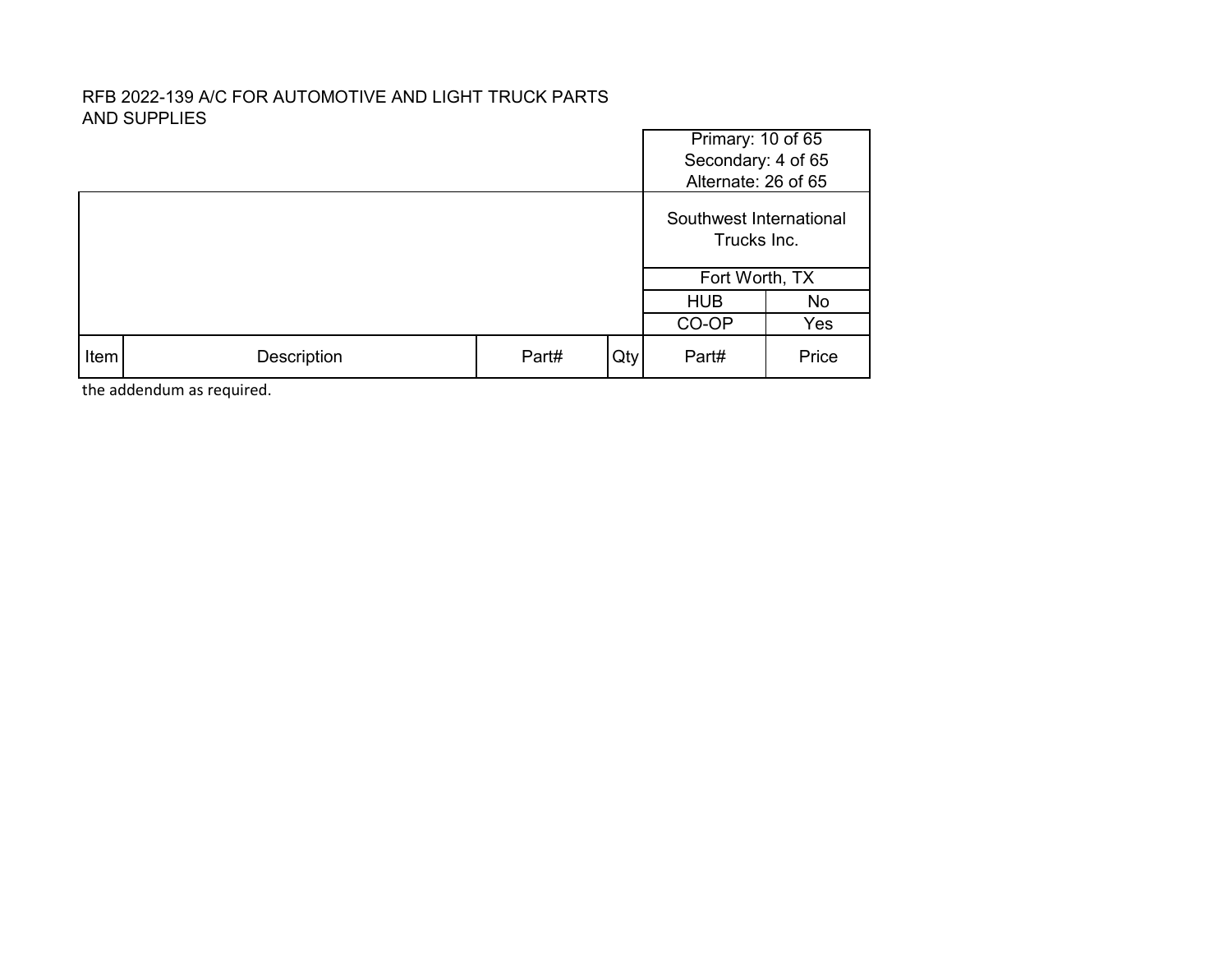RFB 2022-139 A/C FOR AUTOMOTIVE AND LIGHT TRUCK PARTS AND SUPPLIES

| | | | | | |
|---|---|---|---|---|---|
| | | | | Primary: 10 of 65<br>Secondary: 4 of 65<br>Alternate: 26 of 65 | |
| | | | | Southwest International Trucks Inc. | |
| | | | | Fort Worth, TX | |
| | | | | HUB | No |
| | | | | CO-OP | Yes |
| Item | Description | Part# | Qty | Part# | Price |

the addendum as required.